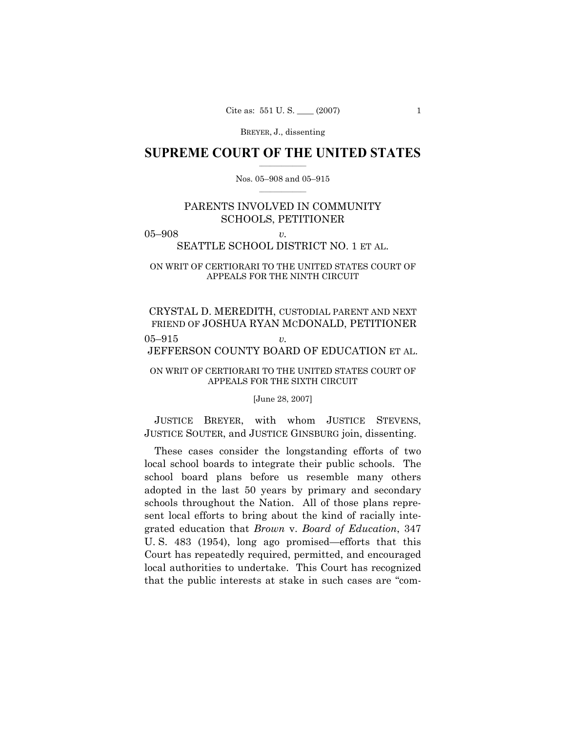# SUPREME COURT OF THE UNITED STATES

Nos. 05–908 and 05–915

PARENTS INVOLVED IN COMMUNITY SCHOOLS, PETITIONER

05–908 *v.*

SEATTLE SCHOOL DISTRICT NO. 1 ET AL.

ON WRIT OF CERTIORARI TO THE UNITED STATES COURT OF APPEALS FOR THE NINTH CIRCUIT

CRYSTAL D. MEREDITH, CUSTODIAL PARENT AND NEXT FRIEND OF JOSHUA RYAN MCDONALD, PETITIONER

05–915 *v.*

JEFFERSON COUNTY BOARD OF EDUCATION ET AL.

ON WRIT OF CERTIORARI TO THE UNITED STATES COURT OF APPEALS FOR THE SIXTH CIRCUIT

[June 28, 2007]

JUSTICE BREYER, with whom JUSTICE STEVENS, JUSTICE SOUTER, and JUSTICE GINSBURG join, dissenting.

These cases consider the longstanding efforts of two local school boards to integrate their public schools. The school board plans before us resemble many others adopted in the last 50 years by primary and secondary schools throughout the Nation. All of those plans represent local efforts to bring about the kind of racially integrated education that *Brown* v. *Board of Education*, 347 U. S. 483 (1954), long ago promised—efforts that this Court has repeatedly required, permitted, and encouraged local authorities to undertake. This Court has recognized that the public interests at stake in such cases are "com-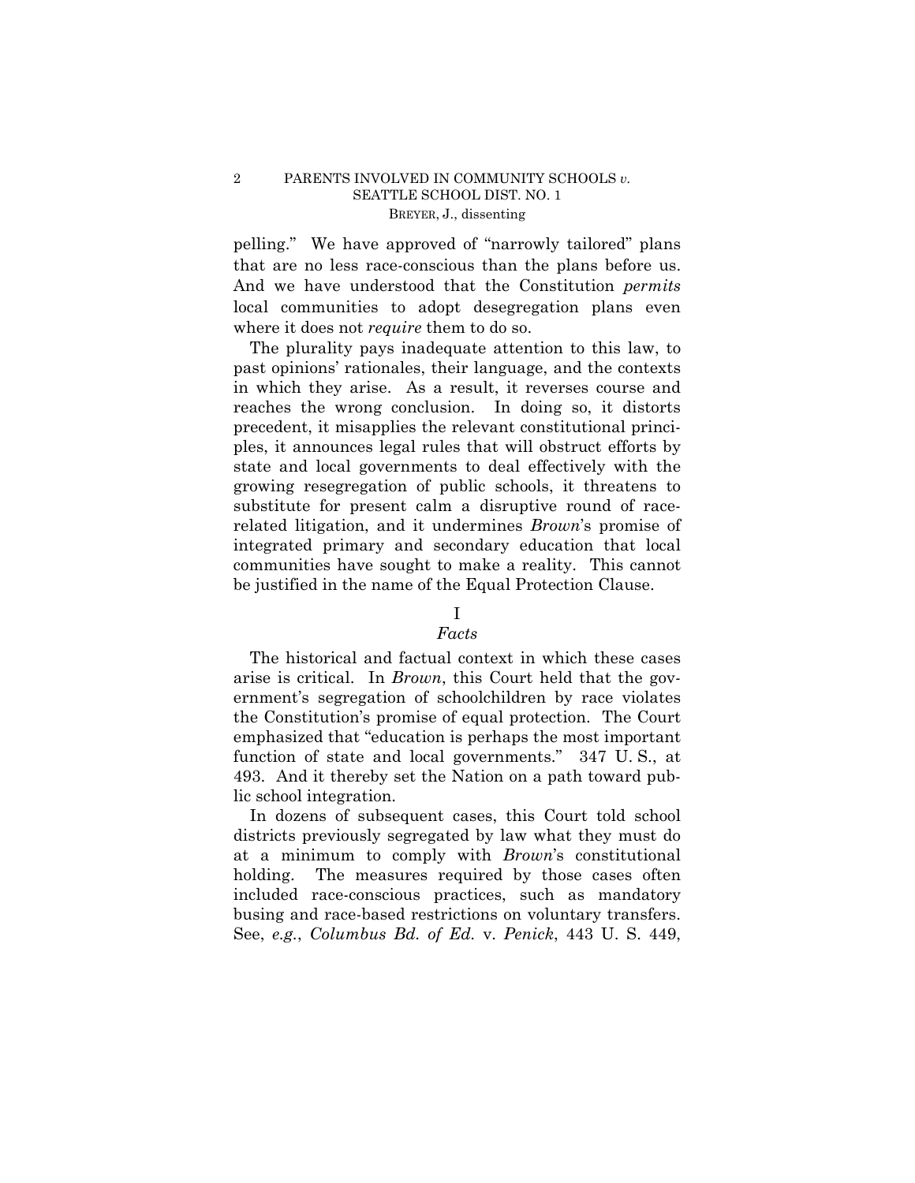pelling." We have approved of "narrowly tailored" plans that are no less race-conscious than the plans before us. And we have understood that the Constitution *permits* local communities to adopt desegregation plans even where it does not *require* them to do so.

The plurality pays inadequate attention to this law, to past opinions' rationales, their language, and the contexts in which they arise. As a result, it reverses course and reaches the wrong conclusion. In doing so, it distorts precedent, it misapplies the relevant constitutional principles, it announces legal rules that will obstruct efforts by state and local governments to deal effectively with the growing resegregation of public schools, it threatens to substitute for present calm a disruptive round of race-related litigation, and it undermines *Brown*'s promise of integrated primary and secondary education that local communities have sought to make a reality. This cannot be justified in the name of the Equal Protection Clause.

## I

### *Facts*

The historical and factual context in which these cases arise is critical. In *Brown*, this Court held that the government's segregation of schoolchildren by race violates the Constitution's promise of equal protection. The Court emphasized that "education is perhaps the most important function of state and local governments." 347 U. S., at 493. And it thereby set the Nation on a path toward public school integration.

In dozens of subsequent cases, this Court told school districts previously segregated by law what they must do at a minimum to comply with *Brown*'s constitutional holding. The measures required by those cases often included race-conscious practices, such as mandatory busing and race-based restrictions on voluntary transfers. See, *e.g.*, *Columbus Bd. of Ed.* v. *Penick*, 443 U. S. 449,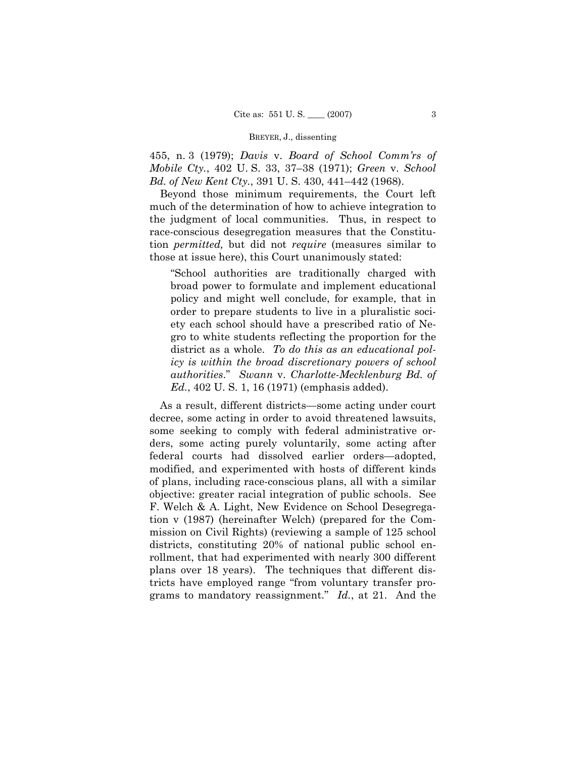455, n. 3 (1979); *Davis* v. *Board of School Comm'rs of Mobile Cty.*, 402 U. S. 33, 37–38 (1971); *Green* v. *School Bd. of New Kent Cty.*, 391 U. S. 430, 441–442 (1968).

Beyond those minimum requirements, the Court left much of the determination of how to achieve integration to the judgment of local communities. Thus, in respect to race-conscious desegregation measures that the Constitution *permitted,* but did not *require* (measures similar to those at issue here), this Court unanimously stated:

> "School authorities are traditionally charged with broad power to formulate and implement educational policy and might well conclude, for example, that in order to prepare students to live in a pluralistic society each school should have a prescribed ratio of Negro to white students reflecting the proportion for the district as a whole. *To do this as an educational policy is within the broad discretionary powers of school authorities*." *Swann* v. *Charlotte-Mecklenburg Bd. of Ed.*, 402 U. S. 1, 16 (1971) (emphasis added).

As a result, different districts—some acting under court decree, some acting in order to avoid threatened lawsuits, some seeking to comply with federal administrative orders, some acting purely voluntarily, some acting after federal courts had dissolved earlier orders—adopted, modified, and experimented with hosts of different kinds of plans, including race-conscious plans, all with a similar objective: greater racial integration of public schools. See F. Welch & A. Light, New Evidence on School Desegregation v (1987) (hereinafter Welch) (prepared for the Commission on Civil Rights) (reviewing a sample of 125 school districts, constituting 20% of national public school enrollment, that had experimented with nearly 300 different plans over 18 years). The techniques that different districts have employed range "from voluntary transfer programs to mandatory reassignment." *Id.*, at 21. And the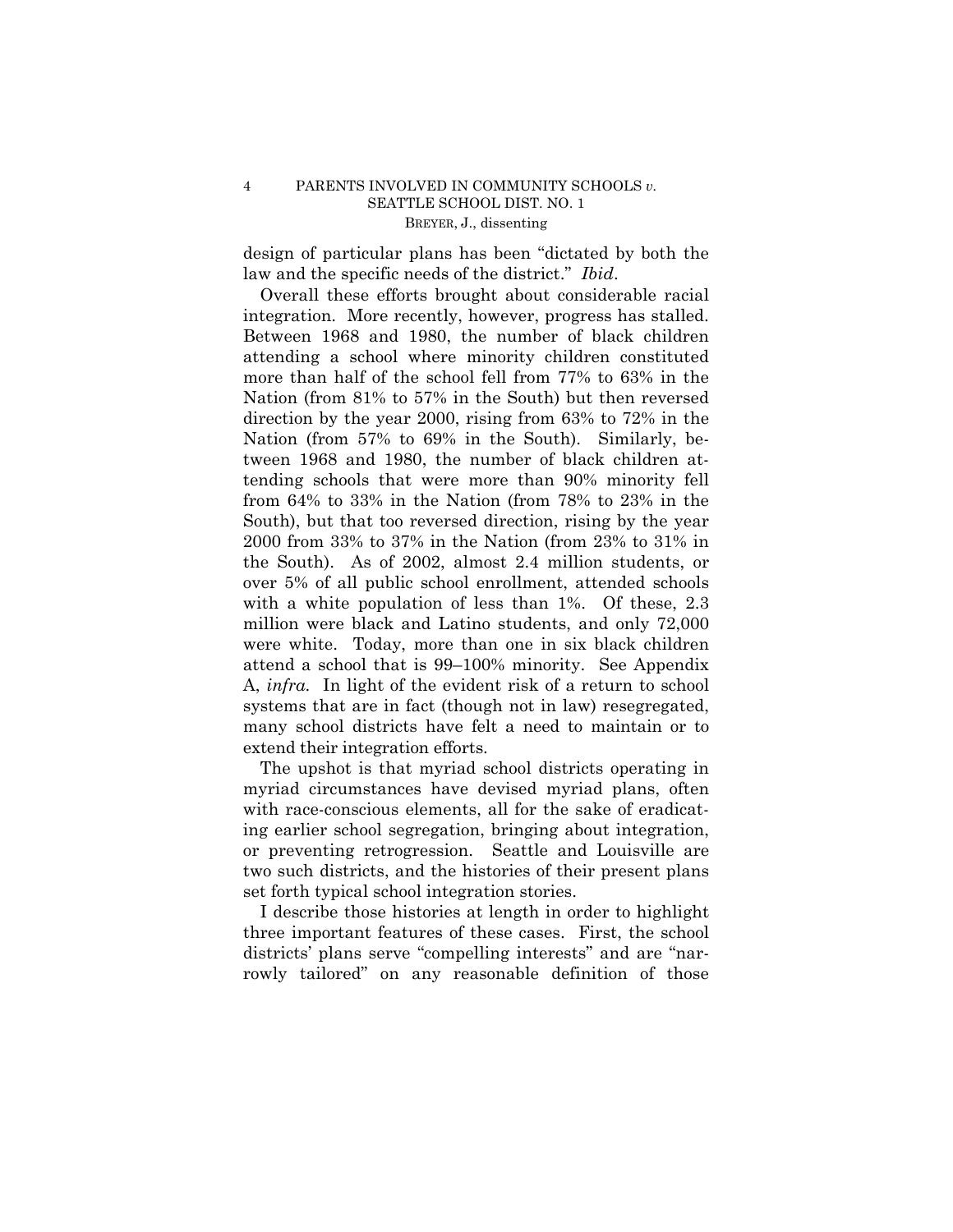design of particular plans has been "dictated by both the law and the specific needs of the district." *Ibid*.

Overall these efforts brought about considerable racial integration. More recently, however, progress has stalled. Between 1968 and 1980, the number of black children attending a school where minority children constituted more than half of the school fell from 77% to 63% in the Nation (from 81% to 57% in the South) but then reversed direction by the year 2000, rising from 63% to 72% in the Nation (from 57% to 69% in the South). Similarly, between 1968 and 1980, the number of black children attending schools that were more than 90% minority fell from 64% to 33% in the Nation (from 78% to 23% in the South), but that too reversed direction, rising by the year 2000 from 33% to 37% in the Nation (from 23% to 31% in the South). As of 2002, almost 2.4 million students, or over 5% of all public school enrollment, attended schools with a white population of less than 1%. Of these, 2.3 million were black and Latino students, and only 72,000 were white. Today, more than one in six black children attend a school that is 99–100% minority. See Appendix A, *infra*. In light of the evident risk of a return to school systems that are in fact (though not in law) resegregated, many school districts have felt a need to maintain or to extend their integration efforts.

The upshot is that myriad school districts operating in myriad circumstances have devised myriad plans, often with race-conscious elements, all for the sake of eradicating earlier school segregation, bringing about integration, or preventing retrogression. Seattle and Louisville are two such districts, and the histories of their present plans set forth typical school integration stories.

I describe those histories at length in order to highlight three important features of these cases. First, the school districts' plans serve "compelling interests" and are "narrowly tailored" on any reasonable definition of those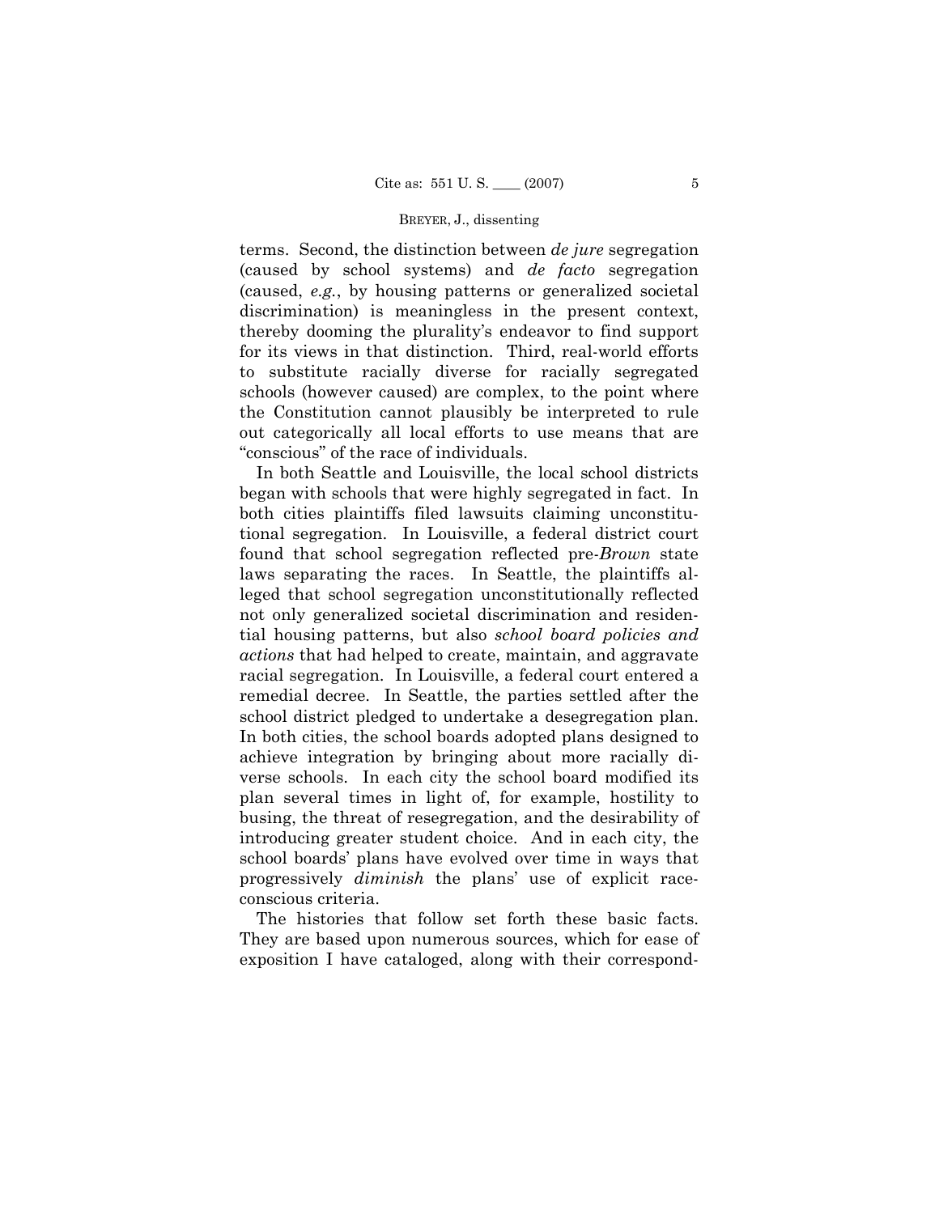terms. Second, the distinction between *de jure* segregation (caused by school systems) and *de facto* segregation (caused, *e.g.*, by housing patterns or generalized societal discrimination) is meaningless in the present context, thereby dooming the plurality's endeavor to find support for its views in that distinction. Third, real-world efforts to substitute racially diverse for racially segregated schools (however caused) are complex, to the point where the Constitution cannot plausibly be interpreted to rule out categorically all local efforts to use means that are "conscious" of the race of individuals.

In both Seattle and Louisville, the local school districts began with schools that were highly segregated in fact. In both cities plaintiffs filed lawsuits claiming unconstitutional segregation. In Louisville, a federal district court found that school segregation reflected pre-*Brown* state laws separating the races. In Seattle, the plaintiffs alleged that school segregation unconstitutionally reflected not only generalized societal discrimination and residential housing patterns, but also *school board policies and actions* that had helped to create, maintain, and aggravate racial segregation. In Louisville, a federal court entered a remedial decree. In Seattle, the parties settled after the school district pledged to undertake a desegregation plan. In both cities, the school boards adopted plans designed to achieve integration by bringing about more racially diverse schools. In each city the school board modified its plan several times in light of, for example, hostility to busing, the threat of resegregation, and the desirability of introducing greater student choice. And in each city, the school boards' plans have evolved over time in ways that progressively *diminish* the plans' use of explicit race-conscious criteria.

The histories that follow set forth these basic facts. They are based upon numerous sources, which for ease of exposition I have cataloged, along with their correspond-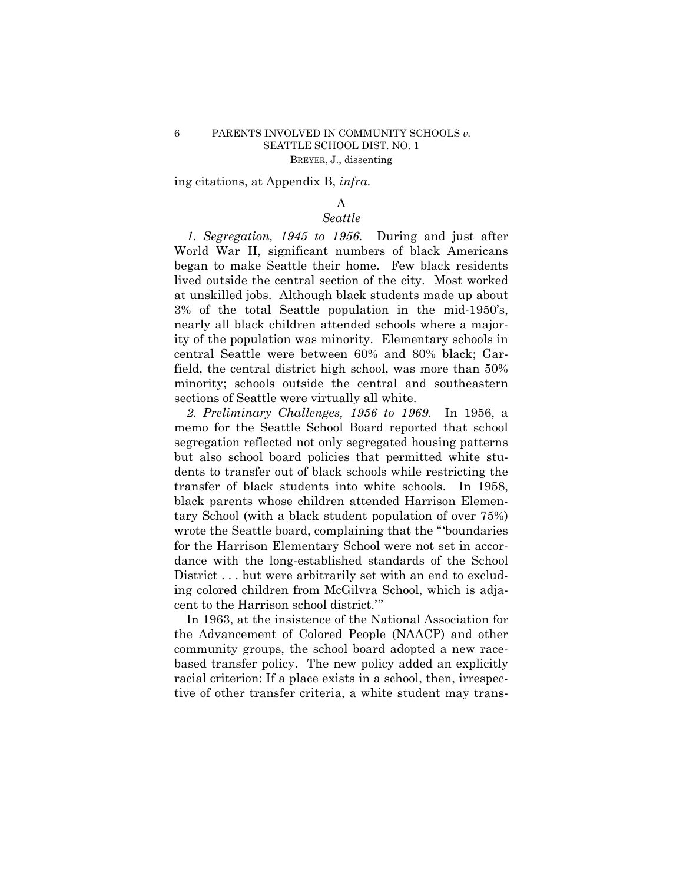ing citations, at Appendix B, *infra.*

### A

### *Seattle*

*1. Segregation, 1945 to 1956.* During and just after World War II, significant numbers of black Americans began to make Seattle their home. Few black residents lived outside the central section of the city. Most worked at unskilled jobs. Although black students made up about 3% of the total Seattle population in the mid-1950's, nearly all black children attended schools where a majority of the population was minority. Elementary schools in central Seattle were between 60% and 80% black; Garfield, the central district high school, was more than 50% minority; schools outside the central and southeastern sections of Seattle were virtually all white.

*2. Preliminary Challenges, 1956 to 1969.* In 1956, a memo for the Seattle School Board reported that school segregation reflected not only segregated housing patterns but also school board policies that permitted white students to transfer out of black schools while restricting the transfer of black students into white schools. In 1958, black parents whose children attended Harrison Elementary School (with a black student population of over 75%) wrote the Seattle board, complaining that the "'boundaries for the Harrison Elementary School were not set in accordance with the long-established standards of the School District . . . but were arbitrarily set with an end to excluding colored children from McGilvra School, which is adjacent to the Harrison school district.'"

In 1963, at the insistence of the National Association for the Advancement of Colored People (NAACP) and other community groups, the school board adopted a new race-based transfer policy. The new policy added an explicitly racial criterion: If a place exists in a school, then, irrespective of other transfer criteria, a white student may trans-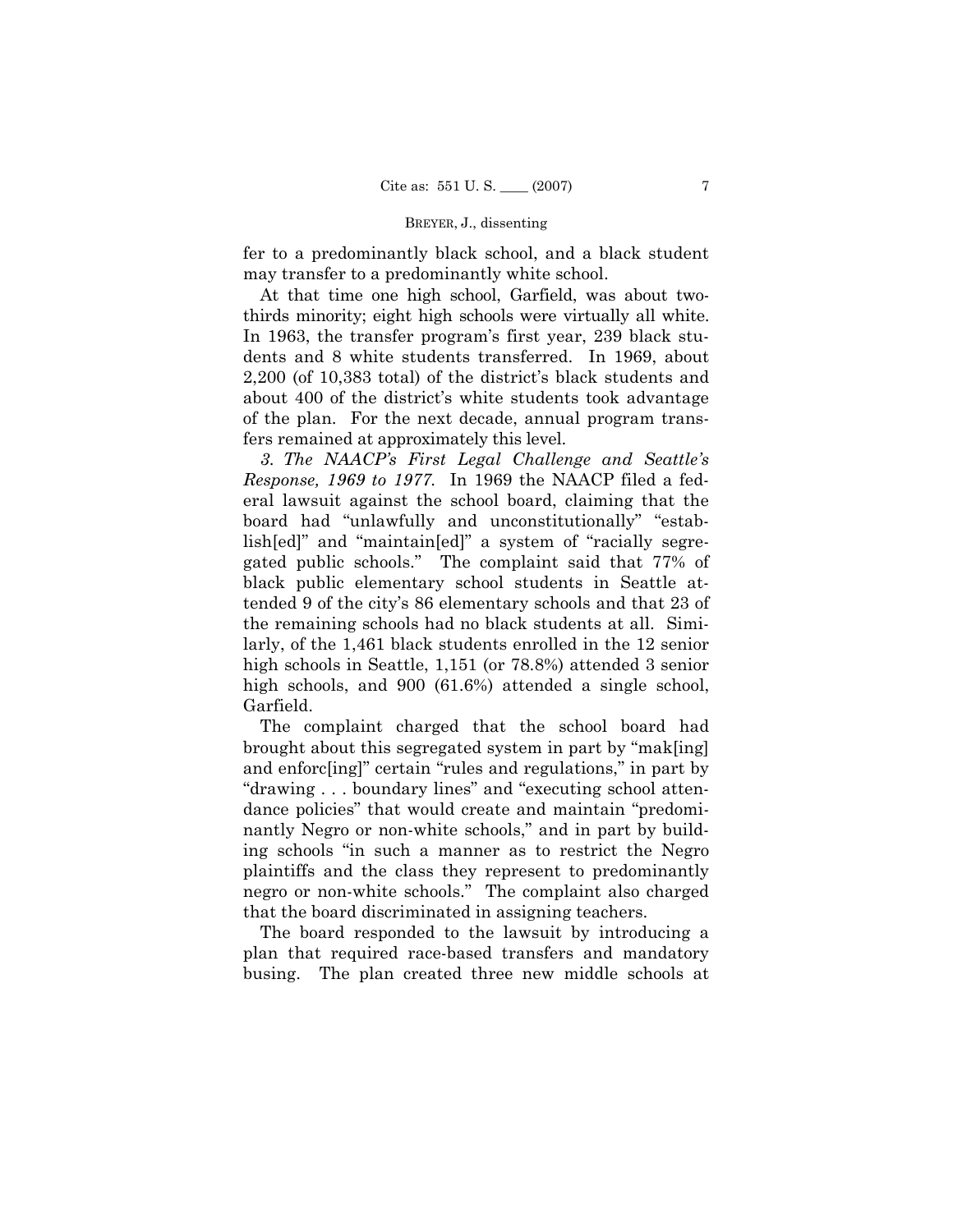fer to a predominantly black school, and a black student may transfer to a predominantly white school.

At that time one high school, Garfield, was about two-thirds minority; eight high schools were virtually all white. In 1963, the transfer program's first year, 239 black students and 8 white students transferred. In 1969, about 2,200 (of 10,383 total) of the district's black students and about 400 of the district's white students took advantage of the plan. For the next decade, annual program transfers remained at approximately this level.

*3. The NAACP's First Legal Challenge and Seattle's Response, 1969 to 1977.* In 1969 the NAACP filed a federal lawsuit against the school board, claiming that the board had "unlawfully and unconstitutionally" "establish[ed]" and "maintain[ed]" a system of "racially segregated public schools." The complaint said that 77% of black public elementary school students in Seattle attended 9 of the city's 86 elementary schools and that 23 of the remaining schools had no black students at all. Similarly, of the 1,461 black students enrolled in the 12 senior high schools in Seattle, 1,151 (or 78.8%) attended 3 senior high schools, and 900 (61.6%) attended a single school, Garfield.

The complaint charged that the school board had brought about this segregated system in part by "mak[ing] and enforc[ing]" certain "rules and regulations," in part by "drawing . . . boundary lines" and "executing school attendance policies" that would create and maintain "predominantly Negro or non-white schools," and in part by building schools "in such a manner as to restrict the Negro plaintiffs and the class they represent to predominantly negro or non-white schools." The complaint also charged that the board discriminated in assigning teachers.

The board responded to the lawsuit by introducing a plan that required race-based transfers and mandatory busing. The plan created three new middle schools at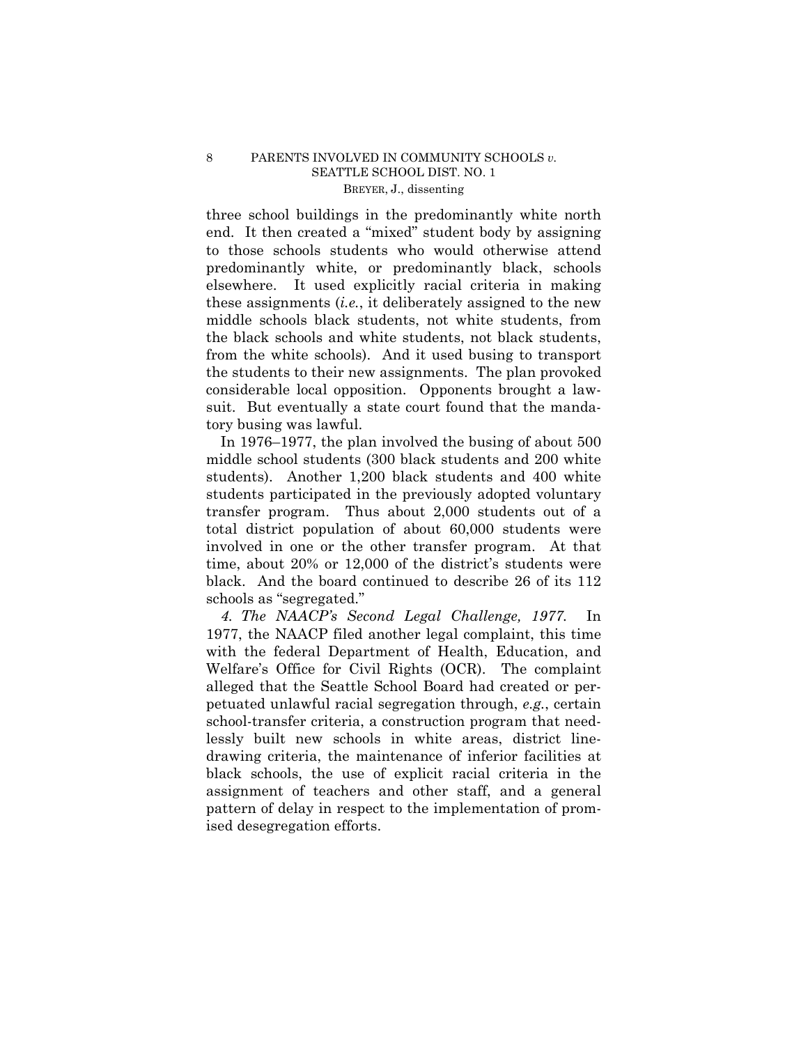three school buildings in the predominantly white north end. It then created a "mixed" student body by assigning to those schools students who would otherwise attend predominantly white, or predominantly black, schools elsewhere. It used explicitly racial criteria in making these assignments (*i.e.*, it deliberately assigned to the new middle schools black students, not white students, from the black schools and white students, not black students, from the white schools). And it used busing to transport the students to their new assignments. The plan provoked considerable local opposition. Opponents brought a lawsuit. But eventually a state court found that the mandatory busing was lawful.

In 1976–1977, the plan involved the busing of about 500 middle school students (300 black students and 200 white students). Another 1,200 black students and 400 white students participated in the previously adopted voluntary transfer program. Thus about 2,000 students out of a total district population of about 60,000 students were involved in one or the other transfer program. At that time, about 20% or 12,000 of the district's students were black. And the board continued to describe 26 of its 112 schools as "segregated."

*4. The NAACP's Second Legal Challenge, 1977.* In 1977, the NAACP filed another legal complaint, this time with the federal Department of Health, Education, and Welfare's Office for Civil Rights (OCR). The complaint alleged that the Seattle School Board had created or perpetuated unlawful racial segregation through, *e.g.*, certain school-transfer criteria, a construction program that needlessly built new schools in white areas, district line-drawing criteria, the maintenance of inferior facilities at black schools, the use of explicit racial criteria in the assignment of teachers and other staff, and a general pattern of delay in respect to the implementation of promised desegregation efforts.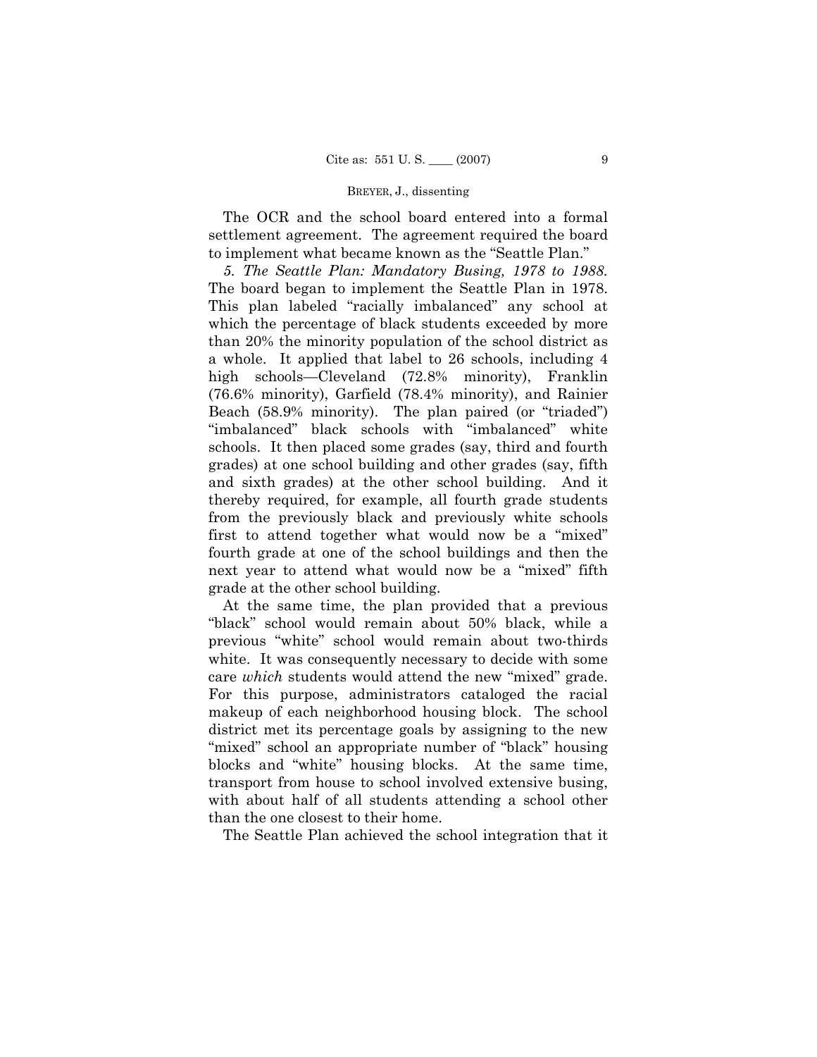The OCR and the school board entered into a formal settlement agreement. The agreement required the board to implement what became known as the "Seattle Plan."

*5. The Seattle Plan: Mandatory Busing, 1978 to 1988.* The board began to implement the Seattle Plan in 1978. This plan labeled "racially imbalanced" any school at which the percentage of black students exceeded by more than 20% the minority population of the school district as a whole. It applied that label to 26 schools, including 4 high schools—Cleveland (72.8% minority), Franklin (76.6% minority), Garfield (78.4% minority), and Rainier Beach (58.9% minority). The plan paired (or "triaded") "imbalanced" black schools with "imbalanced" white schools. It then placed some grades (say, third and fourth grades) at one school building and other grades (say, fifth and sixth grades) at the other school building. And it thereby required, for example, all fourth grade students from the previously black and previously white schools first to attend together what would now be a "mixed" fourth grade at one of the school buildings and then the next year to attend what would now be a "mixed" fifth grade at the other school building.

At the same time, the plan provided that a previous "black" school would remain about 50% black, while a previous "white" school would remain about two-thirds white. It was consequently necessary to decide with some care *which* students would attend the new "mixed" grade. For this purpose, administrators cataloged the racial makeup of each neighborhood housing block. The school district met its percentage goals by assigning to the new "mixed" school an appropriate number of "black" housing blocks and "white" housing blocks. At the same time, transport from house to school involved extensive busing, with about half of all students attending a school other than the one closest to their home.

The Seattle Plan achieved the school integration that it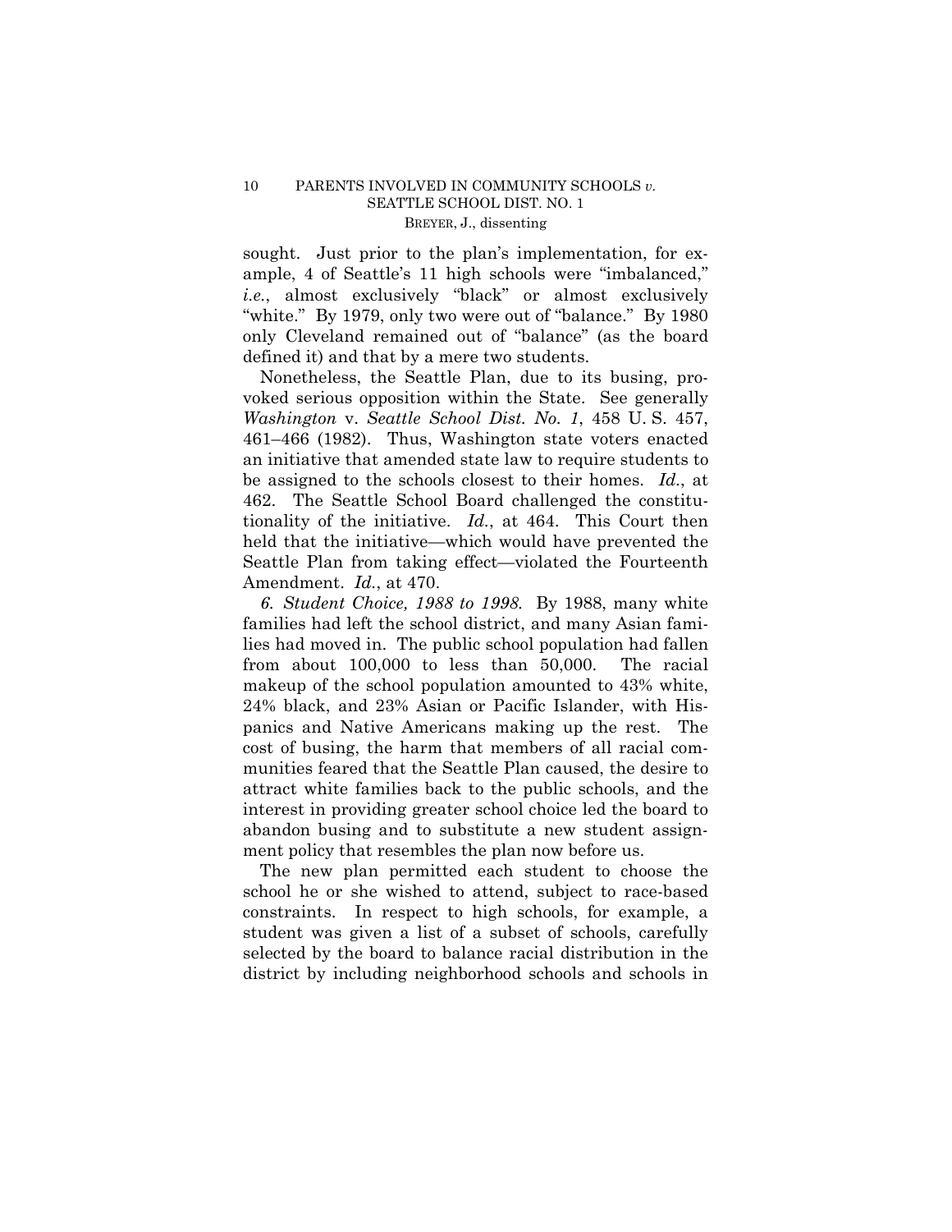sought. Just prior to the plan's implementation, for example, 4 of Seattle's 11 high schools were "imbalanced," *i.e.*, almost exclusively "black" or almost exclusively "white." By 1979, only two were out of "balance." By 1980 only Cleveland remained out of "balance" (as the board defined it) and that by a mere two students.

Nonetheless, the Seattle Plan, due to its busing, provoked serious opposition within the State. See generally *Washington* v. *Seattle School Dist. No. 1*, 458 U. S. 457, 461–466 (1982). Thus, Washington state voters enacted an initiative that amended state law to require students to be assigned to the schools closest to their homes. *Id.*, at 462. The Seattle School Board challenged the constitutionality of the initiative. *Id.*, at 464. This Court then held that the initiative—which would have prevented the Seattle Plan from taking effect—violated the Fourteenth Amendment. *Id.*, at 470.

*6. Student Choice, 1988 to 1998.* By 1988, many white families had left the school district, and many Asian families had moved in. The public school population had fallen from about 100,000 to less than 50,000. The racial makeup of the school population amounted to 43% white, 24% black, and 23% Asian or Pacific Islander, with Hispanics and Native Americans making up the rest. The cost of busing, the harm that members of all racial communities feared that the Seattle Plan caused, the desire to attract white families back to the public schools, and the interest in providing greater school choice led the board to abandon busing and to substitute a new student assignment policy that resembles the plan now before us.

The new plan permitted each student to choose the school he or she wished to attend, subject to race-based constraints. In respect to high schools, for example, a student was given a list of a subset of schools, carefully selected by the board to balance racial distribution in the district by including neighborhood schools and schools in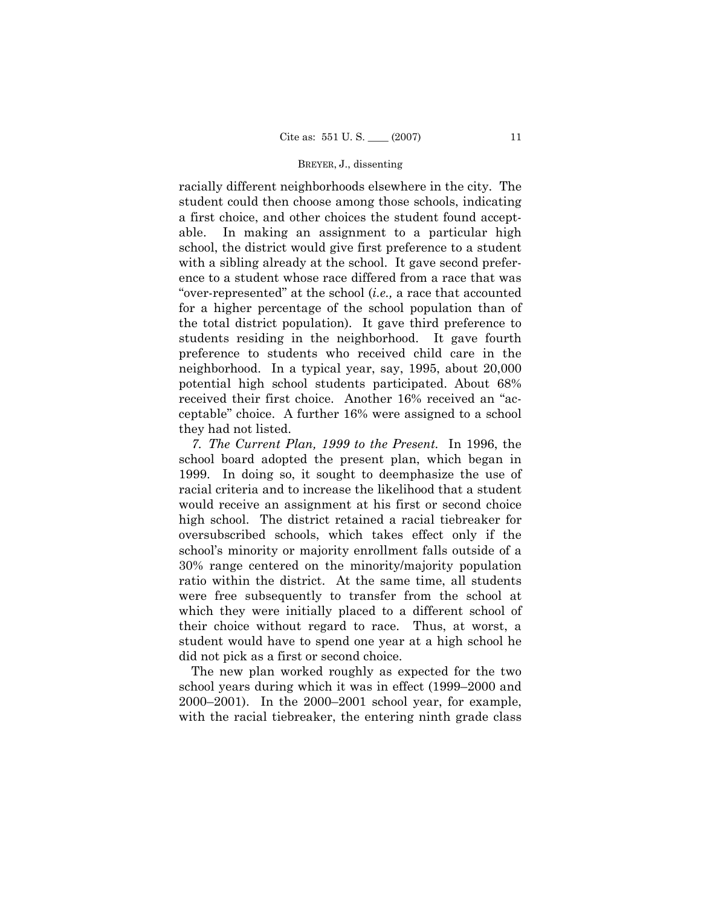racially different neighborhoods elsewhere in the city. The student could then choose among those schools, indicating a first choice, and other choices the student found acceptable. In making an assignment to a particular high school, the district would give first preference to a student with a sibling already at the school. It gave second preference to a student whose race differed from a race that was "over-represented" at the school (*i.e.,* a race that accounted for a higher percentage of the school population than of the total district population). It gave third preference to students residing in the neighborhood. It gave fourth preference to students who received child care in the neighborhood. In a typical year, say, 1995, about 20,000 potential high school students participated. About 68% received their first choice. Another 16% received an "acceptable" choice. A further 16% were assigned to a school they had not listed.

*7. The Current Plan, 1999 to the Present.* In 1996, the school board adopted the present plan, which began in 1999. In doing so, it sought to deemphasize the use of racial criteria and to increase the likelihood that a student would receive an assignment at his first or second choice high school. The district retained a racial tiebreaker for oversubscribed schools, which takes effect only if the school's minority or majority enrollment falls outside of a 30% range centered on the minority/majority population ratio within the district. At the same time, all students were free subsequently to transfer from the school at which they were initially placed to a different school of their choice without regard to race. Thus, at worst, a student would have to spend one year at a high school he did not pick as a first or second choice.

The new plan worked roughly as expected for the two school years during which it was in effect (1999–2000 and 2000–2001). In the 2000–2001 school year, for example, with the racial tiebreaker, the entering ninth grade class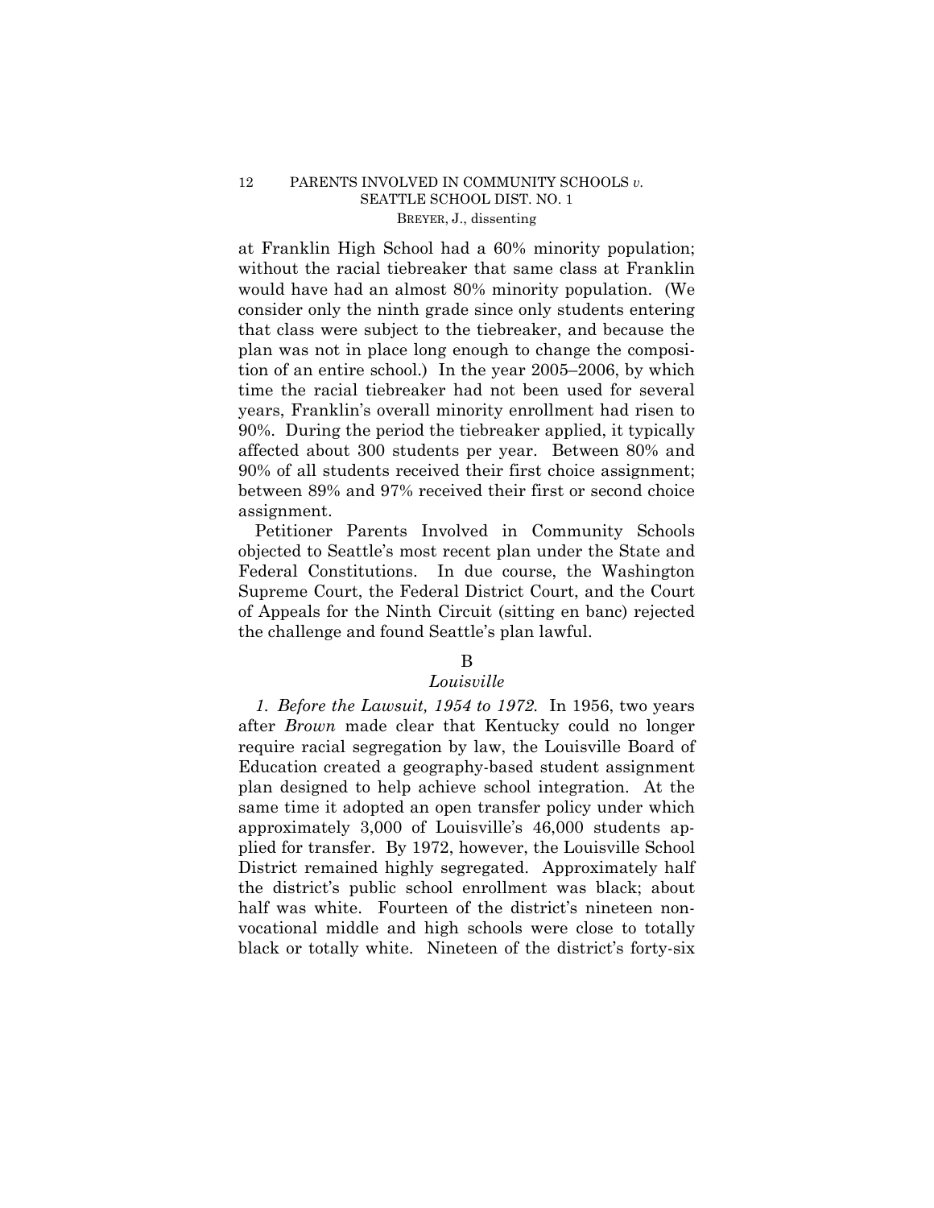at Franklin High School had a 60% minority population; without the racial tiebreaker that same class at Franklin would have had an almost 80% minority population. (We consider only the ninth grade since only students entering that class were subject to the tiebreaker, and because the plan was not in place long enough to change the composition of an entire school.) In the year 2005–2006, by which time the racial tiebreaker had not been used for several years, Franklin's overall minority enrollment had risen to 90%. During the period the tiebreaker applied, it typically affected about 300 students per year. Between 80% and 90% of all students received their first choice assignment; between 89% and 97% received their first or second choice assignment.

Petitioner Parents Involved in Community Schools objected to Seattle's most recent plan under the State and Federal Constitutions. In due course, the Washington Supreme Court, the Federal District Court, and the Court of Appeals for the Ninth Circuit (sitting en banc) rejected the challenge and found Seattle's plan lawful.

## B

### *Louisville*

*1. Before the Lawsuit, 1954 to 1972.* In 1956, two years after *Brown* made clear that Kentucky could no longer require racial segregation by law, the Louisville Board of Education created a geography-based student assignment plan designed to help achieve school integration. At the same time it adopted an open transfer policy under which approximately 3,000 of Louisville's 46,000 students applied for transfer. By 1972, however, the Louisville School District remained highly segregated. Approximately half the district's public school enrollment was black; about half was white. Fourteen of the district's nineteen non-vocational middle and high schools were close to totally black or totally white. Nineteen of the district's forty-six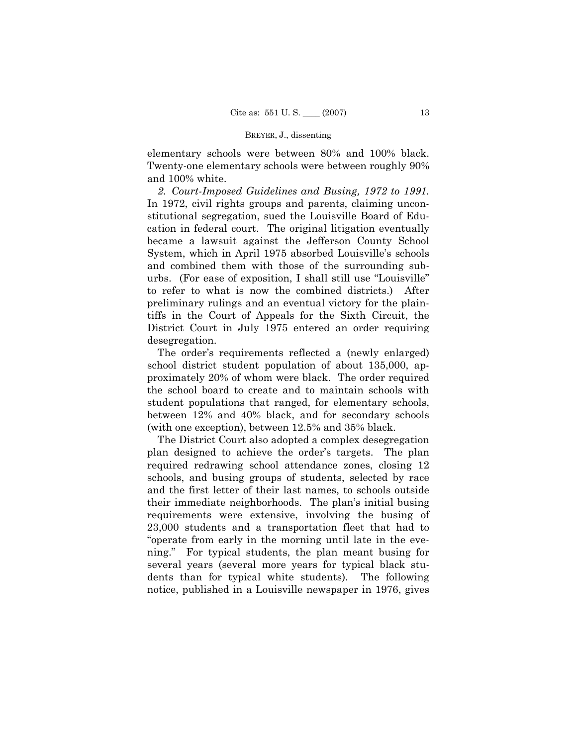elementary schools were between 80% and 100% black. Twenty-one elementary schools were between roughly 90% and 100% white.

*2. Court-Imposed Guidelines and Busing, 1972 to 1991.* In 1972, civil rights groups and parents, claiming unconstitutional segregation, sued the Louisville Board of Education in federal court. The original litigation eventually became a lawsuit against the Jefferson County School System, which in April 1975 absorbed Louisville's schools and combined them with those of the surrounding suburbs. (For ease of exposition, I shall still use "Louisville" to refer to what is now the combined districts.) After preliminary rulings and an eventual victory for the plaintiffs in the Court of Appeals for the Sixth Circuit, the District Court in July 1975 entered an order requiring desegregation.

The order's requirements reflected a (newly enlarged) school district student population of about 135,000, approximately 20% of whom were black. The order required the school board to create and to maintain schools with student populations that ranged, for elementary schools, between 12% and 40% black, and for secondary schools (with one exception), between 12.5% and 35% black.

The District Court also adopted a complex desegregation plan designed to achieve the order's targets. The plan required redrawing school attendance zones, closing 12 schools, and busing groups of students, selected by race and the first letter of their last names, to schools outside their immediate neighborhoods. The plan's initial busing requirements were extensive, involving the busing of 23,000 students and a transportation fleet that had to "operate from early in the morning until late in the evening." For typical students, the plan meant busing for several years (several more years for typical black students than for typical white students). The following notice, published in a Louisville newspaper in 1976, gives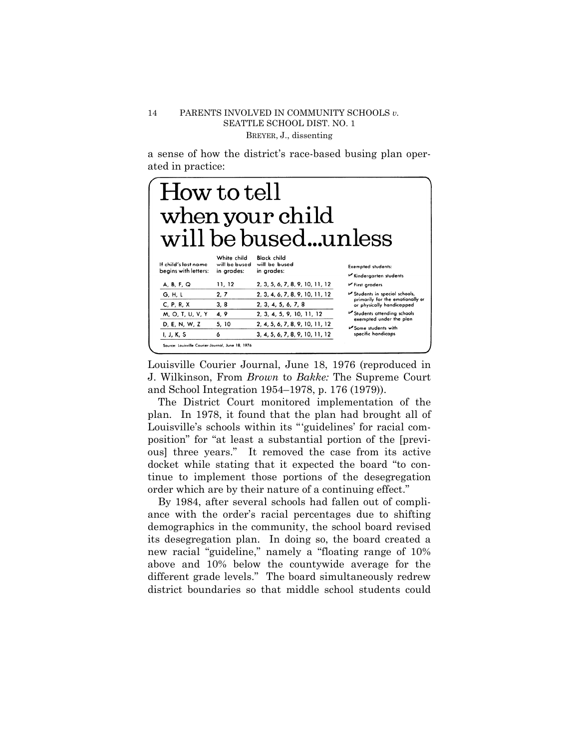a sense of how the district's race-based busing plan operated in practice:

# How to tell when your child will be bused...unless

| If child's last name begins with letters: | White child will be bused in grades: | Black child will be bused in grades: |
|---|---|---|
| A, B, F, Q | 11, 12 | 2, 3, 5, 6, 7, 8, 9, 10, 11, 12 |
| G, H, L | 2, 7 | 2, 3, 4, 6, 7, 8, 9, 10, 11, 12 |
| C, P, R, X | 3, 8 | 2, 3, 4, 5, 6, 7, 8 |
| M, O, T, U, V, Y | 4, 9 | 2, 3, 4, 5, 9, 10, 11, 12 |
| D, E, N, W, Z | 5, 10 | 2, 4, 5, 6, 7, 8, 9, 10, 11, 12 |
| I, J, K, S | 6 | 3, 4, 5, 6, 7, 8, 9, 10, 11, 12 |

Exempted students:

- ✓ Kindergarten students
- ✓ First graders
- ✓ Students in special schools, primarily for the emotionally or or physically handicapped
- ✓ Students attending schools exempted under the plan
- ✓ Some students with specific handicaps

Source: Louisville Courier-Journal, June 18, 1976

Louisville Courier Journal, June 18, 1976 (reproduced in J. Wilkinson, From *Brown* to *Bakke:* The Supreme Court and School Integration 1954–1978, p. 176 (1979)).

The District Court monitored implementation of the plan. In 1978, it found that the plan had brought all of Louisville's schools within its "'guidelines' for racial composition" for "at least a substantial portion of the [previous] three years." It removed the case from its active docket while stating that it expected the board "to continue to implement those portions of the desegregation order which are by their nature of a continuing effect."

By 1984, after several schools had fallen out of compliance with the order's racial percentages due to shifting demographics in the community, the school board revised its desegregation plan. In doing so, the board created a new racial "guideline," namely a "floating range of 10% above and 10% below the countywide average for the different grade levels." The board simultaneously redrew district boundaries so that middle school students could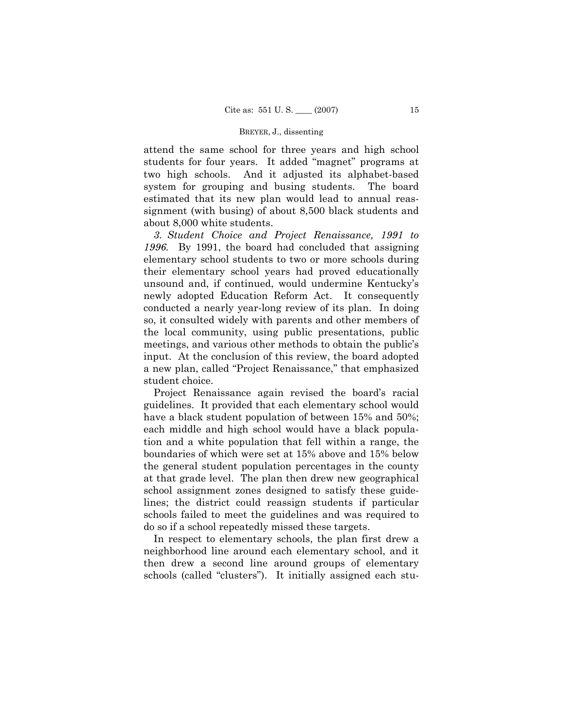attend the same school for three years and high school students for four years. It added "magnet" programs at two high schools. And it adjusted its alphabet-based system for grouping and busing students. The board estimated that its new plan would lead to annual reassignment (with busing) of about 8,500 black students and about 8,000 white students.

*3. Student Choice and Project Renaissance, 1991 to 1996.* By 1991, the board had concluded that assigning elementary school students to two or more schools during their elementary school years had proved educationally unsound and, if continued, would undermine Kentucky's newly adopted Education Reform Act. It consequently conducted a nearly year-long review of its plan. In doing so, it consulted widely with parents and other members of the local community, using public presentations, public meetings, and various other methods to obtain the public's input. At the conclusion of this review, the board adopted a new plan, called "Project Renaissance," that emphasized student choice.

Project Renaissance again revised the board's racial guidelines. It provided that each elementary school would have a black student population of between 15% and 50%; each middle and high school would have a black population and a white population that fell within a range, the boundaries of which were set at 15% above and 15% below the general student population percentages in the county at that grade level. The plan then drew new geographical school assignment zones designed to satisfy these guidelines; the district could reassign students if particular schools failed to meet the guidelines and was required to do so if a school repeatedly missed these targets.

In respect to elementary schools, the plan first drew a neighborhood line around each elementary school, and it then drew a second line around groups of elementary schools (called "clusters"). It initially assigned each stu-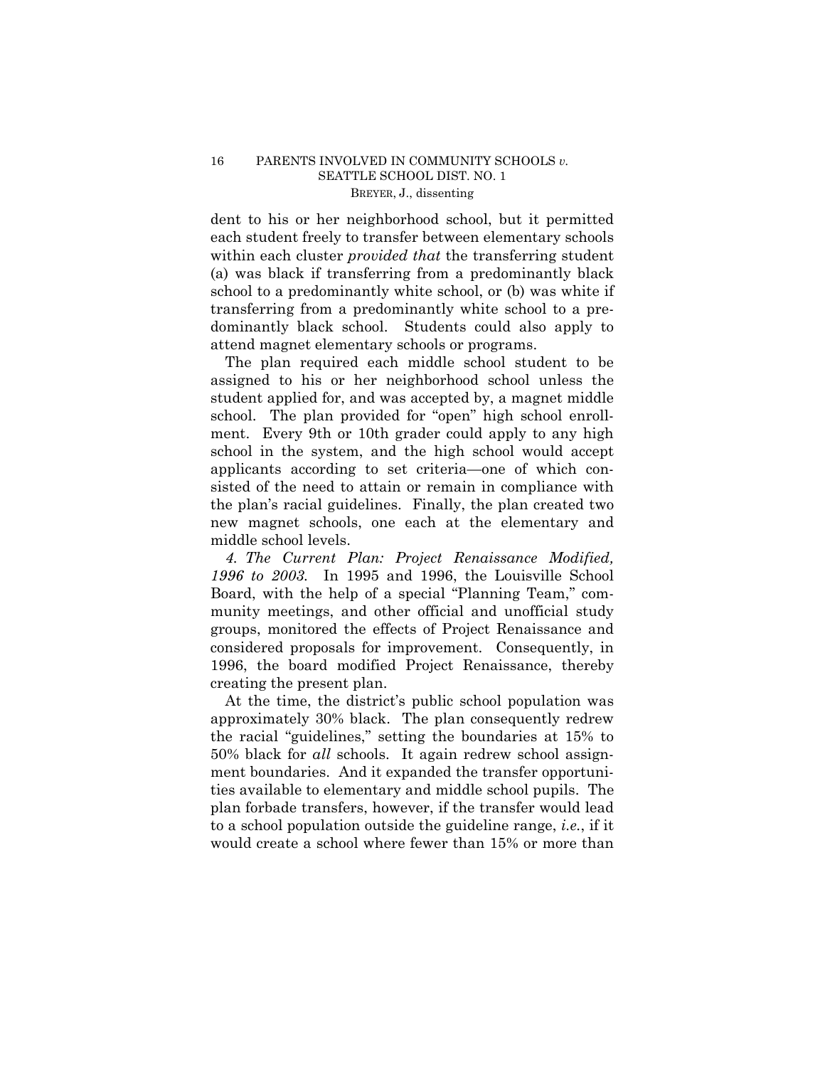dent to his or her neighborhood school, but it permitted each student freely to transfer between elementary schools within each cluster *provided that* the transferring student (a) was black if transferring from a predominantly black school to a predominantly white school, or (b) was white if transferring from a predominantly white school to a predominantly black school. Students could also apply to attend magnet elementary schools or programs.

The plan required each middle school student to be assigned to his or her neighborhood school unless the student applied for, and was accepted by, a magnet middle school. The plan provided for "open" high school enrollment. Every 9th or 10th grader could apply to any high school in the system, and the high school would accept applicants according to set criteria—one of which consisted of the need to attain or remain in compliance with the plan's racial guidelines. Finally, the plan created two new magnet schools, one each at the elementary and middle school levels.

*4. The Current Plan: Project Renaissance Modified, 1996 to 2003.* In 1995 and 1996, the Louisville School Board, with the help of a special "Planning Team," community meetings, and other official and unofficial study groups, monitored the effects of Project Renaissance and considered proposals for improvement. Consequently, in 1996, the board modified Project Renaissance, thereby creating the present plan.

At the time, the district's public school population was approximately 30% black. The plan consequently redrew the racial "guidelines," setting the boundaries at 15% to 50% black for *all* schools. It again redrew school assignment boundaries. And it expanded the transfer opportunities available to elementary and middle school pupils. The plan forbade transfers, however, if the transfer would lead to a school population outside the guideline range, *i.e.*, if it would create a school where fewer than 15% or more than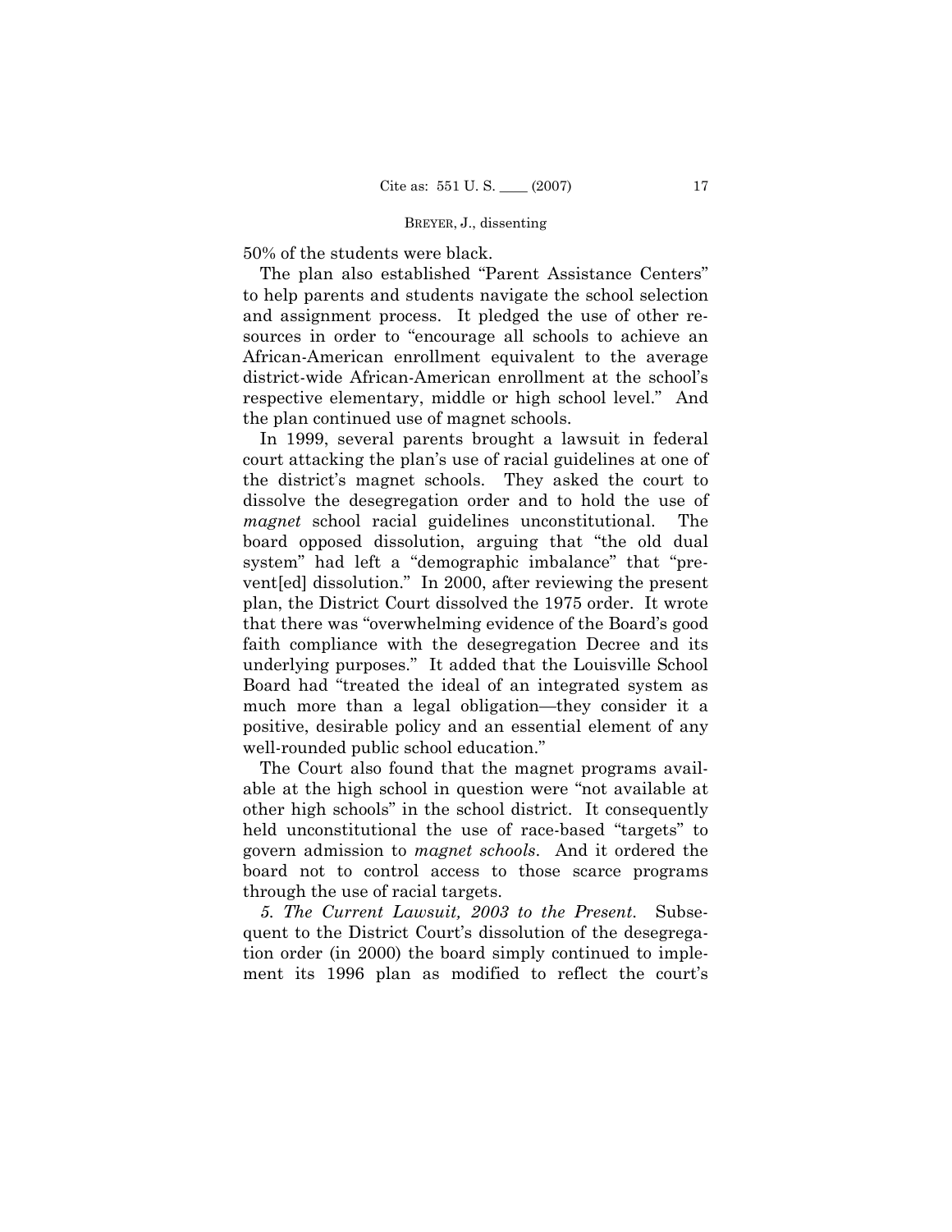50% of the students were black.

The plan also established "Parent Assistance Centers" to help parents and students navigate the school selection and assignment process. It pledged the use of other resources in order to "encourage all schools to achieve an African-American enrollment equivalent to the average district-wide African-American enrollment at the school's respective elementary, middle or high school level." And the plan continued use of magnet schools.

In 1999, several parents brought a lawsuit in federal court attacking the plan's use of racial guidelines at one of the district's magnet schools. They asked the court to dissolve the desegregation order and to hold the use of *magnet* school racial guidelines unconstitutional. The board opposed dissolution, arguing that "the old dual system" had left a "demographic imbalance" that "prevent[ed] dissolution." In 2000, after reviewing the present plan, the District Court dissolved the 1975 order. It wrote that there was "overwhelming evidence of the Board's good faith compliance with the desegregation Decree and its underlying purposes." It added that the Louisville School Board had "treated the ideal of an integrated system as much more than a legal obligation—they consider it a positive, desirable policy and an essential element of any well-rounded public school education."

The Court also found that the magnet programs available at the high school in question were "not available at other high schools" in the school district. It consequently held unconstitutional the use of race-based "targets" to govern admission to *magnet schools*. And it ordered the board not to control access to those scarce programs through the use of racial targets.

*5. The Current Lawsuit, 2003 to the Present.* Subsequent to the District Court's dissolution of the desegregation order (in 2000) the board simply continued to implement its 1996 plan as modified to reflect the court's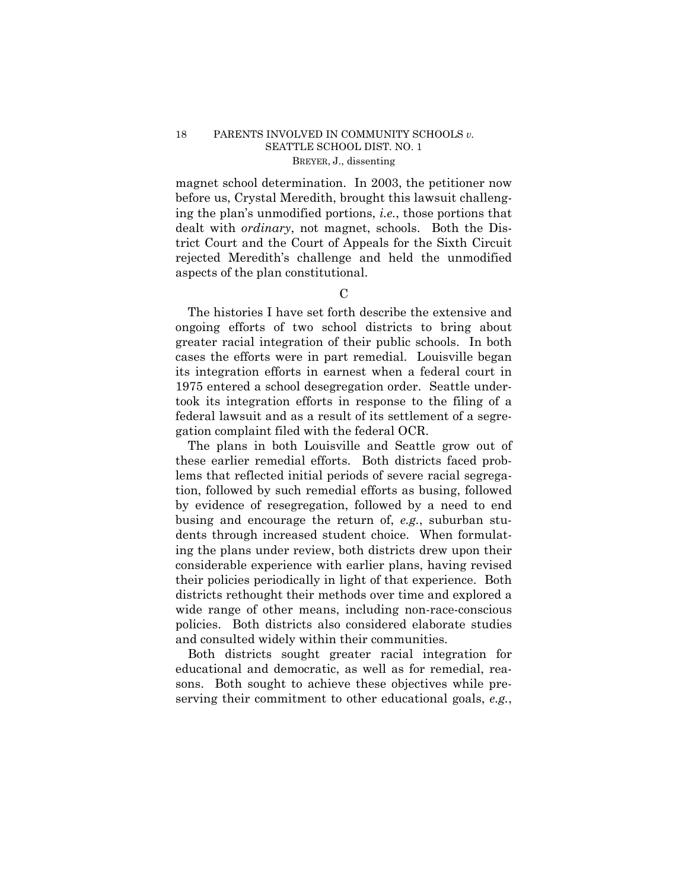magnet school determination. In 2003, the petitioner now before us, Crystal Meredith, brought this lawsuit challenging the plan's unmodified portions, *i.e.*, those portions that dealt with *ordinary*, not magnet, schools. Both the District Court and the Court of Appeals for the Sixth Circuit rejected Meredith's challenge and held the unmodified aspects of the plan constitutional.

### C

The histories I have set forth describe the extensive and ongoing efforts of two school districts to bring about greater racial integration of their public schools. In both cases the efforts were in part remedial. Louisville began its integration efforts in earnest when a federal court in 1975 entered a school desegregation order. Seattle undertook its integration efforts in response to the filing of a federal lawsuit and as a result of its settlement of a segregation complaint filed with the federal OCR.

The plans in both Louisville and Seattle grow out of these earlier remedial efforts. Both districts faced problems that reflected initial periods of severe racial segregation, followed by such remedial efforts as busing, followed by evidence of resegregation, followed by a need to end busing and encourage the return of, *e.g.*, suburban students through increased student choice. When formulating the plans under review, both districts drew upon their considerable experience with earlier plans, having revised their policies periodically in light of that experience. Both districts rethought their methods over time and explored a wide range of other means, including non-race-conscious policies. Both districts also considered elaborate studies and consulted widely within their communities.

Both districts sought greater racial integration for educational and democratic, as well as for remedial, reasons. Both sought to achieve these objectives while preserving their commitment to other educational goals, *e.g.*,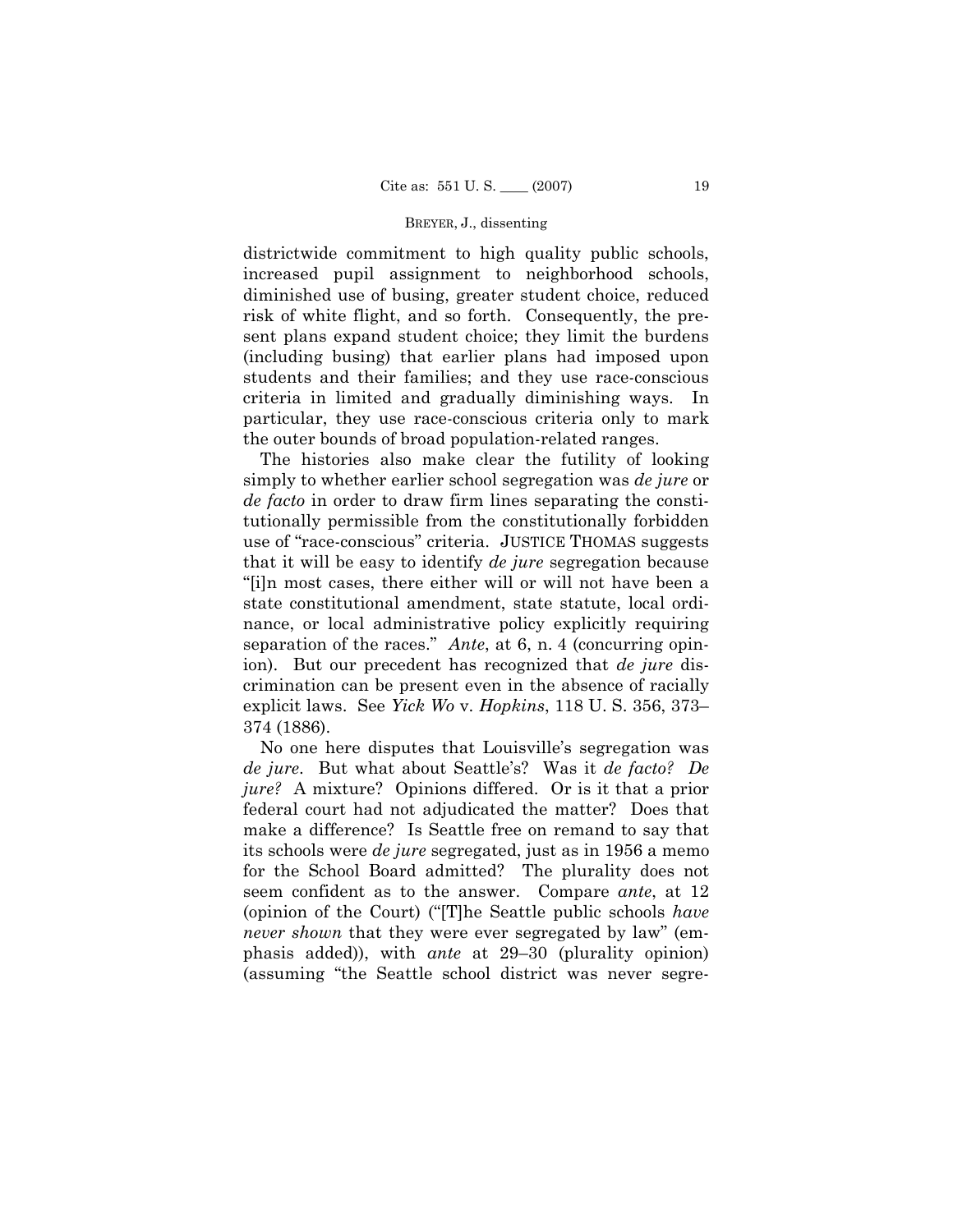districtwide commitment to high quality public schools, increased pupil assignment to neighborhood schools, diminished use of busing, greater student choice, reduced risk of white flight, and so forth. Consequently, the present plans expand student choice; they limit the burdens (including busing) that earlier plans had imposed upon students and their families; and they use race-conscious criteria in limited and gradually diminishing ways. In particular, they use race-conscious criteria only to mark the outer bounds of broad population-related ranges.

The histories also make clear the futility of looking simply to whether earlier school segregation was *de jure* or *de facto* in order to draw firm lines separating the constitutionally permissible from the constitutionally forbidden use of "race-conscious" criteria. JUSTICE THOMAS suggests that it will be easy to identify *de jure* segregation because "[i]n most cases, there either will or will not have been a state constitutional amendment, state statute, local ordinance, or local administrative policy explicitly requiring separation of the races." *Ante*, at 6, n. 4 (concurring opinion). But our precedent has recognized that *de jure* discrimination can be present even in the absence of racially explicit laws. See *Yick Wo* v. *Hopkins*, 118 U. S. 356, 373–374 (1886).

No one here disputes that Louisville's segregation was *de jure*. But what about Seattle's? Was it *de facto? De jure?* A mixture? Opinions differed. Or is it that a prior federal court had not adjudicated the matter? Does that make a difference? Is Seattle free on remand to say that its schools were *de jure* segregated, just as in 1956 a memo for the School Board admitted? The plurality does not seem confident as to the answer. Compare *ante*, at 12 (opinion of the Court) ("[T]he Seattle public schools *have never shown* that they were ever segregated by law" (emphasis added)), with *ante* at 29–30 (plurality opinion) (assuming "the Seattle school district was never segre-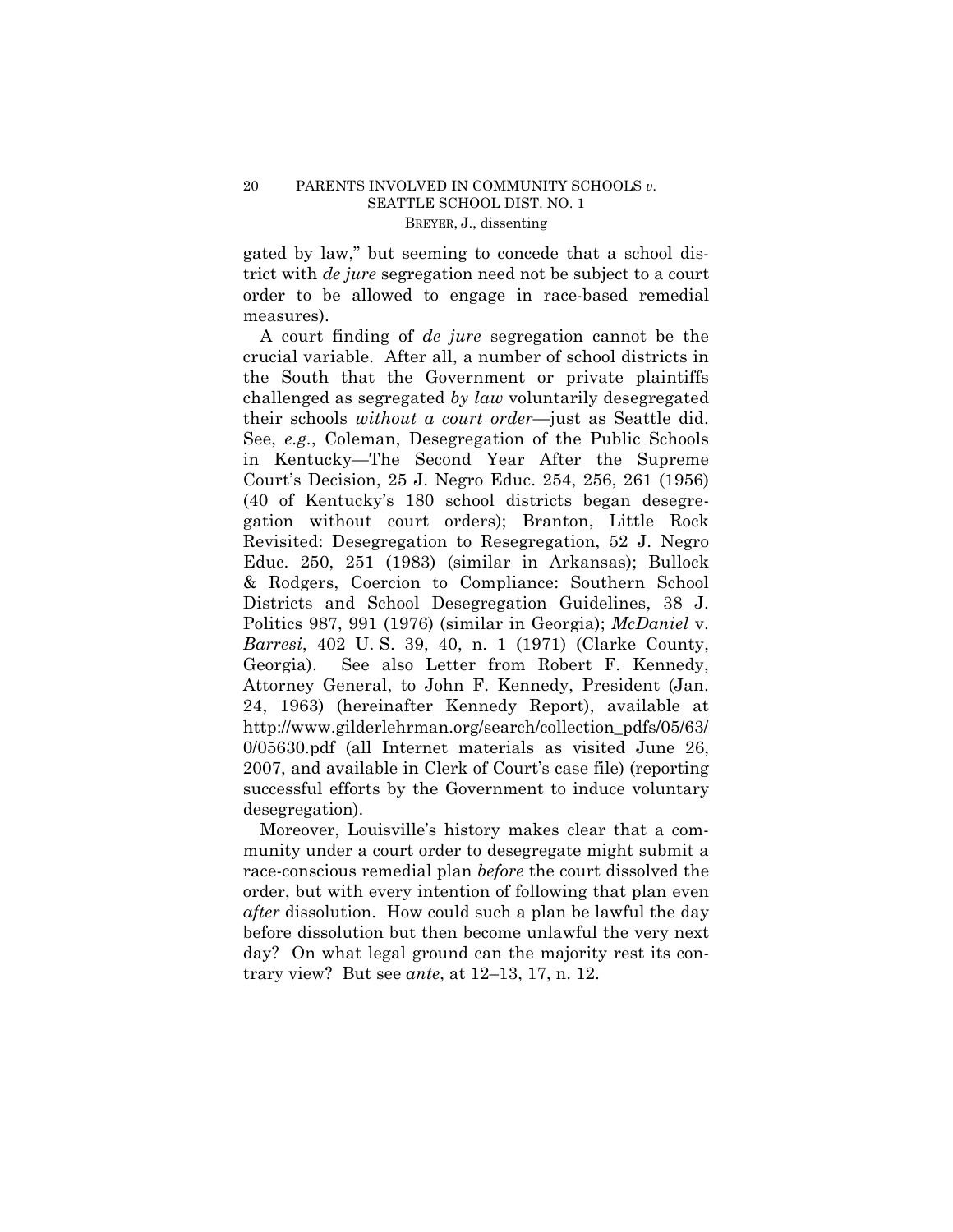gated by law," but seeming to concede that a school district with *de jure* segregation need not be subject to a court order to be allowed to engage in race-based remedial measures).

A court finding of *de jure* segregation cannot be the crucial variable. After all, a number of school districts in the South that the Government or private plaintiffs challenged as segregated *by law* voluntarily desegregated their schools *without a court order*—just as Seattle did. See, *e.g.*, Coleman, Desegregation of the Public Schools in Kentucky—The Second Year After the Supreme Court's Decision, 25 J. Negro Educ. 254, 256, 261 (1956) (40 of Kentucky's 180 school districts began desegregation without court orders); Branton, Little Rock Revisited: Desegregation to Resegregation, 52 J. Negro Educ. 250, 251 (1983) (similar in Arkansas); Bullock & Rodgers, Coercion to Compliance: Southern School Districts and School Desegregation Guidelines, 38 J. Politics 987, 991 (1976) (similar in Georgia); *McDaniel* v. *Barresi*, 402 U. S. 39, 40, n. 1 (1971) (Clarke County, Georgia). See also Letter from Robert F. Kennedy, Attorney General, to John F. Kennedy, President (Jan. 24, 1963) (hereinafter Kennedy Report), available at http://www.gilderlehrman.org/search/collection_pdfs/05/63/0/05630.pdf (all Internet materials as visited June 26, 2007, and available in Clerk of Court's case file) (reporting successful efforts by the Government to induce voluntary desegregation).

Moreover, Louisville's history makes clear that a community under a court order to desegregate might submit a race-conscious remedial plan *before* the court dissolved the order, but with every intention of following that plan even *after* dissolution. How could such a plan be lawful the day before dissolution but then become unlawful the very next day? On what legal ground can the majority rest its contrary view? But see *ante*, at 12–13, 17, n. 12.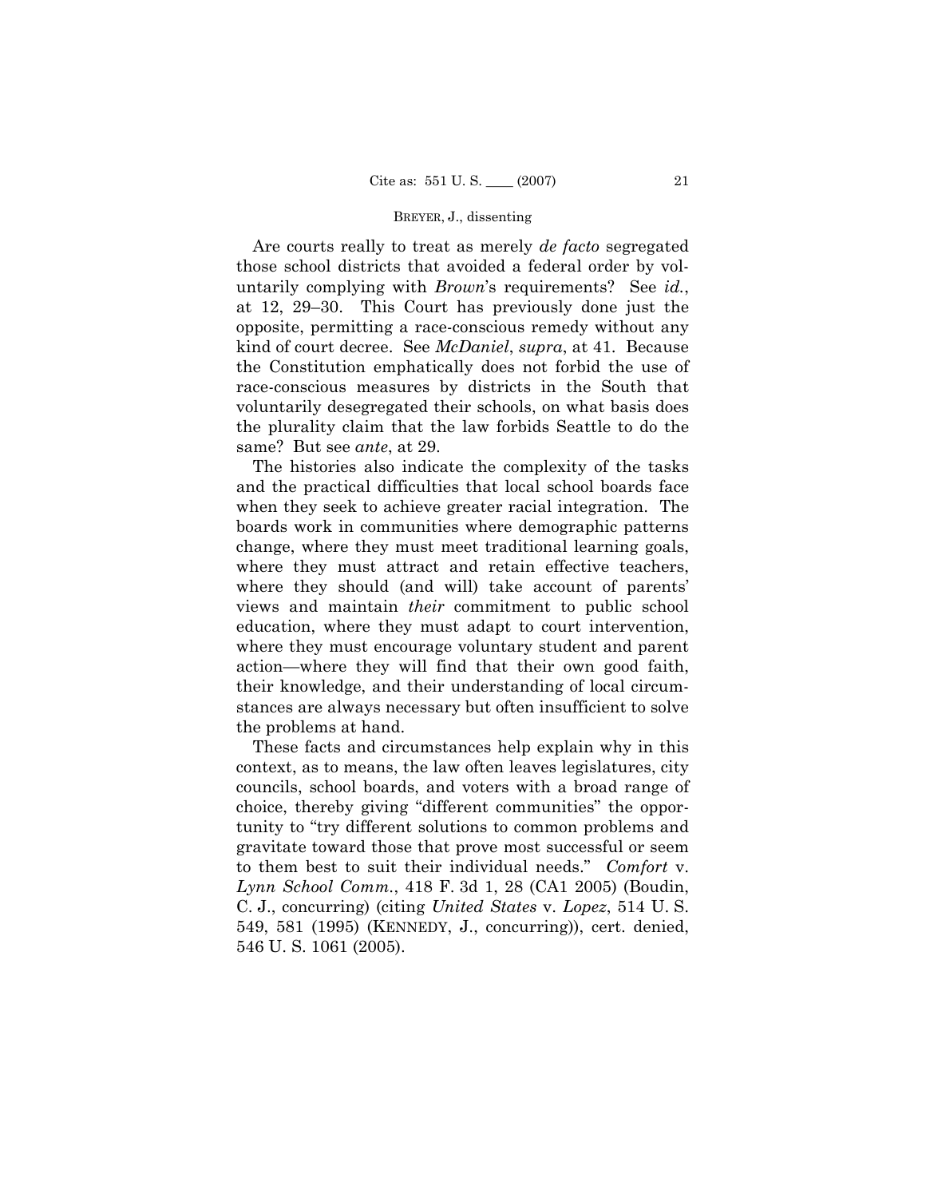Are courts really to treat as merely *de facto* segregated those school districts that avoided a federal order by voluntarily complying with *Brown*'s requirements? See *id.*, at 12, 29–30. This Court has previously done just the opposite, permitting a race-conscious remedy without any kind of court decree. See *McDaniel*, *supra*, at 41. Because the Constitution emphatically does not forbid the use of race-conscious measures by districts in the South that voluntarily desegregated their schools, on what basis does the plurality claim that the law forbids Seattle to do the same? But see *ante*, at 29.

The histories also indicate the complexity of the tasks and the practical difficulties that local school boards face when they seek to achieve greater racial integration. The boards work in communities where demographic patterns change, where they must meet traditional learning goals, where they must attract and retain effective teachers, where they should (and will) take account of parents' views and maintain *their* commitment to public school education, where they must adapt to court intervention, where they must encourage voluntary student and parent action—where they will find that their own good faith, their knowledge, and their understanding of local circumstances are always necessary but often insufficient to solve the problems at hand.

These facts and circumstances help explain why in this context, as to means, the law often leaves legislatures, city councils, school boards, and voters with a broad range of choice, thereby giving "different communities" the opportunity to "try different solutions to common problems and gravitate toward those that prove most successful or seem to them best to suit their individual needs." *Comfort* v. *Lynn School Comm.*, 418 F. 3d 1, 28 (CA1 2005) (Boudin, C. J., concurring) (citing *United States* v. *Lopez*, 514 U. S. 549, 581 (1995) (KENNEDY, J., concurring)), cert. denied, 546 U. S. 1061 (2005).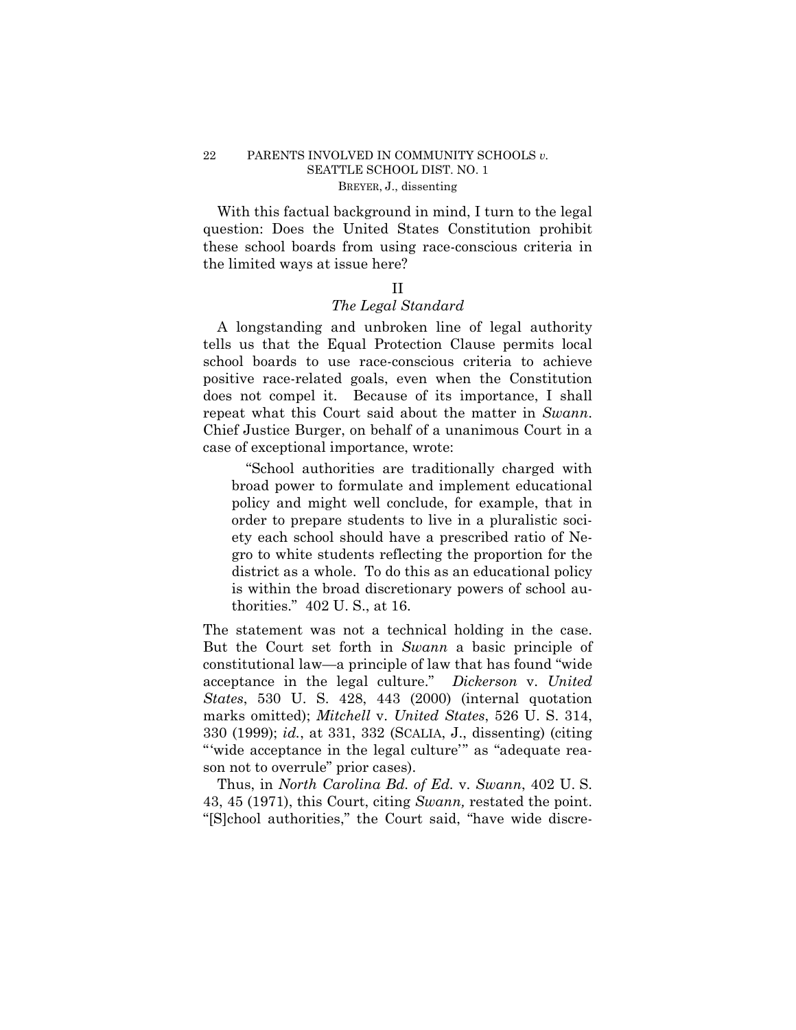With this factual background in mind, I turn to the legal question: Does the United States Constitution prohibit these school boards from using race-conscious criteria in the limited ways at issue here?

## II

### *The Legal Standard*

A longstanding and unbroken line of legal authority tells us that the Equal Protection Clause permits local school boards to use race-conscious criteria to achieve positive race-related goals, even when the Constitution does not compel it. Because of its importance, I shall repeat what this Court said about the matter in *Swann*. Chief Justice Burger, on behalf of a unanimous Court in a case of exceptional importance, wrote:

> "School authorities are traditionally charged with broad power to formulate and implement educational policy and might well conclude, for example, that in order to prepare students to live in a pluralistic society each school should have a prescribed ratio of Negro to white students reflecting the proportion for the district as a whole. To do this as an educational policy is within the broad discretionary powers of school authorities." 402 U. S., at 16.

The statement was not a technical holding in the case. But the Court set forth in *Swann* a basic principle of constitutional law—a principle of law that has found "wide acceptance in the legal culture." *Dickerson* v. *United States*, 530 U. S. 428, 443 (2000) (internal quotation marks omitted); *Mitchell* v. *United States*, 526 U. S. 314, 330 (1999); *id.*, at 331, 332 (SCALIA, J., dissenting) (citing "'wide acceptance in the legal culture'" as "adequate reason not to overrule" prior cases).

Thus, in *North Carolina Bd. of Ed.* v. *Swann*, 402 U. S. 43, 45 (1971), this Court, citing *Swann,* restated the point. "[S]chool authorities," the Court said, "have wide discre-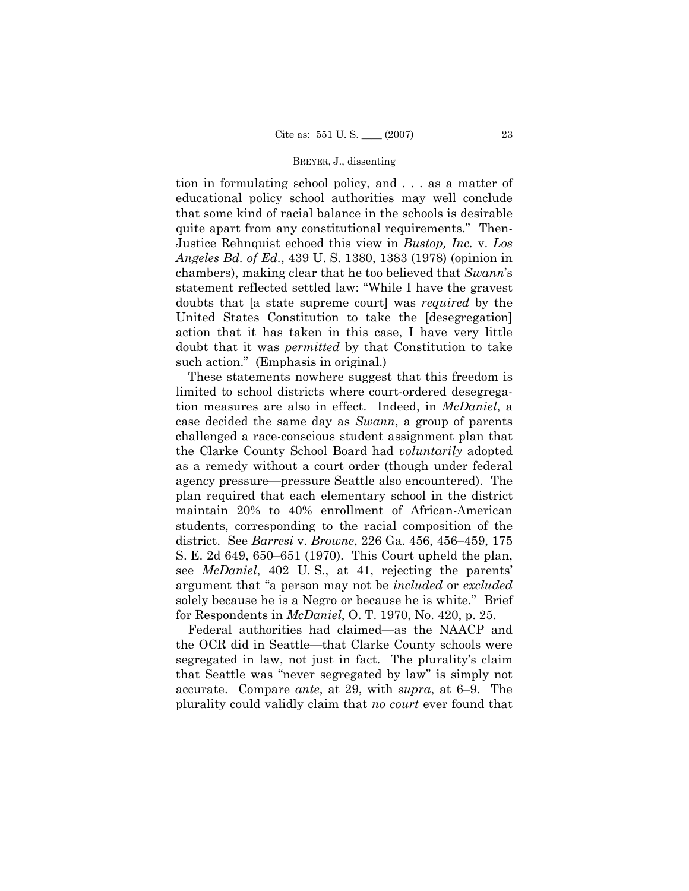tion in formulating school policy, and . . . as a matter of educational policy school authorities may well conclude that some kind of racial balance in the schools is desirable quite apart from any constitutional requirements." Then-Justice Rehnquist echoed this view in *Bustop, Inc.* v. *Los Angeles Bd. of Ed.*, 439 U. S. 1380, 1383 (1978) (opinion in chambers), making clear that he too believed that *Swann*'s statement reflected settled law: "While I have the gravest doubts that [a state supreme court] was *required* by the United States Constitution to take the [desegregation] action that it has taken in this case, I have very little doubt that it was *permitted* by that Constitution to take such action." (Emphasis in original.)

These statements nowhere suggest that this freedom is limited to school districts where court-ordered desegregation measures are also in effect. Indeed, in *McDaniel*, a case decided the same day as *Swann*, a group of parents challenged a race-conscious student assignment plan that the Clarke County School Board had *voluntarily* adopted as a remedy without a court order (though under federal agency pressure—pressure Seattle also encountered). The plan required that each elementary school in the district maintain 20% to 40% enrollment of African-American students, corresponding to the racial composition of the district. See *Barresi* v. *Browne*, 226 Ga. 456, 456–459, 175 S. E. 2d 649, 650–651 (1970). This Court upheld the plan, see *McDaniel*, 402 U. S., at 41, rejecting the parents' argument that "a person may not be *included* or *excluded* solely because he is a Negro or because he is white." Brief for Respondents in *McDaniel*, O. T. 1970, No. 420, p. 25.

Federal authorities had claimed—as the NAACP and the OCR did in Seattle—that Clarke County schools were segregated in law, not just in fact. The plurality's claim that Seattle was "never segregated by law" is simply not accurate. Compare *ante*, at 29, with *supra*, at 6–9. The plurality could validly claim that *no court* ever found that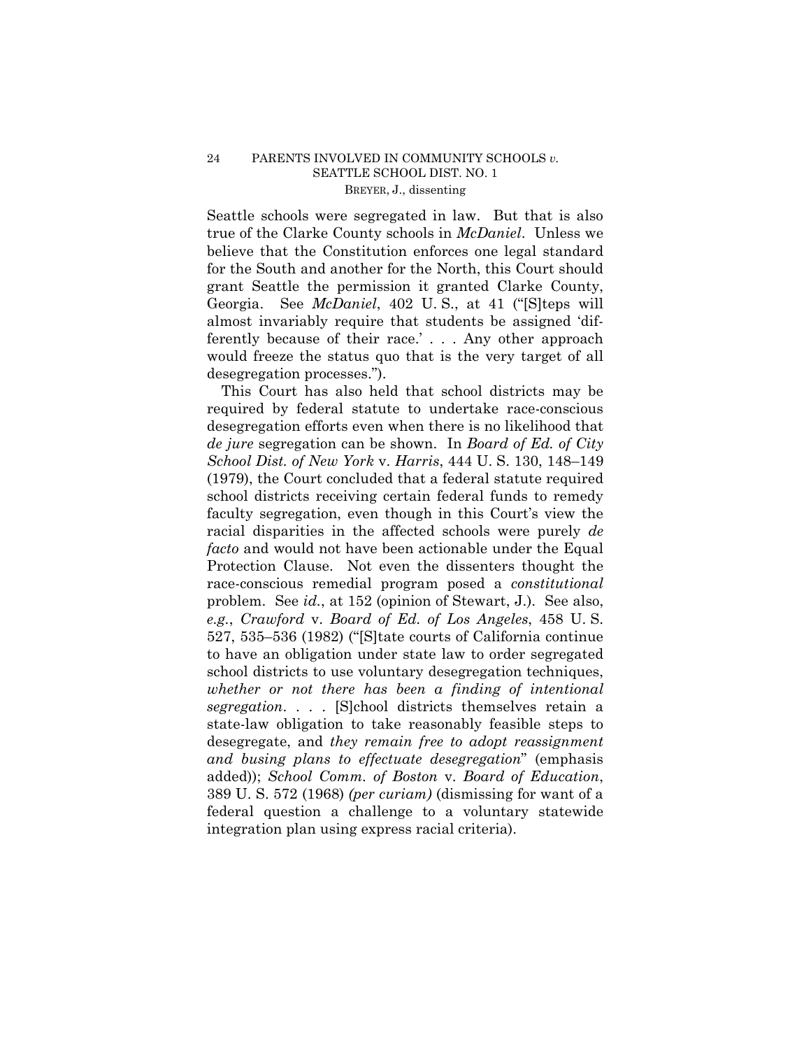Seattle schools were segregated in law. But that is also true of the Clarke County schools in *McDaniel*. Unless we believe that the Constitution enforces one legal standard for the South and another for the North, this Court should grant Seattle the permission it granted Clarke County, Georgia. See *McDaniel*, 402 U. S., at 41 ("[S]teps will almost invariably require that students be assigned 'differently because of their race.' . . . Any other approach would freeze the status quo that is the very target of all desegregation processes.").

This Court has also held that school districts may be required by federal statute to undertake race-conscious desegregation efforts even when there is no likelihood that *de jure* segregation can be shown. In *Board of Ed. of City School Dist. of New York* v. *Harris*, 444 U. S. 130, 148–149 (1979), the Court concluded that a federal statute required school districts receiving certain federal funds to remedy faculty segregation, even though in this Court's view the racial disparities in the affected schools were purely *de facto* and would not have been actionable under the Equal Protection Clause. Not even the dissenters thought the race-conscious remedial program posed a *constitutional* problem. See *id.*, at 152 (opinion of Stewart, J.). See also, *e.g.*, *Crawford* v. *Board of Ed. of Los Angeles*, 458 U. S. 527, 535–536 (1982) ("[S]tate courts of California continue to have an obligation under state law to order segregated school districts to use voluntary desegregation techniques, *whether or not there has been a finding of intentional segregation*. . . . [S]chool districts themselves retain a state-law obligation to take reasonably feasible steps to desegregate, and *they remain free to adopt reassignment and busing plans to effectuate desegregation*" (emphasis added)); *School Comm. of Boston* v. *Board of Education*, 389 U. S. 572 (1968) *(per curiam)* (dismissing for want of a federal question a challenge to a voluntary statewide integration plan using express racial criteria).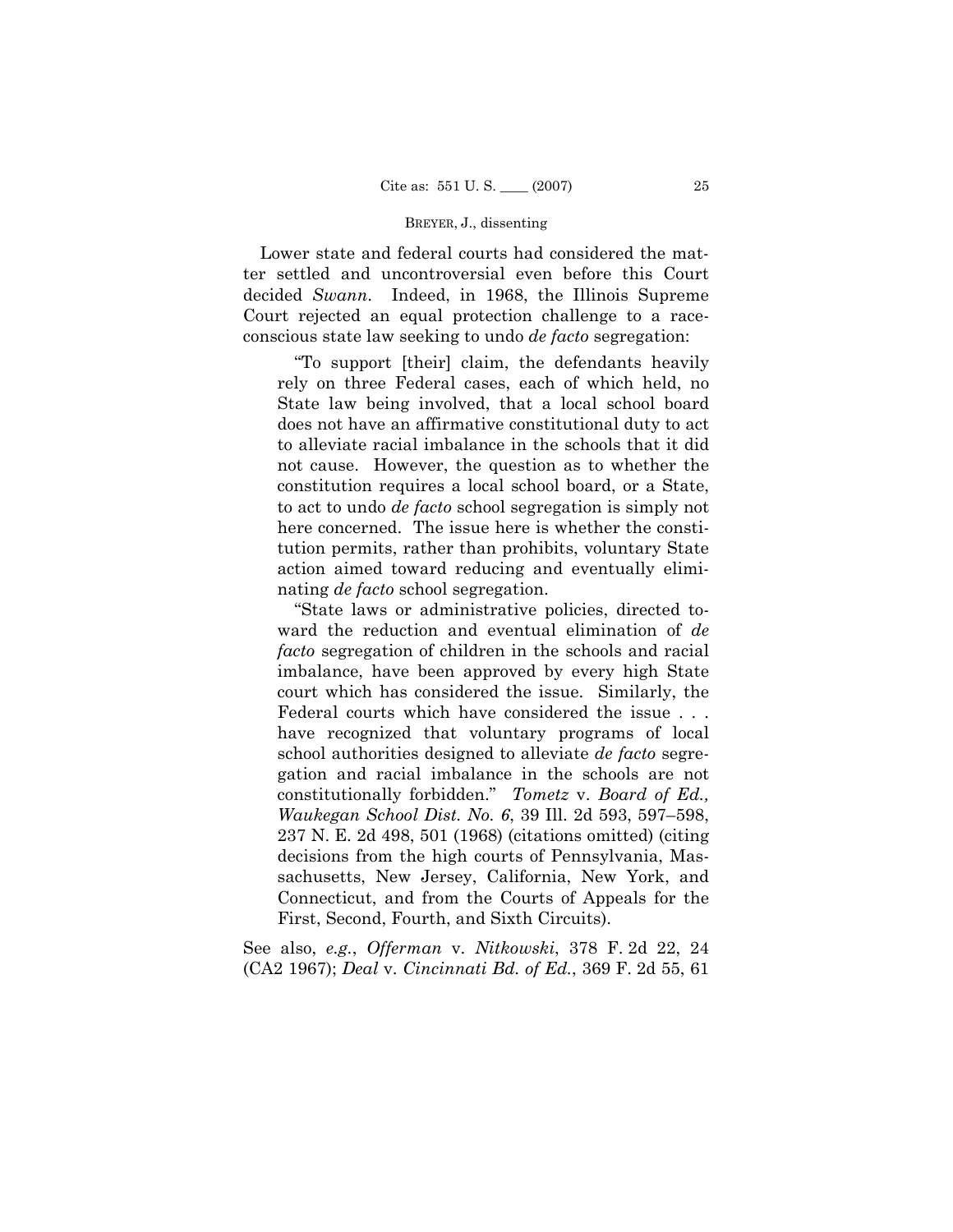Lower state and federal courts had considered the matter settled and uncontroversial even before this Court decided *Swann*. Indeed, in 1968, the Illinois Supreme Court rejected an equal protection challenge to a race-conscious state law seeking to undo *de facto* segregation:

> "To support [their] claim, the defendants heavily rely on three Federal cases, each of which held, no State law being involved, that a local school board does not have an affirmative constitutional duty to act to alleviate racial imbalance in the schools that it did not cause. However, the question as to whether the constitution requires a local school board, or a State, to act to undo *de facto* school segregation is simply not here concerned. The issue here is whether the constitution permits, rather than prohibits, voluntary State action aimed toward reducing and eventually eliminating *de facto* school segregation.
>
> "State laws or administrative policies, directed toward the reduction and eventual elimination of *de facto* segregation of children in the schools and racial imbalance, have been approved by every high State court which has considered the issue. Similarly, the Federal courts which have considered the issue . . . have recognized that voluntary programs of local school authorities designed to alleviate *de facto* segregation and racial imbalance in the schools are not constitutionally forbidden." *Tometz* v. *Board of Ed., Waukegan School Dist. No. 6*, 39 Ill. 2d 593, 597–598, 237 N. E. 2d 498, 501 (1968) (citations omitted) (citing decisions from the high courts of Pennsylvania, Massachusetts, New Jersey, California, New York, and Connecticut, and from the Courts of Appeals for the First, Second, Fourth, and Sixth Circuits).

See also, *e.g.*, *Offerman* v. *Nitkowski*, 378 F. 2d 22, 24 (CA2 1967); *Deal* v. *Cincinnati Bd. of Ed.*, 369 F. 2d 55, 61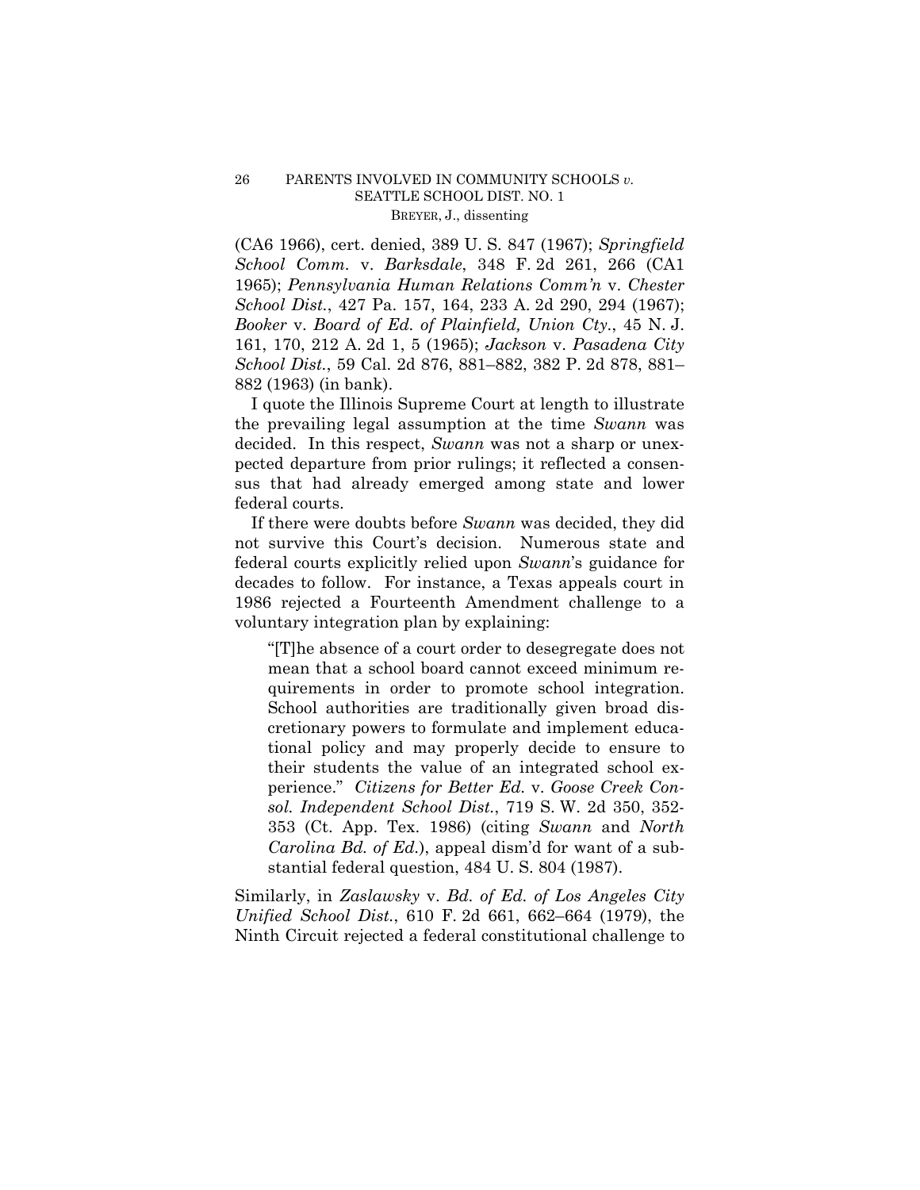(CA6 1966), cert. denied, 389 U. S. 847 (1967); *Springfield School Comm.* v. *Barksdale*, 348 F. 2d 261, 266 (CA1 1965); *Pennsylvania Human Relations Comm'n* v. *Chester School Dist.*, 427 Pa. 157, 164, 233 A. 2d 290, 294 (1967); *Booker* v. *Board of Ed. of Plainfield, Union Cty.*, 45 N. J. 161, 170, 212 A. 2d 1, 5 (1965); *Jackson* v. *Pasadena City School Dist.*, 59 Cal. 2d 876, 881–882, 382 P. 2d 878, 881–882 (1963) (in bank).

I quote the Illinois Supreme Court at length to illustrate the prevailing legal assumption at the time *Swann* was decided. In this respect, *Swann* was not a sharp or unexpected departure from prior rulings; it reflected a consensus that had already emerged among state and lower federal courts.

If there were doubts before *Swann* was decided, they did not survive this Court's decision. Numerous state and federal courts explicitly relied upon *Swann*'s guidance for decades to follow. For instance, a Texas appeals court in 1986 rejected a Fourteenth Amendment challenge to a voluntary integration plan by explaining:

> "[T]he absence of a court order to desegregate does not mean that a school board cannot exceed minimum requirements in order to promote school integration. School authorities are traditionally given broad discretionary powers to formulate and implement educational policy and may properly decide to ensure to their students the value of an integrated school experience." *Citizens for Better Ed.* v. *Goose Creek Consol. Independent School Dist.*, 719 S. W. 2d 350, 352-353 (Ct. App. Tex. 1986) (citing *Swann* and *North Carolina Bd. of Ed.*), appeal dism'd for want of a substantial federal question, 484 U. S. 804 (1987).

Similarly, in *Zaslawsky* v. *Bd. of Ed. of Los Angeles City Unified School Dist.*, 610 F. 2d 661, 662–664 (1979), the Ninth Circuit rejected a federal constitutional challenge to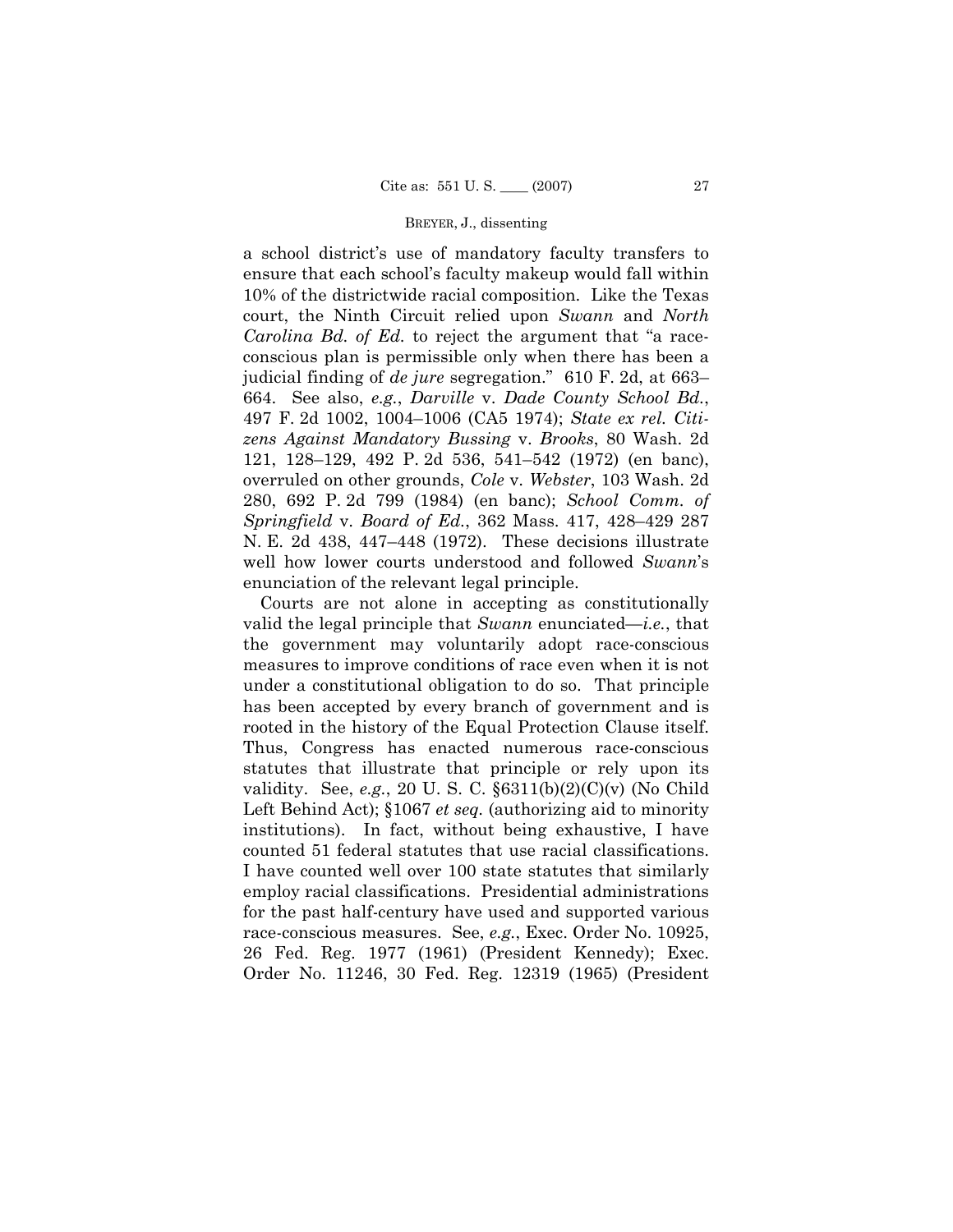a school district's use of mandatory faculty transfers to ensure that each school's faculty makeup would fall within 10% of the districtwide racial composition. Like the Texas court, the Ninth Circuit relied upon *Swann* and *North Carolina Bd. of Ed.* to reject the argument that "a race-conscious plan is permissible only when there has been a judicial finding of *de jure* segregation." 610 F. 2d, at 663–664. See also, *e.g.*, *Darville* v. *Dade County School Bd.*, 497 F. 2d 1002, 1004–1006 (CA5 1974); *State ex rel. Citizens Against Mandatory Bussing* v. *Brooks*, 80 Wash. 2d 121, 128–129, 492 P. 2d 536, 541–542 (1972) (en banc), overruled on other grounds, *Cole* v. *Webster*, 103 Wash. 2d 280, 692 P. 2d 799 (1984) (en banc); *School Comm. of Springfield* v. *Board of Ed.*, 362 Mass. 417, 428–429 287 N. E. 2d 438, 447–448 (1972). These decisions illustrate well how lower courts understood and followed *Swann*'s enunciation of the relevant legal principle.

Courts are not alone in accepting as constitutionally valid the legal principle that *Swann* enunciated—*i.e.*, that the government may voluntarily adopt race-conscious measures to improve conditions of race even when it is not under a constitutional obligation to do so. That principle has been accepted by every branch of government and is rooted in the history of the Equal Protection Clause itself. Thus, Congress has enacted numerous race-conscious statutes that illustrate that principle or rely upon its validity. See, *e.g.*, 20 U. S. C. §6311(b)(2)(C)(v) (No Child Left Behind Act); §1067 *et seq.* (authorizing aid to minority institutions). In fact, without being exhaustive, I have counted 51 federal statutes that use racial classifications. I have counted well over 100 state statutes that similarly employ racial classifications. Presidential administrations for the past half-century have used and supported various race-conscious measures. See, *e.g.*, Exec. Order No. 10925, 26 Fed. Reg. 1977 (1961) (President Kennedy); Exec. Order No. 11246, 30 Fed. Reg. 12319 (1965) (President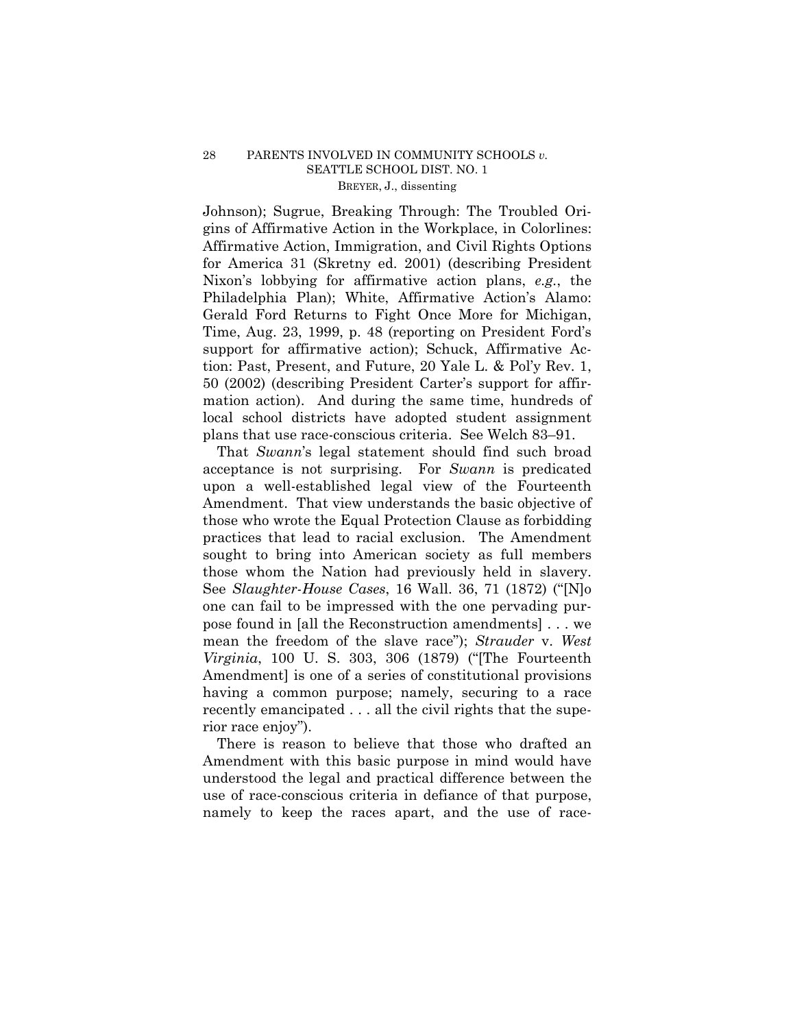Johnson); Sugrue, Breaking Through: The Troubled Origins of Affirmative Action in the Workplace, in Colorlines: Affirmative Action, Immigration, and Civil Rights Options for America 31 (Skretny ed. 2001) (describing President Nixon's lobbying for affirmative action plans, *e.g.*, the Philadelphia Plan); White, Affirmative Action's Alamo: Gerald Ford Returns to Fight Once More for Michigan, Time, Aug. 23, 1999, p. 48 (reporting on President Ford's support for affirmative action); Schuck, Affirmative Action: Past, Present, and Future, 20 Yale L. & Pol'y Rev. 1, 50 (2002) (describing President Carter's support for affirmation action). And during the same time, hundreds of local school districts have adopted student assignment plans that use race-conscious criteria. See Welch 83–91.

That *Swann*'s legal statement should find such broad acceptance is not surprising. For *Swann* is predicated upon a well-established legal view of the Fourteenth Amendment. That view understands the basic objective of those who wrote the Equal Protection Clause as forbidding practices that lead to racial exclusion. The Amendment sought to bring into American society as full members those whom the Nation had previously held in slavery. See *Slaughter-House Cases*, 16 Wall. 36, 71 (1872) ("[N]o one can fail to be impressed with the one pervading purpose found in [all the Reconstruction amendments] . . . we mean the freedom of the slave race"); *Strauder* v. *West Virginia*, 100 U. S. 303, 306 (1879) ("[The Fourteenth Amendment] is one of a series of constitutional provisions having a common purpose; namely, securing to a race recently emancipated . . . all the civil rights that the superior race enjoy").

There is reason to believe that those who drafted an Amendment with this basic purpose in mind would have understood the legal and practical difference between the use of race-conscious criteria in defiance of that purpose, namely to keep the races apart, and the use of race-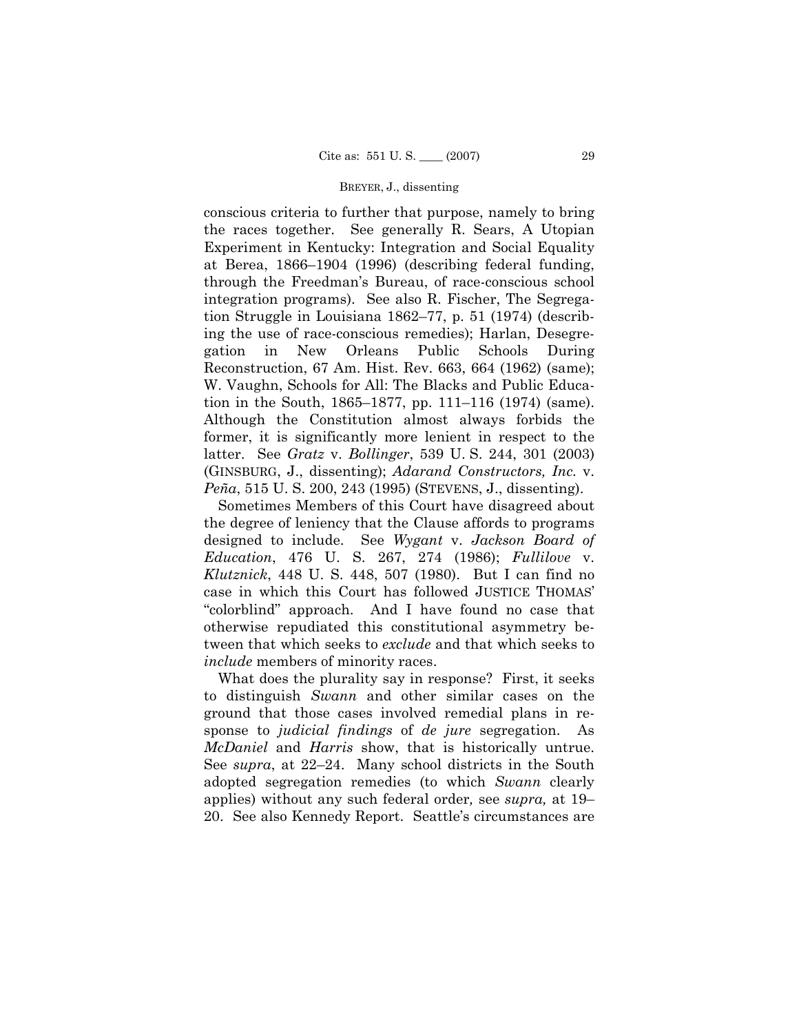conscious criteria to further that purpose, namely to bring the races together. See generally R. Sears, A Utopian Experiment in Kentucky: Integration and Social Equality at Berea, 1866–1904 (1996) (describing federal funding, through the Freedman's Bureau, of race-conscious school integration programs). See also R. Fischer, The Segregation Struggle in Louisiana 1862–77, p. 51 (1974) (describing the use of race-conscious remedies); Harlan, Desegregation in New Orleans Public Schools During Reconstruction, 67 Am. Hist. Rev. 663, 664 (1962) (same); W. Vaughn, Schools for All: The Blacks and Public Education in the South, 1865–1877, pp. 111–116 (1974) (same). Although the Constitution almost always forbids the former, it is significantly more lenient in respect to the latter. See *Gratz* v. *Bollinger*, 539 U. S. 244, 301 (2003) (GINSBURG, J., dissenting); *Adarand Constructors, Inc.* v. *Peña*, 515 U. S. 200, 243 (1995) (STEVENS, J., dissenting).

Sometimes Members of this Court have disagreed about the degree of leniency that the Clause affords to programs designed to include. See *Wygant* v. *Jackson Board of Education*, 476 U. S. 267, 274 (1986); *Fullilove* v. *Klutznick*, 448 U. S. 448, 507 (1980). But I can find no case in which this Court has followed JUSTICE THOMAS' "colorblind" approach. And I have found no case that otherwise repudiated this constitutional asymmetry between that which seeks to *exclude* and that which seeks to *include* members of minority races.

What does the plurality say in response? First, it seeks to distinguish *Swann* and other similar cases on the ground that those cases involved remedial plans in response to *judicial findings* of *de jure* segregation. As *McDaniel* and *Harris* show, that is historically untrue. See *supra*, at 22–24. Many school districts in the South adopted segregation remedies (to which *Swann* clearly applies) without any such federal order, see *supra,* at 19–20. See also Kennedy Report. Seattle's circumstances are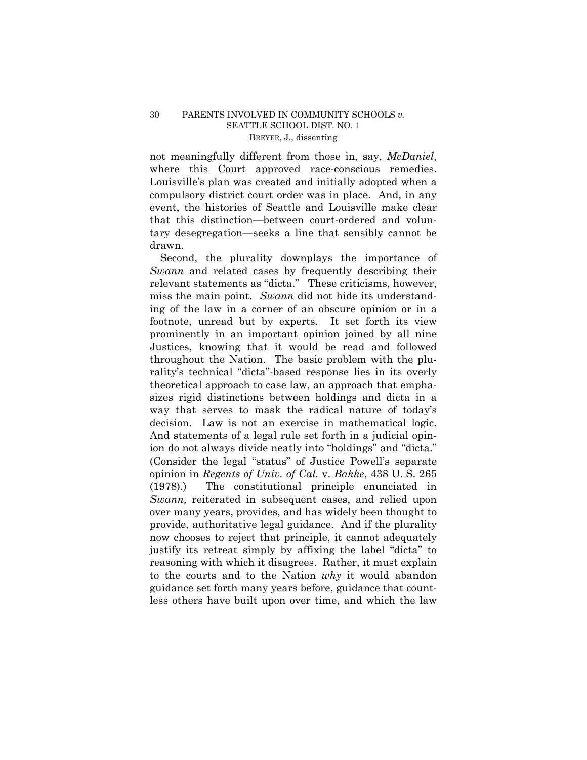not meaningfully different from those in, say, *McDaniel*, where this Court approved race-conscious remedies. Louisville's plan was created and initially adopted when a compulsory district court order was in place. And, in any event, the histories of Seattle and Louisville make clear that this distinction—between court-ordered and voluntary desegregation—seeks a line that sensibly cannot be drawn.

Second, the plurality downplays the importance of *Swann* and related cases by frequently describing their relevant statements as "dicta." These criticisms, however, miss the main point. *Swann* did not hide its understanding of the law in a corner of an obscure opinion or in a footnote, unread but by experts. It set forth its view prominently in an important opinion joined by all nine Justices, knowing that it would be read and followed throughout the Nation. The basic problem with the plurality's technical "dicta"-based response lies in its overly theoretical approach to case law, an approach that emphasizes rigid distinctions between holdings and dicta in a way that serves to mask the radical nature of today's decision. Law is not an exercise in mathematical logic. And statements of a legal rule set forth in a judicial opinion do not always divide neatly into "holdings" and "dicta." (Consider the legal "status" of Justice Powell's separate opinion in *Regents of Univ. of Cal.* v. *Bakke*, 438 U. S. 265 (1978).) The constitutional principle enunciated in *Swann,* reiterated in subsequent cases, and relied upon over many years, provides, and has widely been thought to provide, authoritative legal guidance. And if the plurality now chooses to reject that principle, it cannot adequately justify its retreat simply by affixing the label "dicta" to reasoning with which it disagrees. Rather, it must explain to the courts and to the Nation *why* it would abandon guidance set forth many years before, guidance that countless others have built upon over time, and which the law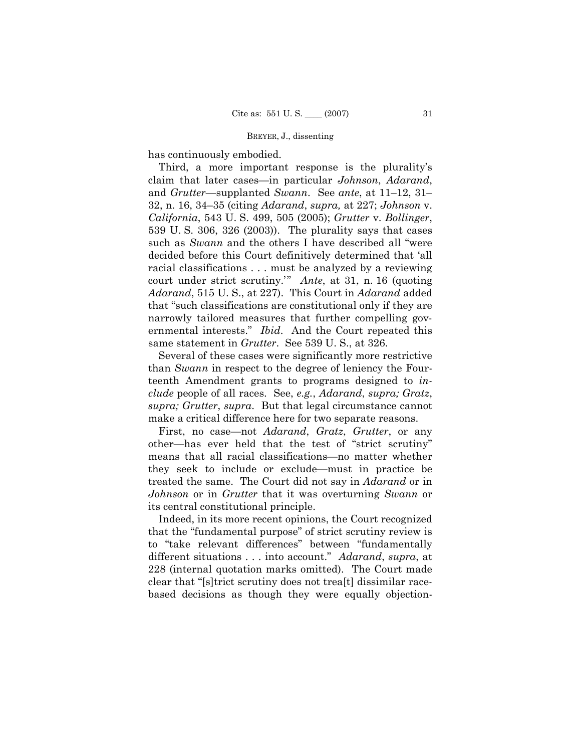has continuously embodied.

Third, a more important response is the plurality's claim that later cases—in particular *Johnson*, *Adarand*, and *Grutter*—supplanted *Swann*. See *ante*, at 11–12, 31–32, n. 16, 34–35 (citing *Adarand*, *supra,* at 227; *Johnson* v. *California*, 543 U. S. 499, 505 (2005); *Grutter* v. *Bollinger*, 539 U. S. 306, 326 (2003)). The plurality says that cases such as *Swann* and the others I have described all "were decided before this Court definitively determined that 'all racial classifications . . . must be analyzed by a reviewing court under strict scrutiny.'" *Ante*, at 31, n. 16 (quoting *Adarand*, 515 U. S., at 227). This Court in *Adarand* added that "such classifications are constitutional only if they are narrowly tailored measures that further compelling governmental interests." *Ibid*. And the Court repeated this same statement in *Grutter*. See 539 U. S., at 326.

Several of these cases were significantly more restrictive than *Swann* in respect to the degree of leniency the Fourteenth Amendment grants to programs designed to *include* people of all races. See, *e.g.*, *Adarand*, *supra; Gratz*, *supra; Grutter*, *supra*. But that legal circumstance cannot make a critical difference here for two separate reasons.

First, no case—not *Adarand*, *Gratz*, *Grutter*, or any other—has ever held that the test of "strict scrutiny" means that all racial classifications—no matter whether they seek to include or exclude—must in practice be treated the same. The Court did not say in *Adarand* or in *Johnson* or in *Grutter* that it was overturning *Swann* or its central constitutional principle.

Indeed, in its more recent opinions, the Court recognized that the "fundamental purpose" of strict scrutiny review is to "take relevant differences" between "fundamentally different situations . . . into account." *Adarand*, *supra*, at 228 (internal quotation marks omitted). The Court made clear that "[s]trict scrutiny does not trea[t] dissimilar race-based decisions as though they were equally objection-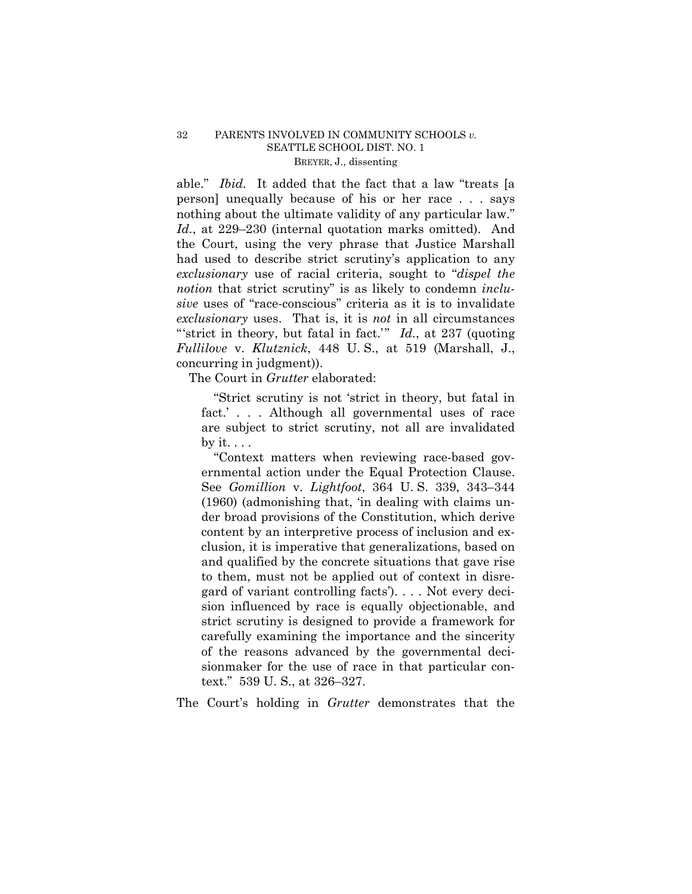able." *Ibid.* It added that the fact that a law "treats [a person] unequally because of his or her race . . . says nothing about the ultimate validity of any particular law." *Id.*, at 229–230 (internal quotation marks omitted). And the Court, using the very phrase that Justice Marshall had used to describe strict scrutiny's application to any *exclusionary* use of racial criteria, sought to "*dispel the notion* that strict scrutiny" is as likely to condemn *inclusive* uses of "race-conscious" criteria as it is to invalidate *exclusionary* uses. That is, it is *not* in all circumstances "'strict in theory, but fatal in fact.'" *Id.*, at 237 (quoting *Fullilove* v. *Klutznick*, 448 U. S., at 519 (Marshall, J., concurring in judgment)).

The Court in *Grutter* elaborated:

> "Strict scrutiny is not 'strict in theory, but fatal in fact.' . . . Although all governmental uses of race are subject to strict scrutiny, not all are invalidated by it. . . .
>
> "Context matters when reviewing race-based governmental action under the Equal Protection Clause. See *Gomillion* v. *Lightfoot*, 364 U. S. 339, 343–344 (1960) (admonishing that, 'in dealing with claims under broad provisions of the Constitution, which derive content by an interpretive process of inclusion and exclusion, it is imperative that generalizations, based on and qualified by the concrete situations that gave rise to them, must not be applied out of context in disregard of variant controlling facts'). . . . Not every decision influenced by race is equally objectionable, and strict scrutiny is designed to provide a framework for carefully examining the importance and the sincerity of the reasons advanced by the governmental decisionmaker for the use of race in that particular context." 539 U. S., at 326–327.

The Court's holding in *Grutter* demonstrates that the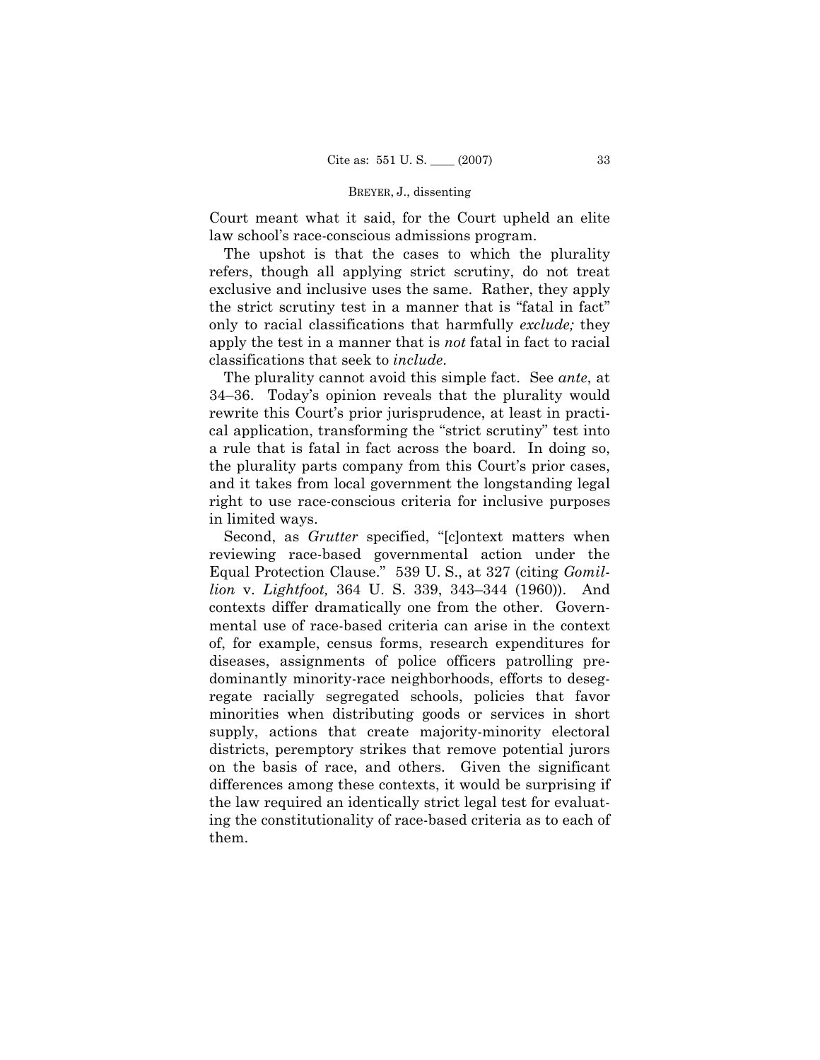Court meant what it said, for the Court upheld an elite law school's race-conscious admissions program.

The upshot is that the cases to which the plurality refers, though all applying strict scrutiny, do not treat exclusive and inclusive uses the same. Rather, they apply the strict scrutiny test in a manner that is "fatal in fact" only to racial classifications that harmfully *exclude;* they apply the test in a manner that is *not* fatal in fact to racial classifications that seek to *include*.

The plurality cannot avoid this simple fact. See *ante*, at 34–36. Today's opinion reveals that the plurality would rewrite this Court's prior jurisprudence, at least in practical application, transforming the "strict scrutiny" test into a rule that is fatal in fact across the board. In doing so, the plurality parts company from this Court's prior cases, and it takes from local government the longstanding legal right to use race-conscious criteria for inclusive purposes in limited ways.

Second, as *Grutter* specified, "[c]ontext matters when reviewing race-based governmental action under the Equal Protection Clause." 539 U. S., at 327 (citing *Gomillion* v. *Lightfoot,* 364 U. S. 339, 343–344 (1960)). And contexts differ dramatically one from the other. Governmental use of race-based criteria can arise in the context of, for example, census forms, research expenditures for diseases, assignments of police officers patrolling predominantly minority-race neighborhoods, efforts to desegregate racially segregated schools, policies that favor minorities when distributing goods or services in short supply, actions that create majority-minority electoral districts, peremptory strikes that remove potential jurors on the basis of race, and others. Given the significant differences among these contexts, it would be surprising if the law required an identically strict legal test for evaluating the constitutionality of race-based criteria as to each of them.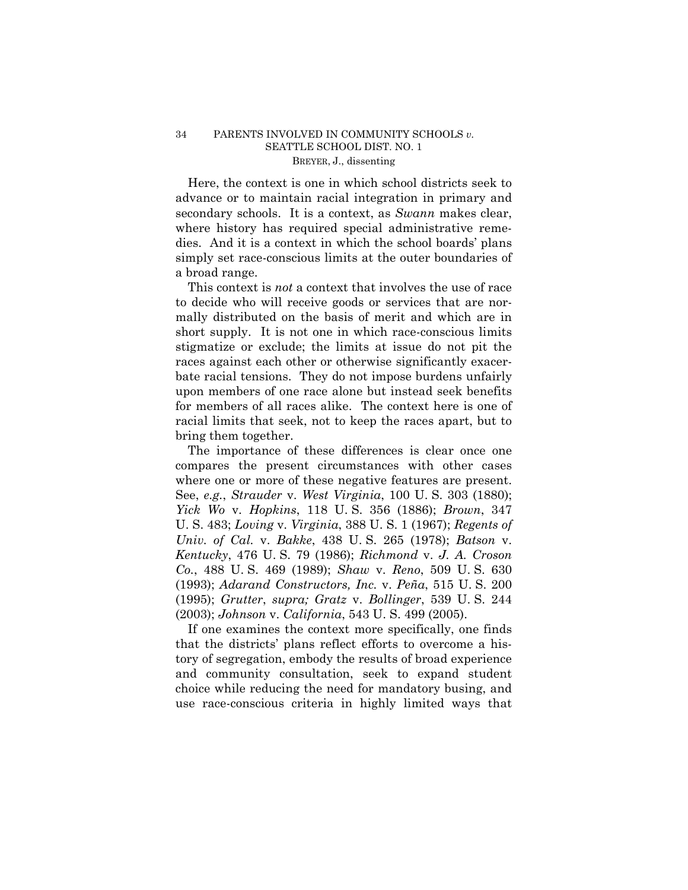Here, the context is one in which school districts seek to advance or to maintain racial integration in primary and secondary schools. It is a context, as *Swann* makes clear, where history has required special administrative remedies. And it is a context in which the school boards' plans simply set race-conscious limits at the outer boundaries of a broad range.

This context is *not* a context that involves the use of race to decide who will receive goods or services that are normally distributed on the basis of merit and which are in short supply. It is not one in which race-conscious limits stigmatize or exclude; the limits at issue do not pit the races against each other or otherwise significantly exacerbate racial tensions. They do not impose burdens unfairly upon members of one race alone but instead seek benefits for members of all races alike. The context here is one of racial limits that seek, not to keep the races apart, but to bring them together.

The importance of these differences is clear once one compares the present circumstances with other cases where one or more of these negative features are present. See, *e.g.*, *Strauder* v. *West Virginia*, 100 U. S. 303 (1880); *Yick Wo* v. *Hopkins*, 118 U. S. 356 (1886); *Brown*, 347 U. S. 483; *Loving* v. *Virginia*, 388 U. S. 1 (1967); *Regents of Univ. of Cal.* v. *Bakke*, 438 U. S. 265 (1978); *Batson* v. *Kentucky*, 476 U. S. 79 (1986); *Richmond* v. *J. A. Croson Co.*, 488 U. S. 469 (1989); *Shaw* v. *Reno*, 509 U. S. 630 (1993); *Adarand Constructors, Inc.* v. *Peña*, 515 U. S. 200 (1995); *Grutter*, *supra; Gratz* v. *Bollinger*, 539 U. S. 244 (2003); *Johnson* v. *California*, 543 U. S. 499 (2005).

If one examines the context more specifically, one finds that the districts' plans reflect efforts to overcome a history of segregation, embody the results of broad experience and community consultation, seek to expand student choice while reducing the need for mandatory busing, and use race-conscious criteria in highly limited ways that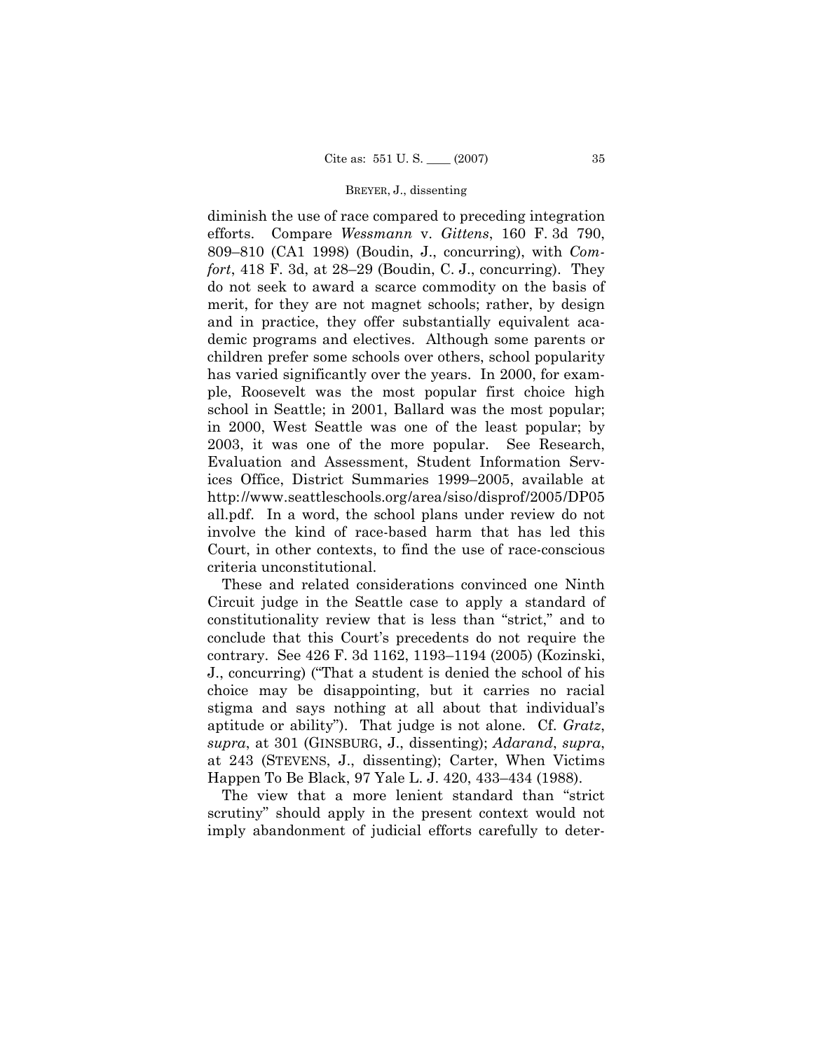diminish the use of race compared to preceding integration efforts. Compare *Wessmann* v. *Gittens*, 160 F. 3d 790, 809–810 (CA1 1998) (Boudin, J., concurring), with *Comfort*, 418 F. 3d, at 28–29 (Boudin, C. J., concurring). They do not seek to award a scarce commodity on the basis of merit, for they are not magnet schools; rather, by design and in practice, they offer substantially equivalent academic programs and electives. Although some parents or children prefer some schools over others, school popularity has varied significantly over the years. In 2000, for example, Roosevelt was the most popular first choice high school in Seattle; in 2001, Ballard was the most popular; in 2000, West Seattle was one of the least popular; by 2003, it was one of the more popular. See Research, Evaluation and Assessment, Student Information Services Office, District Summaries 1999–2005, available at http://www.seattleschools.org/area/siso/disprof/2005/DP05all.pdf. In a word, the school plans under review do not involve the kind of race-based harm that has led this Court, in other contexts, to find the use of race-conscious criteria unconstitutional.

These and related considerations convinced one Ninth Circuit judge in the Seattle case to apply a standard of constitutionality review that is less than "strict," and to conclude that this Court's precedents do not require the contrary. See 426 F. 3d 1162, 1193–1194 (2005) (Kozinski, J., concurring) ("That a student is denied the school of his choice may be disappointing, but it carries no racial stigma and says nothing at all about that individual's aptitude or ability"). That judge is not alone. Cf. *Gratz*, *supra*, at 301 (GINSBURG, J., dissenting); *Adarand*, *supra*, at 243 (STEVENS, J., dissenting); Carter, When Victims Happen To Be Black, 97 Yale L. J. 420, 433–434 (1988).

The view that a more lenient standard than "strict scrutiny" should apply in the present context would not imply abandonment of judicial efforts carefully to deter-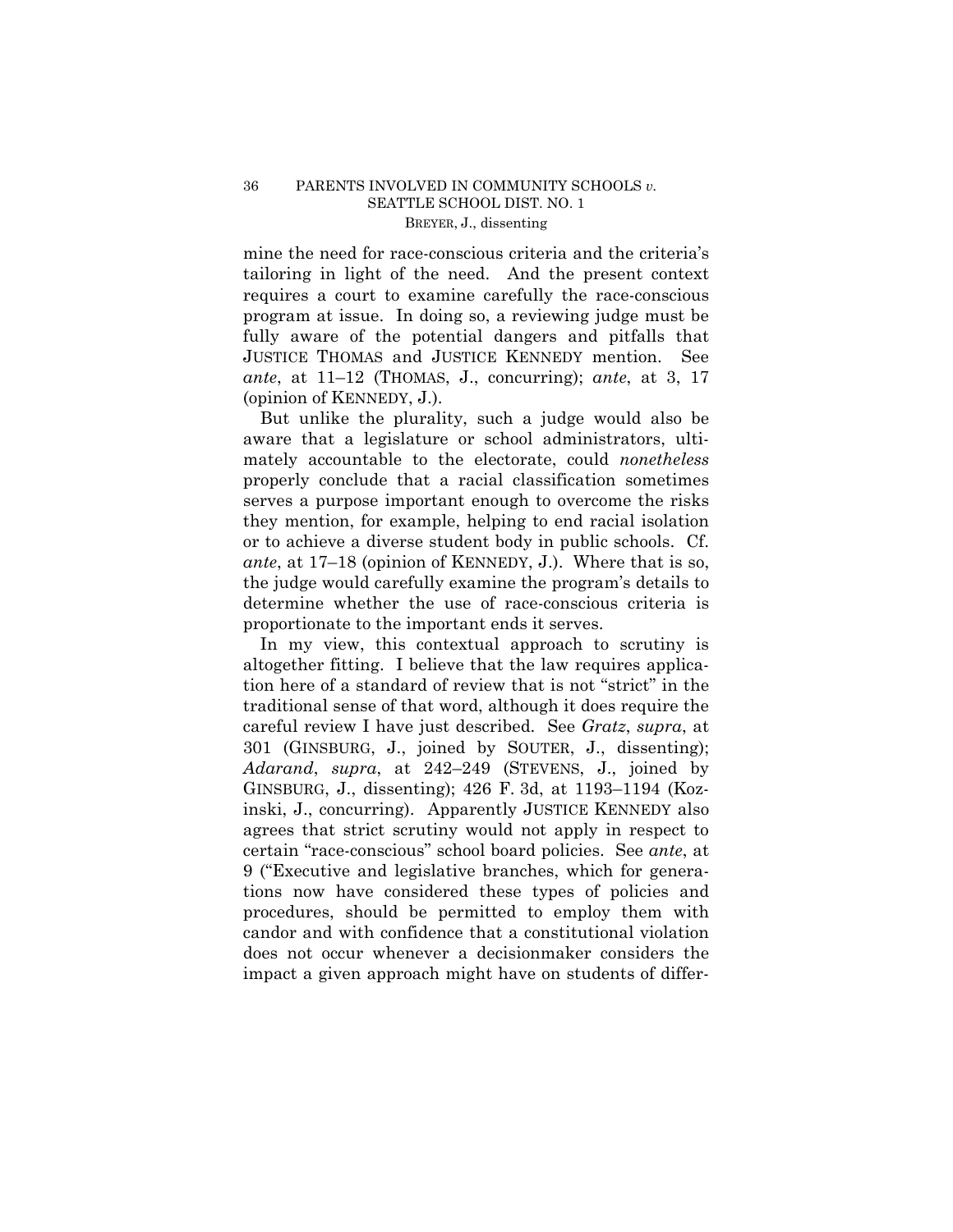mine the need for race-conscious criteria and the criteria's tailoring in light of the need. And the present context requires a court to examine carefully the race-conscious program at issue. In doing so, a reviewing judge must be fully aware of the potential dangers and pitfalls that JUSTICE THOMAS and JUSTICE KENNEDY mention. See *ante*, at 11–12 (THOMAS, J., concurring); *ante*, at 3, 17 (opinion of KENNEDY, J.).

But unlike the plurality, such a judge would also be aware that a legislature or school administrators, ultimately accountable to the electorate, could *nonetheless* properly conclude that a racial classification sometimes serves a purpose important enough to overcome the risks they mention, for example, helping to end racial isolation or to achieve a diverse student body in public schools. Cf. *ante*, at 17–18 (opinion of KENNEDY, J.). Where that is so, the judge would carefully examine the program's details to determine whether the use of race-conscious criteria is proportionate to the important ends it serves.

In my view, this contextual approach to scrutiny is altogether fitting. I believe that the law requires application here of a standard of review that is not "strict" in the traditional sense of that word, although it does require the careful review I have just described. See *Gratz*, *supra*, at 301 (GINSBURG, J., joined by SOUTER, J., dissenting); *Adarand*, *supra*, at 242–249 (STEVENS, J., joined by GINSBURG, J., dissenting); 426 F. 3d, at 1193–1194 (Kozinski, J., concurring). Apparently JUSTICE KENNEDY also agrees that strict scrutiny would not apply in respect to certain "race-conscious" school board policies. See *ante*, at 9 ("Executive and legislative branches, which for generations now have considered these types of policies and procedures, should be permitted to employ them with candor and with confidence that a constitutional violation does not occur whenever a decisionmaker considers the impact a given approach might have on students of differ-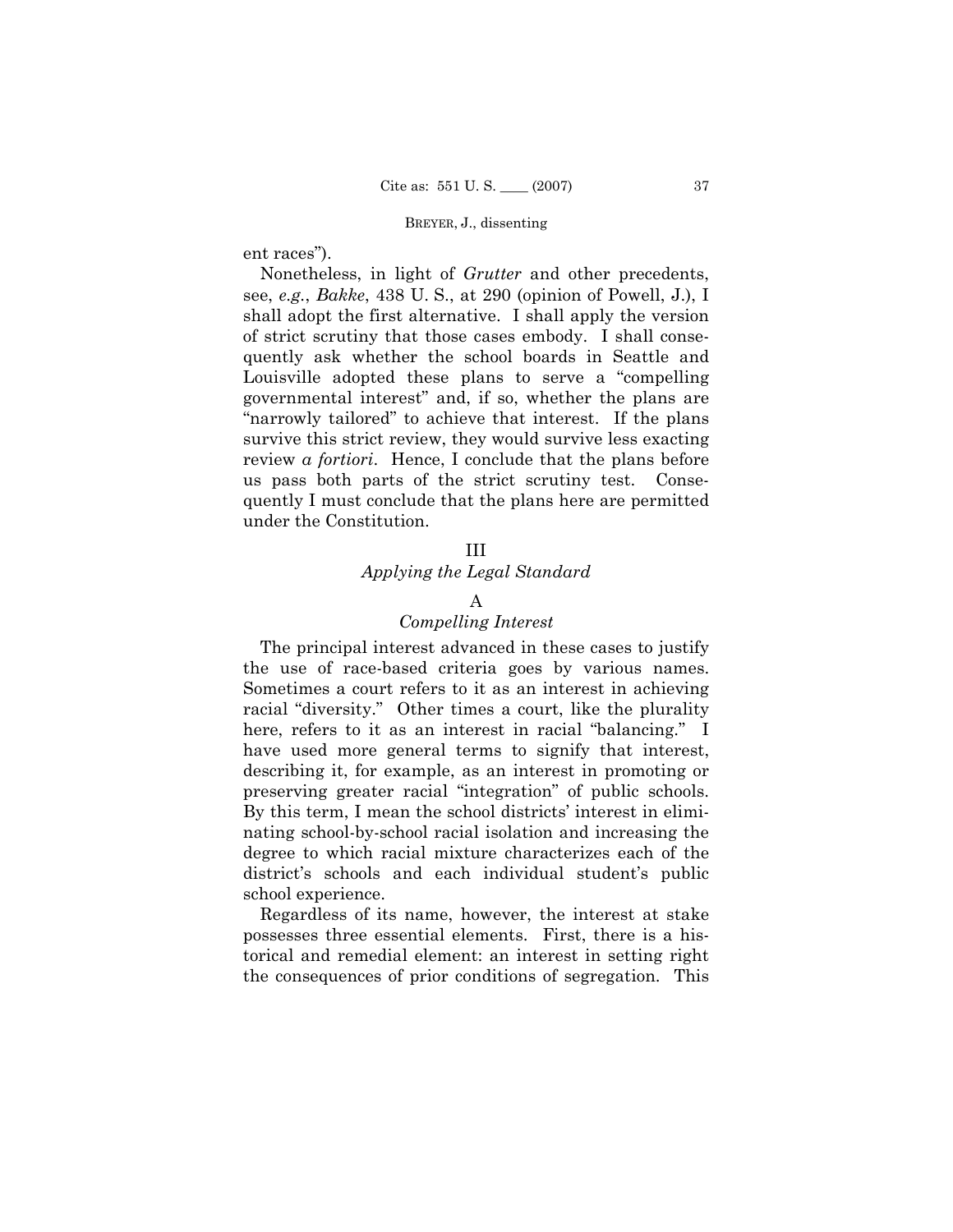ent races").

Nonetheless, in light of *Grutter* and other precedents, see, *e.g.*, *Bakke*, 438 U. S., at 290 (opinion of Powell, J.), I shall adopt the first alternative. I shall apply the version of strict scrutiny that those cases embody. I shall consequently ask whether the school boards in Seattle and Louisville adopted these plans to serve a "compelling governmental interest" and, if so, whether the plans are "narrowly tailored" to achieve that interest. If the plans survive this strict review, they would survive less exacting review *a fortiori*. Hence, I conclude that the plans before us pass both parts of the strict scrutiny test. Consequently I must conclude that the plans here are permitted under the Constitution.

## III
### *Applying the Legal Standard*

#### A
#### *Compelling Interest*

The principal interest advanced in these cases to justify the use of race-based criteria goes by various names. Sometimes a court refers to it as an interest in achieving racial "diversity." Other times a court, like the plurality here, refers to it as an interest in racial "balancing." I have used more general terms to signify that interest, describing it, for example, as an interest in promoting or preserving greater racial "integration" of public schools. By this term, I mean the school districts' interest in eliminating school-by-school racial isolation and increasing the degree to which racial mixture characterizes each of the district's schools and each individual student's public school experience.

Regardless of its name, however, the interest at stake possesses three essential elements. First, there is a historical and remedial element: an interest in setting right the consequences of prior conditions of segregation. This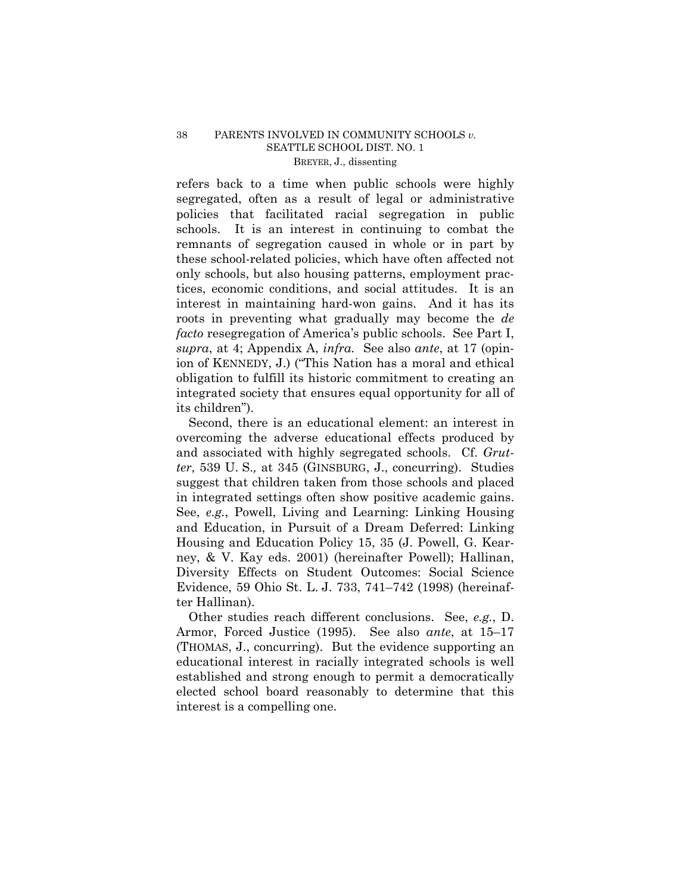refers back to a time when public schools were highly segregated, often as a result of legal or administrative policies that facilitated racial segregation in public schools. It is an interest in continuing to combat the remnants of segregation caused in whole or in part by these school-related policies, which have often affected not only schools, but also housing patterns, employment practices, economic conditions, and social attitudes. It is an interest in maintaining hard-won gains. And it has its roots in preventing what gradually may become the *de facto* resegregation of America's public schools. See Part I, *supra*, at 4; Appendix A, *infra*. See also *ante*, at 17 (opinion of KENNEDY, J.) ("This Nation has a moral and ethical obligation to fulfill its historic commitment to creating an integrated society that ensures equal opportunity for all of its children").

Second, there is an educational element: an interest in overcoming the adverse educational effects produced by and associated with highly segregated schools. Cf. *Grutter*, 539 U. S., at 345 (GINSBURG, J., concurring). Studies suggest that children taken from those schools and placed in integrated settings often show positive academic gains. See, *e.g.*, Powell, Living and Learning: Linking Housing and Education, in Pursuit of a Dream Deferred: Linking Housing and Education Policy 15, 35 (J. Powell, G. Kearney, & V. Kay eds. 2001) (hereinafter Powell); Hallinan, Diversity Effects on Student Outcomes: Social Science Evidence, 59 Ohio St. L. J. 733, 741–742 (1998) (hereinafter Hallinan).

Other studies reach different conclusions. See, *e.g.*, D. Armor, Forced Justice (1995). See also *ante*, at 15–17 (THOMAS, J., concurring). But the evidence supporting an educational interest in racially integrated schools is well established and strong enough to permit a democratically elected school board reasonably to determine that this interest is a compelling one.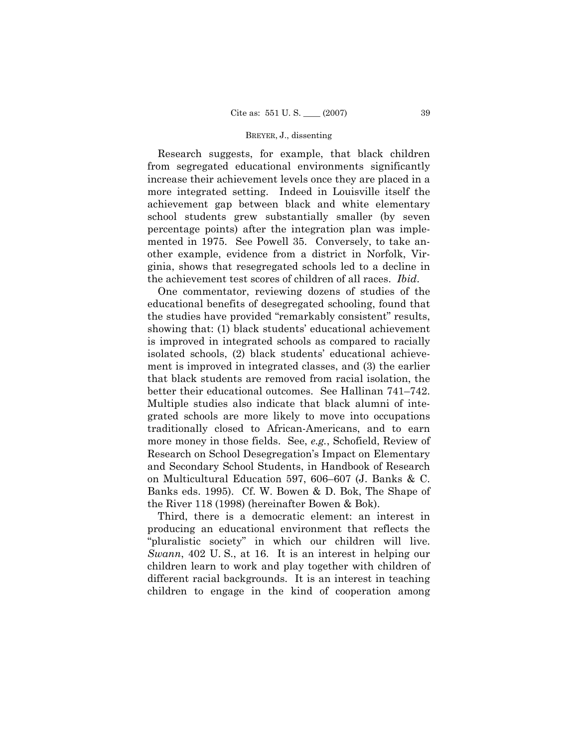Research suggests, for example, that black children from segregated educational environments significantly increase their achievement levels once they are placed in a more integrated setting. Indeed in Louisville itself the achievement gap between black and white elementary school students grew substantially smaller (by seven percentage points) after the integration plan was implemented in 1975. See Powell 35. Conversely, to take another example, evidence from a district in Norfolk, Virginia, shows that resegregated schools led to a decline in the achievement test scores of children of all races. *Ibid.*

One commentator, reviewing dozens of studies of the educational benefits of desegregated schooling, found that the studies have provided "remarkably consistent" results, showing that: (1) black students' educational achievement is improved in integrated schools as compared to racially isolated schools, (2) black students' educational achievement is improved in integrated classes, and (3) the earlier that black students are removed from racial isolation, the better their educational outcomes. See Hallinan 741–742. Multiple studies also indicate that black alumni of integrated schools are more likely to move into occupations traditionally closed to African-Americans, and to earn more money in those fields. See, *e.g.*, Schofield, Review of Research on School Desegregation's Impact on Elementary and Secondary School Students, in Handbook of Research on Multicultural Education 597, 606–607 (J. Banks & C. Banks eds. 1995). Cf. W. Bowen & D. Bok, The Shape of the River 118 (1998) (hereinafter Bowen & Bok).

Third, there is a democratic element: an interest in producing an educational environment that reflects the "pluralistic society" in which our children will live. *Swann*, 402 U. S., at 16. It is an interest in helping our children learn to work and play together with children of different racial backgrounds. It is an interest in teaching children to engage in the kind of cooperation among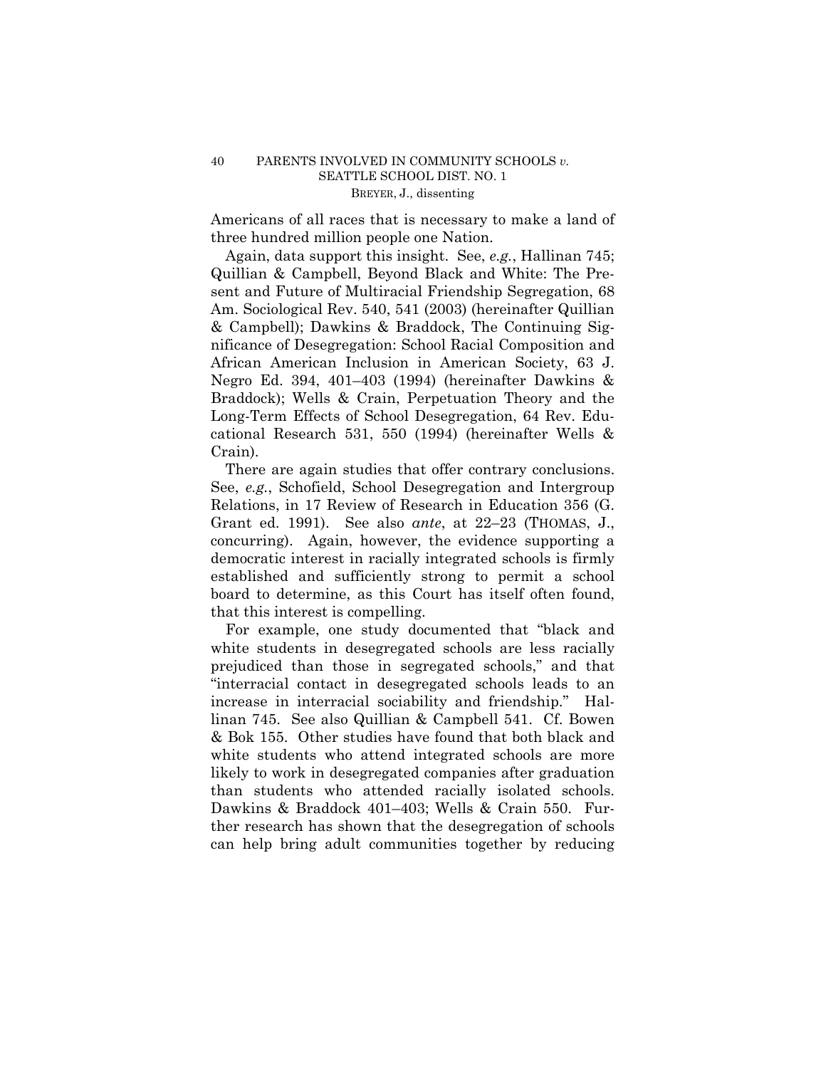Americans of all races that is necessary to make a land of three hundred million people one Nation.

Again, data support this insight. See, *e.g.*, Hallinan 745; Quillian & Campbell, Beyond Black and White: The Present and Future of Multiracial Friendship Segregation, 68 Am. Sociological Rev. 540, 541 (2003) (hereinafter Quillian & Campbell); Dawkins & Braddock, The Continuing Significance of Desegregation: School Racial Composition and African American Inclusion in American Society, 63 J. Negro Ed. 394, 401–403 (1994) (hereinafter Dawkins & Braddock); Wells & Crain, Perpetuation Theory and the Long-Term Effects of School Desegregation, 64 Rev. Educational Research 531, 550 (1994) (hereinafter Wells & Crain).

There are again studies that offer contrary conclusions. See, *e.g.*, Schofield, School Desegregation and Intergroup Relations, in 17 Review of Research in Education 356 (G. Grant ed. 1991). See also *ante*, at 22–23 (THOMAS, J., concurring). Again, however, the evidence supporting a democratic interest in racially integrated schools is firmly established and sufficiently strong to permit a school board to determine, as this Court has itself often found, that this interest is compelling.

For example, one study documented that "black and white students in desegregated schools are less racially prejudiced than those in segregated schools," and that "interracial contact in desegregated schools leads to an increase in interracial sociability and friendship." Hallinan 745. See also Quillian & Campbell 541. Cf. Bowen & Bok 155. Other studies have found that both black and white students who attend integrated schools are more likely to work in desegregated companies after graduation than students who attended racially isolated schools. Dawkins & Braddock 401–403; Wells & Crain 550. Further research has shown that the desegregation of schools can help bring adult communities together by reducing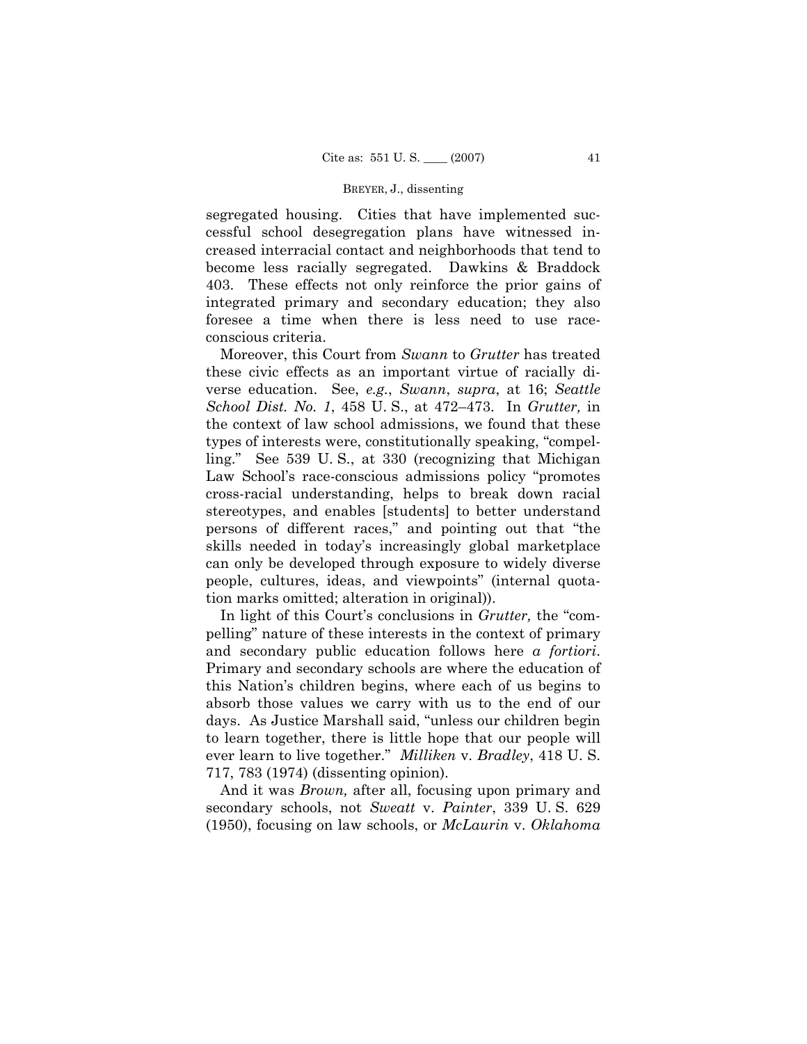segregated housing. Cities that have implemented successful school desegregation plans have witnessed increased interracial contact and neighborhoods that tend to become less racially segregated. Dawkins & Braddock 403. These effects not only reinforce the prior gains of integrated primary and secondary education; they also foresee a time when there is less need to use race-conscious criteria.

Moreover, this Court from *Swann* to *Grutter* has treated these civic effects as an important virtue of racially diverse education. See, *e.g.*, *Swann*, *supra*, at 16; *Seattle School Dist. No. 1*, 458 U. S., at 472–473. In *Grutter,* in the context of law school admissions, we found that these types of interests were, constitutionally speaking, "compelling." See 539 U. S., at 330 (recognizing that Michigan Law School's race-conscious admissions policy "promotes cross-racial understanding, helps to break down racial stereotypes, and enables [students] to better understand persons of different races," and pointing out that "the skills needed in today's increasingly global marketplace can only be developed through exposure to widely diverse people, cultures, ideas, and viewpoints" (internal quotation marks omitted; alteration in original)).

In light of this Court's conclusions in *Grutter,* the "compelling" nature of these interests in the context of primary and secondary public education follows here *a fortiori*. Primary and secondary schools are where the education of this Nation's children begins, where each of us begins to absorb those values we carry with us to the end of our days. As Justice Marshall said, "unless our children begin to learn together, there is little hope that our people will ever learn to live together." *Milliken* v. *Bradley*, 418 U. S. 717, 783 (1974) (dissenting opinion).

And it was *Brown,* after all, focusing upon primary and secondary schools, not *Sweatt* v. *Painter*, 339 U. S. 629 (1950), focusing on law schools, or *McLaurin* v. *Oklahoma*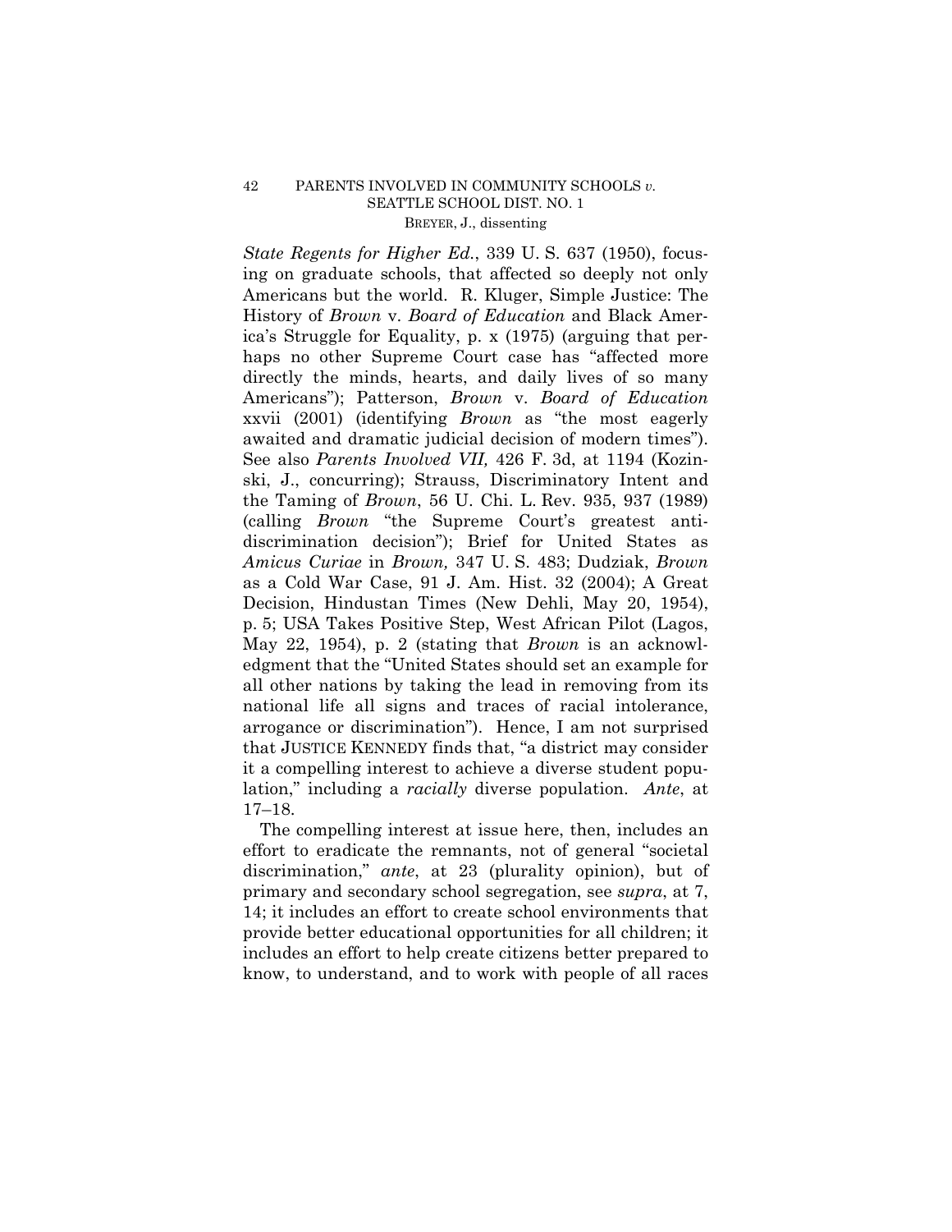*State Regents for Higher Ed.*, 339 U. S. 637 (1950), focusing on graduate schools, that affected so deeply not only Americans but the world. R. Kluger, Simple Justice: The History of *Brown* v. *Board of Education* and Black America's Struggle for Equality, p. x (1975) (arguing that perhaps no other Supreme Court case has "affected more directly the minds, hearts, and daily lives of so many Americans"); Patterson, *Brown* v. *Board of Education* xxvii (2001) (identifying *Brown* as "the most eagerly awaited and dramatic judicial decision of modern times"). See also *Parents Involved VII,* 426 F. 3d, at 1194 (Kozinski, J., concurring); Strauss, Discriminatory Intent and the Taming of *Brown*, 56 U. Chi. L. Rev. 935, 937 (1989) (calling *Brown* "the Supreme Court's greatest antidiscrimination decision"); Brief for United States as *Amicus Curiae* in *Brown,* 347 U. S. 483; Dudziak, *Brown* as a Cold War Case, 91 J. Am. Hist. 32 (2004); A Great Decision, Hindustan Times (New Dehli, May 20, 1954), p. 5; USA Takes Positive Step, West African Pilot (Lagos, May 22, 1954), p. 2 (stating that *Brown* is an acknowledgment that the "United States should set an example for all other nations by taking the lead in removing from its national life all signs and traces of racial intolerance, arrogance or discrimination"). Hence, I am not surprised that JUSTICE KENNEDY finds that, "a district may consider it a compelling interest to achieve a diverse student population," including a *racially* diverse population. *Ante*, at 17–18.

The compelling interest at issue here, then, includes an effort to eradicate the remnants, not of general "societal discrimination," *ante*, at 23 (plurality opinion), but of primary and secondary school segregation, see *supra*, at 7, 14; it includes an effort to create school environments that provide better educational opportunities for all children; it includes an effort to help create citizens better prepared to know, to understand, and to work with people of all races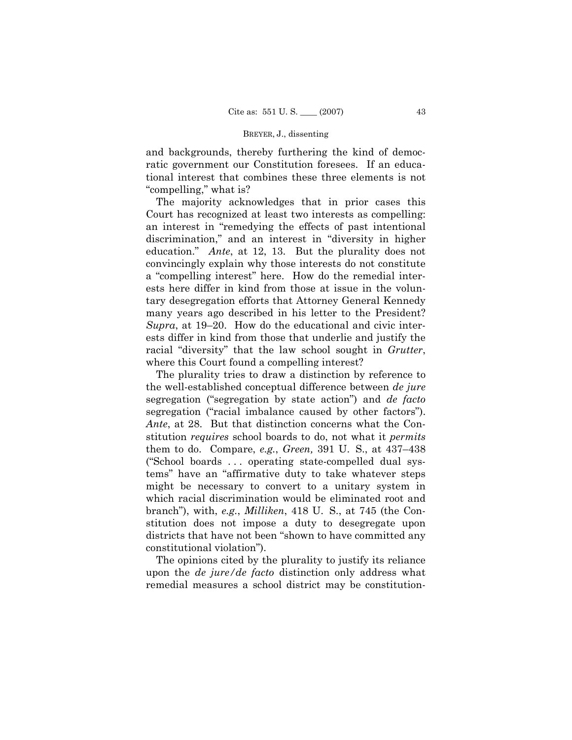and backgrounds, thereby furthering the kind of democratic government our Constitution foresees. If an educational interest that combines these three elements is not "compelling," what is?

The majority acknowledges that in prior cases this Court has recognized at least two interests as compelling: an interest in "remedying the effects of past intentional discrimination," and an interest in "diversity in higher education." *Ante*, at 12, 13. But the plurality does not convincingly explain why those interests do not constitute a "compelling interest" here. How do the remedial interests here differ in kind from those at issue in the voluntary desegregation efforts that Attorney General Kennedy many years ago described in his letter to the President? *Supra*, at 19–20. How do the educational and civic interests differ in kind from those that underlie and justify the racial "diversity" that the law school sought in *Grutter*, where this Court found a compelling interest?

The plurality tries to draw a distinction by reference to the well-established conceptual difference between *de jure* segregation ("segregation by state action") and *de facto* segregation ("racial imbalance caused by other factors"). *Ante*, at 28. But that distinction concerns what the Constitution *requires* school boards to do, not what it *permits* them to do. Compare, *e.g.*, *Green,* 391 U. S., at 437–438 ("School boards . . . operating state-compelled dual systems" have an "affirmative duty to take whatever steps might be necessary to convert to a unitary system in which racial discrimination would be eliminated root and branch"), with, *e.g.*, *Milliken*, 418 U. S., at 745 (the Constitution does not impose a duty to desegregate upon districts that have not been "shown to have committed any constitutional violation").

The opinions cited by the plurality to justify its reliance upon the *de jure/de facto* distinction only address what remedial measures a school district may be constitution-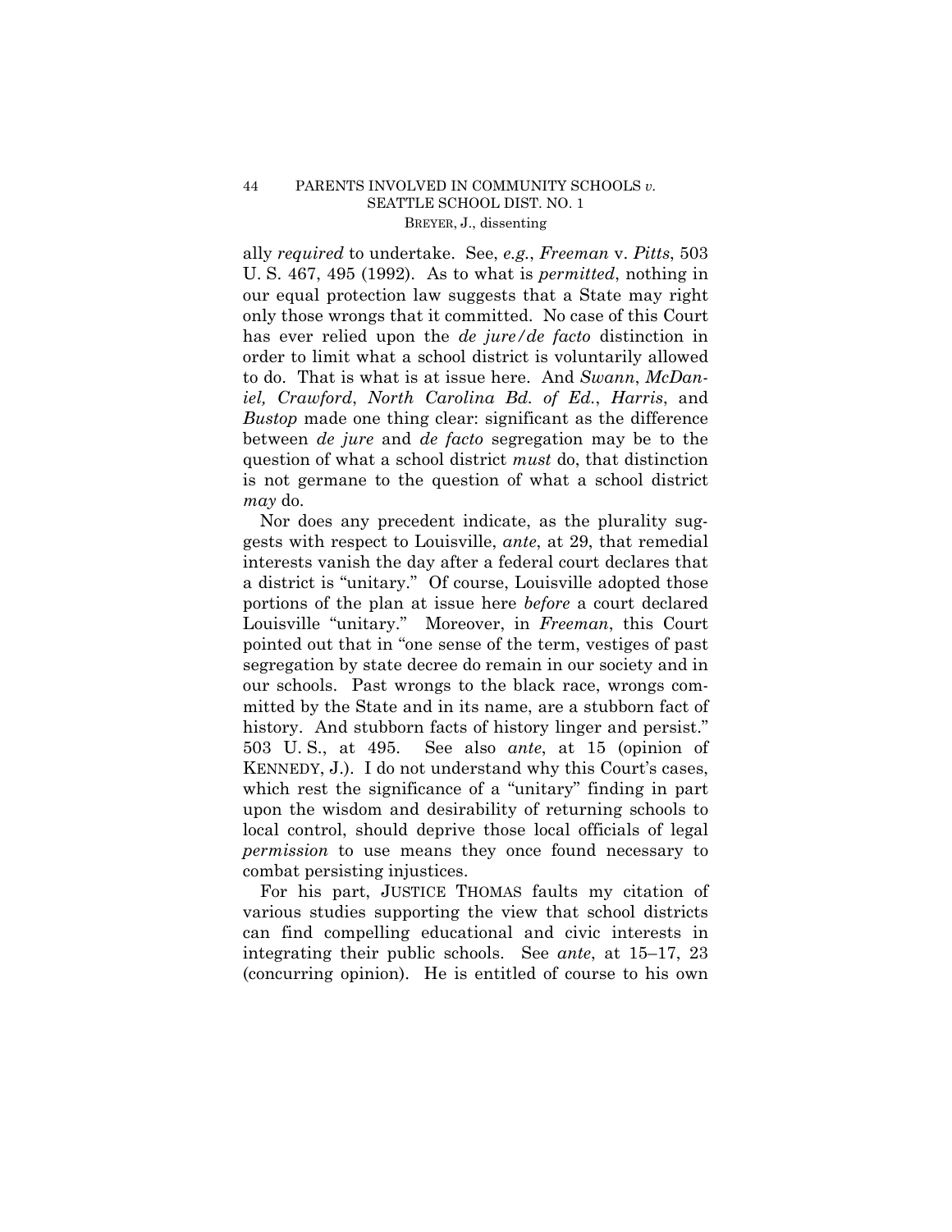ally *required* to undertake. See, *e.g.*, *Freeman* v. *Pitts*, 503 U. S. 467, 495 (1992). As to what is *permitted*, nothing in our equal protection law suggests that a State may right only those wrongs that it committed. No case of this Court has ever relied upon the *de jure/de facto* distinction in order to limit what a school district is voluntarily allowed to do. That is what is at issue here. And *Swann*, *McDaniel, Crawford*, *North Carolina Bd. of Ed.*, *Harris*, and *Bustop* made one thing clear: significant as the difference between *de jure* and *de facto* segregation may be to the question of what a school district *must* do, that distinction is not germane to the question of what a school district *may* do.

Nor does any precedent indicate, as the plurality suggests with respect to Louisville, *ante*, at 29, that remedial interests vanish the day after a federal court declares that a district is "unitary." Of course, Louisville adopted those portions of the plan at issue here *before* a court declared Louisville "unitary." Moreover, in *Freeman*, this Court pointed out that in "one sense of the term, vestiges of past segregation by state decree do remain in our society and in our schools. Past wrongs to the black race, wrongs committed by the State and in its name, are a stubborn fact of history. And stubborn facts of history linger and persist." 503 U. S., at 495. See also *ante*, at 15 (opinion of KENNEDY, J.). I do not understand why this Court's cases, which rest the significance of a "unitary" finding in part upon the wisdom and desirability of returning schools to local control, should deprive those local officials of legal *permission* to use means they once found necessary to combat persisting injustices.

For his part, JUSTICE THOMAS faults my citation of various studies supporting the view that school districts can find compelling educational and civic interests in integrating their public schools. See *ante*, at 15–17, 23 (concurring opinion). He is entitled of course to his own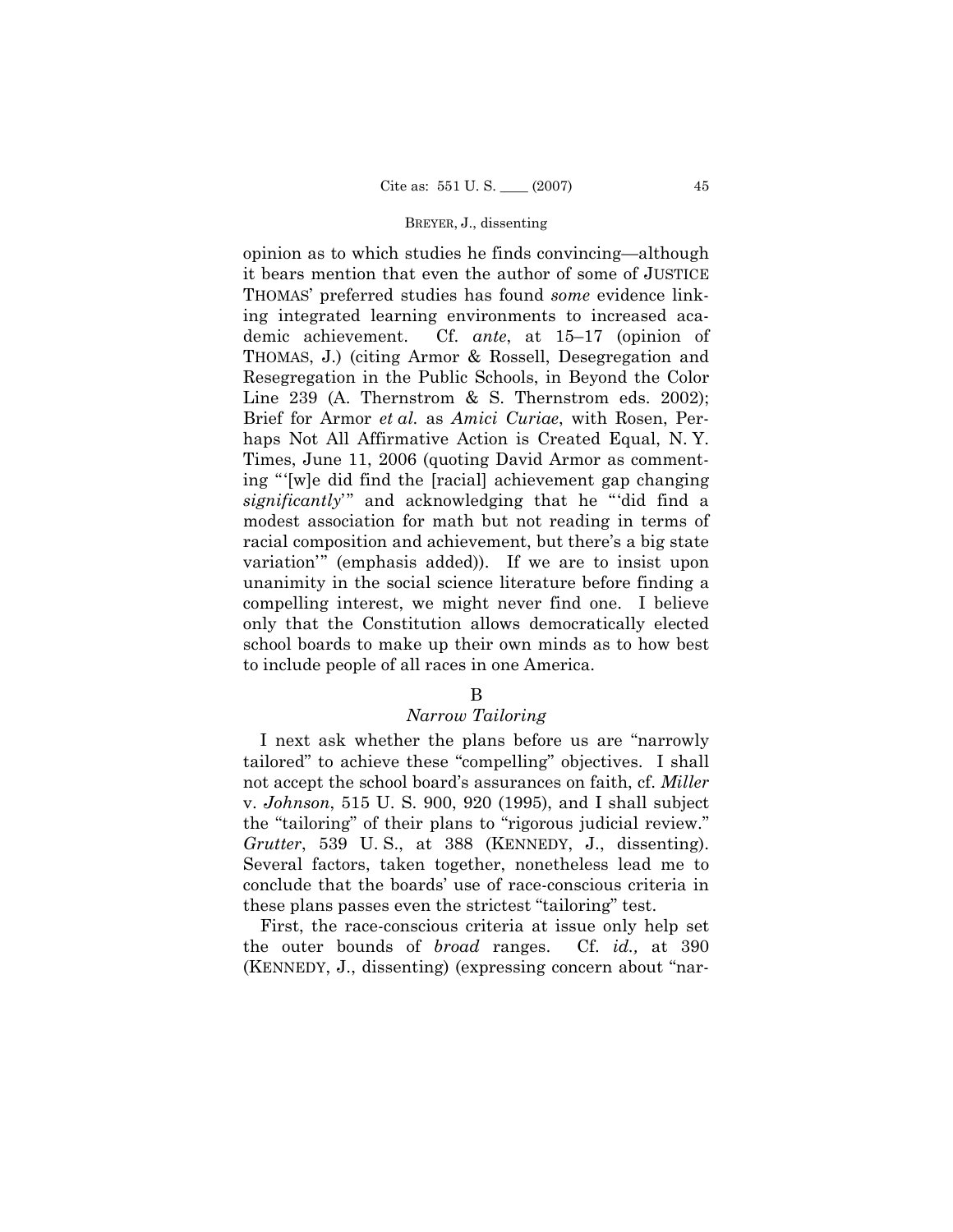opinion as to which studies he finds convincing—although it bears mention that even the author of some of JUSTICE THOMAS' preferred studies has found *some* evidence linking integrated learning environments to increased academic achievement. Cf. *ante*, at 15–17 (opinion of THOMAS, J.) (citing Armor & Rossell, Desegregation and Resegregation in the Public Schools, in Beyond the Color Line 239 (A. Thernstrom & S. Thernstrom eds. 2002); Brief for Armor *et al.* as *Amici Curiae*, with Rosen, Perhaps Not All Affirmative Action is Created Equal, N. Y. Times, June 11, 2006 (quoting David Armor as commenting "'[w]e did find the [racial] achievement gap changing *significantly*'" and acknowledging that he "'did find a modest association for math but not reading in terms of racial composition and achievement, but there's a big state variation'" (emphasis added)). If we are to insist upon unanimity in the social science literature before finding a compelling interest, we might never find one. I believe only that the Constitution allows democratically elected school boards to make up their own minds as to how best to include people of all races in one America.

### B

### *Narrow Tailoring*

I next ask whether the plans before us are "narrowly tailored" to achieve these "compelling" objectives. I shall not accept the school board's assurances on faith, cf. *Miller* v. *Johnson*, 515 U. S. 900, 920 (1995), and I shall subject the "tailoring" of their plans to "rigorous judicial review." *Grutter*, 539 U. S., at 388 (KENNEDY, J., dissenting). Several factors, taken together, nonetheless lead me to conclude that the boards' use of race-conscious criteria in these plans passes even the strictest "tailoring" test.

First, the race-conscious criteria at issue only help set the outer bounds of *broad* ranges. Cf. *id.,* at 390 (KENNEDY, J., dissenting) (expressing concern about "nar-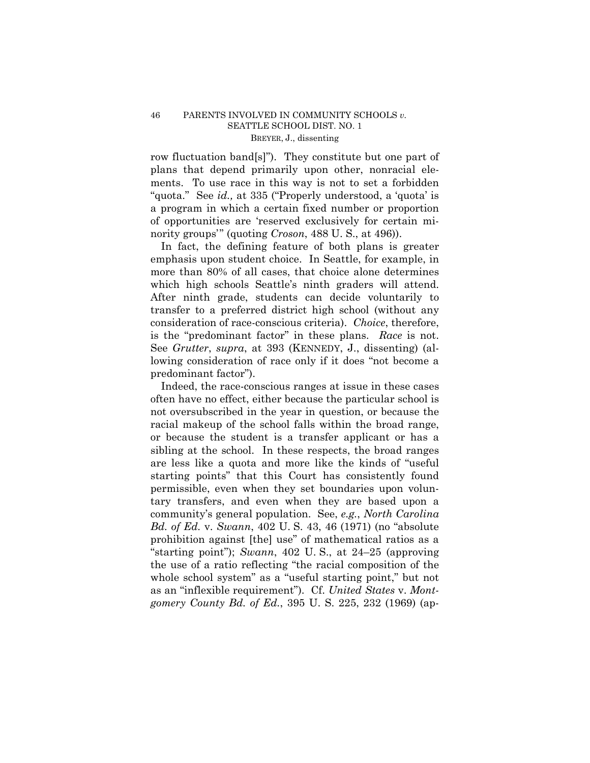row fluctuation band[s]"). They constitute but one part of plans that depend primarily upon other, nonracial elements. To use race in this way is not to set a forbidden "quota." See *id.,* at 335 ("Properly understood, a 'quota' is a program in which a certain fixed number or proportion of opportunities are 'reserved exclusively for certain minority groups'" (quoting *Croson*, 488 U. S., at 496)).

In fact, the defining feature of both plans is greater emphasis upon student choice. In Seattle, for example, in more than 80% of all cases, that choice alone determines which high schools Seattle's ninth graders will attend. After ninth grade, students can decide voluntarily to transfer to a preferred district high school (without any consideration of race-conscious criteria). *Choice*, therefore, is the "predominant factor" in these plans. *Race* is not. See *Grutter*, *supra*, at 393 (KENNEDY, J., dissenting) (allowing consideration of race only if it does "not become a predominant factor").

Indeed, the race-conscious ranges at issue in these cases often have no effect, either because the particular school is not oversubscribed in the year in question, or because the racial makeup of the school falls within the broad range, or because the student is a transfer applicant or has a sibling at the school. In these respects, the broad ranges are less like a quota and more like the kinds of "useful starting points" that this Court has consistently found permissible, even when they set boundaries upon voluntary transfers, and even when they are based upon a community's general population. See, *e.g.*, *North Carolina Bd. of Ed.* v. *Swann*, 402 U. S. 43, 46 (1971) (no "absolute prohibition against [the] use" of mathematical ratios as a "starting point"); *Swann*, 402 U. S., at 24–25 (approving the use of a ratio reflecting "the racial composition of the whole school system" as a "useful starting point," but not as an "inflexible requirement"). Cf. *United States* v. *Montgomery County Bd. of Ed.*, 395 U. S. 225, 232 (1969) (ap-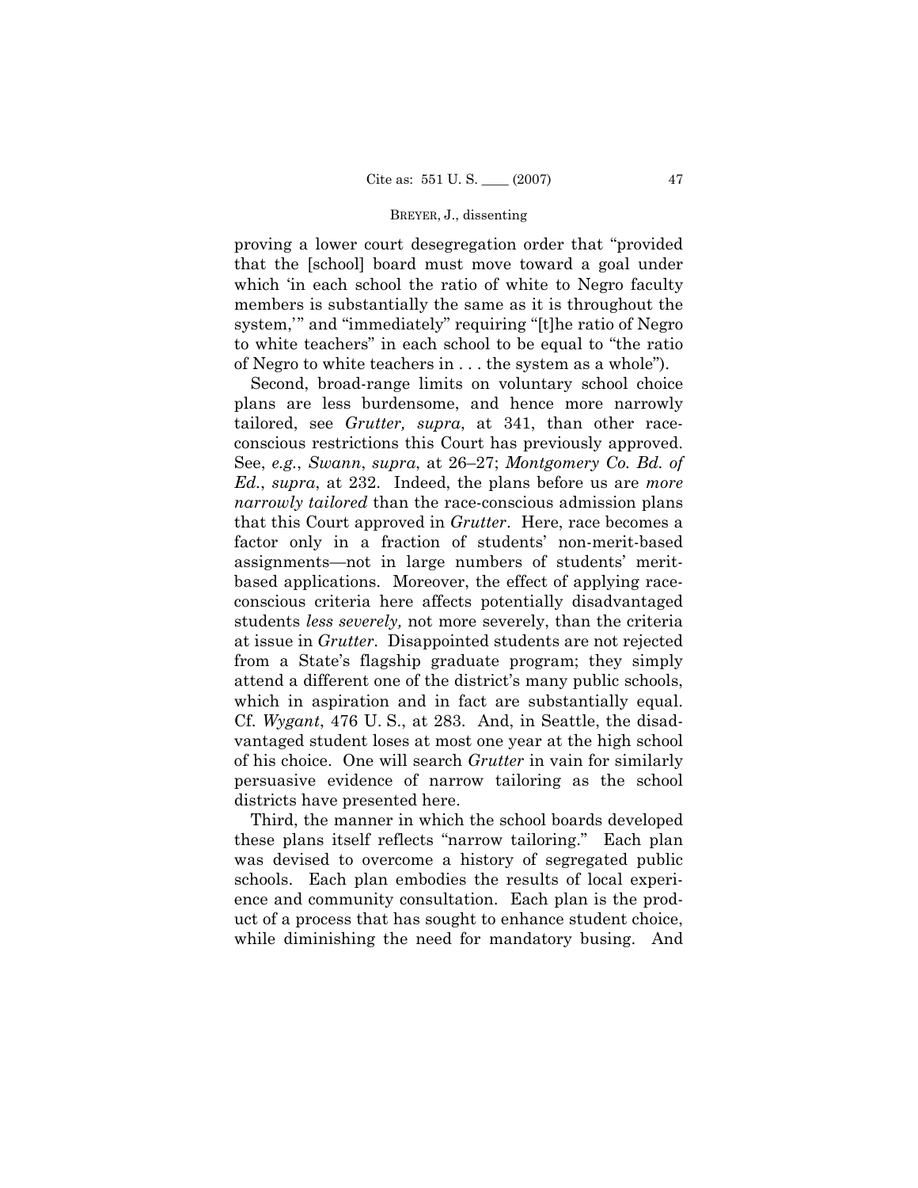proving a lower court desegregation order that "provided that the [school] board must move toward a goal under which 'in each school the ratio of white to Negro faculty members is substantially the same as it is throughout the system,'" and "immediately" requiring "[t]he ratio of Negro to white teachers" in each school to be equal to "the ratio of Negro to white teachers in . . . the system as a whole").

Second, broad-range limits on voluntary school choice plans are less burdensome, and hence more narrowly tailored, see *Grutter, supra*, at 341, than other race-conscious restrictions this Court has previously approved. See, *e.g.*, *Swann*, *supra*, at 26–27; *Montgomery Co. Bd. of Ed.*, *supra*, at 232. Indeed, the plans before us are *more narrowly tailored* than the race-conscious admission plans that this Court approved in *Grutter*. Here, race becomes a factor only in a fraction of students' non-merit-based assignments—not in large numbers of students' merit-based applications. Moreover, the effect of applying race-conscious criteria here affects potentially disadvantaged students *less severely,* not more severely, than the criteria at issue in *Grutter*. Disappointed students are not rejected from a State's flagship graduate program; they simply attend a different one of the district's many public schools, which in aspiration and in fact are substantially equal. Cf. *Wygant*, 476 U. S., at 283. And, in Seattle, the disadvantaged student loses at most one year at the high school of his choice. One will search *Grutter* in vain for similarly persuasive evidence of narrow tailoring as the school districts have presented here.

Third, the manner in which the school boards developed these plans itself reflects "narrow tailoring." Each plan was devised to overcome a history of segregated public schools. Each plan embodies the results of local experience and community consultation. Each plan is the product of a process that has sought to enhance student choice, while diminishing the need for mandatory busing. And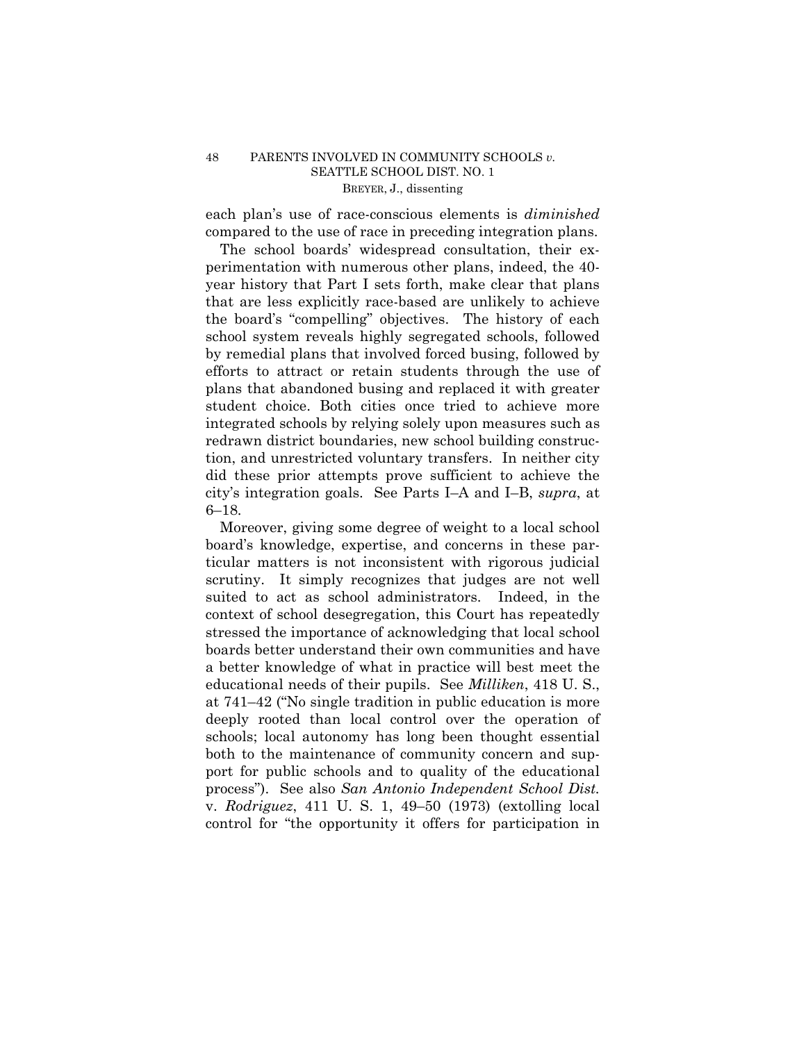each plan's use of race-conscious elements is *diminished* compared to the use of race in preceding integration plans.

The school boards' widespread consultation, their experimentation with numerous other plans, indeed, the 40-year history that Part I sets forth, make clear that plans that are less explicitly race-based are unlikely to achieve the board's "compelling" objectives. The history of each school system reveals highly segregated schools, followed by remedial plans that involved forced busing, followed by efforts to attract or retain students through the use of plans that abandoned busing and replaced it with greater student choice. Both cities once tried to achieve more integrated schools by relying solely upon measures such as redrawn district boundaries, new school building construction, and unrestricted voluntary transfers. In neither city did these prior attempts prove sufficient to achieve the city's integration goals. See Parts I–A and I–B, *supra*, at 6–18.

Moreover, giving some degree of weight to a local school board's knowledge, expertise, and concerns in these particular matters is not inconsistent with rigorous judicial scrutiny. It simply recognizes that judges are not well suited to act as school administrators. Indeed, in the context of school desegregation, this Court has repeatedly stressed the importance of acknowledging that local school boards better understand their own communities and have a better knowledge of what in practice will best meet the educational needs of their pupils. See *Milliken*, 418 U. S., at 741–42 ("No single tradition in public education is more deeply rooted than local control over the operation of schools; local autonomy has long been thought essential both to the maintenance of community concern and support for public schools and to quality of the educational process"). See also *San Antonio Independent School Dist.* v. *Rodriguez*, 411 U. S. 1, 49–50 (1973) (extolling local control for "the opportunity it offers for participation in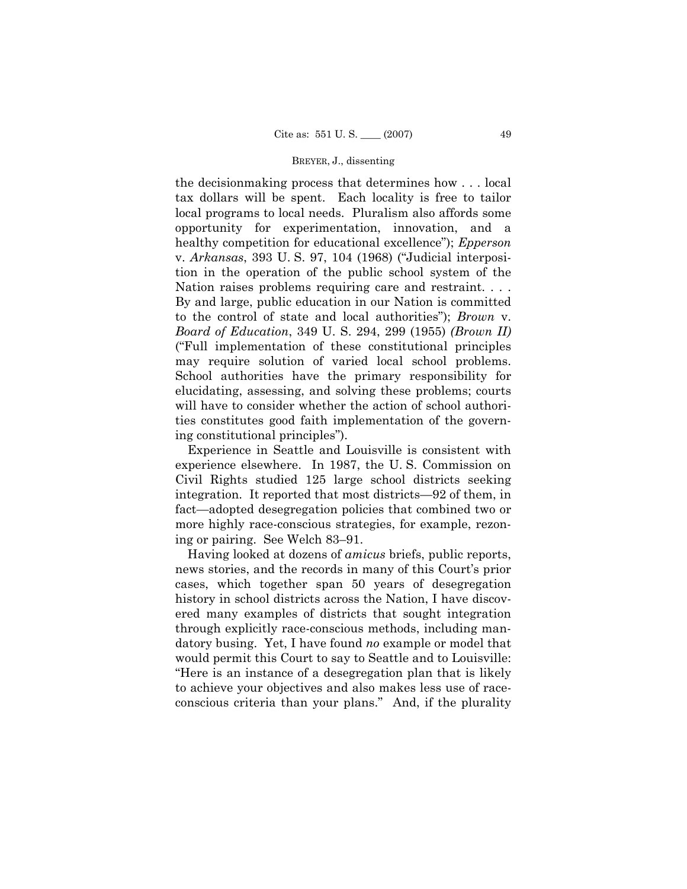the decisionmaking process that determines how . . . local tax dollars will be spent. Each locality is free to tailor local programs to local needs. Pluralism also affords some opportunity for experimentation, innovation, and a healthy competition for educational excellence"); *Epperson* v. *Arkansas*, 393 U. S. 97, 104 (1968) ("Judicial interposition in the operation of the public school system of the Nation raises problems requiring care and restraint. . . . By and large, public education in our Nation is committed to the control of state and local authorities"); *Brown* v. *Board of Education*, 349 U. S. 294, 299 (1955) *(Brown II)* ("Full implementation of these constitutional principles may require solution of varied local school problems. School authorities have the primary responsibility for elucidating, assessing, and solving these problems; courts will have to consider whether the action of school authorities constitutes good faith implementation of the governing constitutional principles").

Experience in Seattle and Louisville is consistent with experience elsewhere. In 1987, the U. S. Commission on Civil Rights studied 125 large school districts seeking integration. It reported that most districts—92 of them, in fact—adopted desegregation policies that combined two or more highly race-conscious strategies, for example, rezoning or pairing. See Welch 83–91.

Having looked at dozens of *amicus* briefs, public reports, news stories, and the records in many of this Court's prior cases, which together span 50 years of desegregation history in school districts across the Nation, I have discovered many examples of districts that sought integration through explicitly race-conscious methods, including mandatory busing. Yet, I have found *no* example or model that would permit this Court to say to Seattle and to Louisville: "Here is an instance of a desegregation plan that is likely to achieve your objectives and also makes less use of race-conscious criteria than your plans." And, if the plurality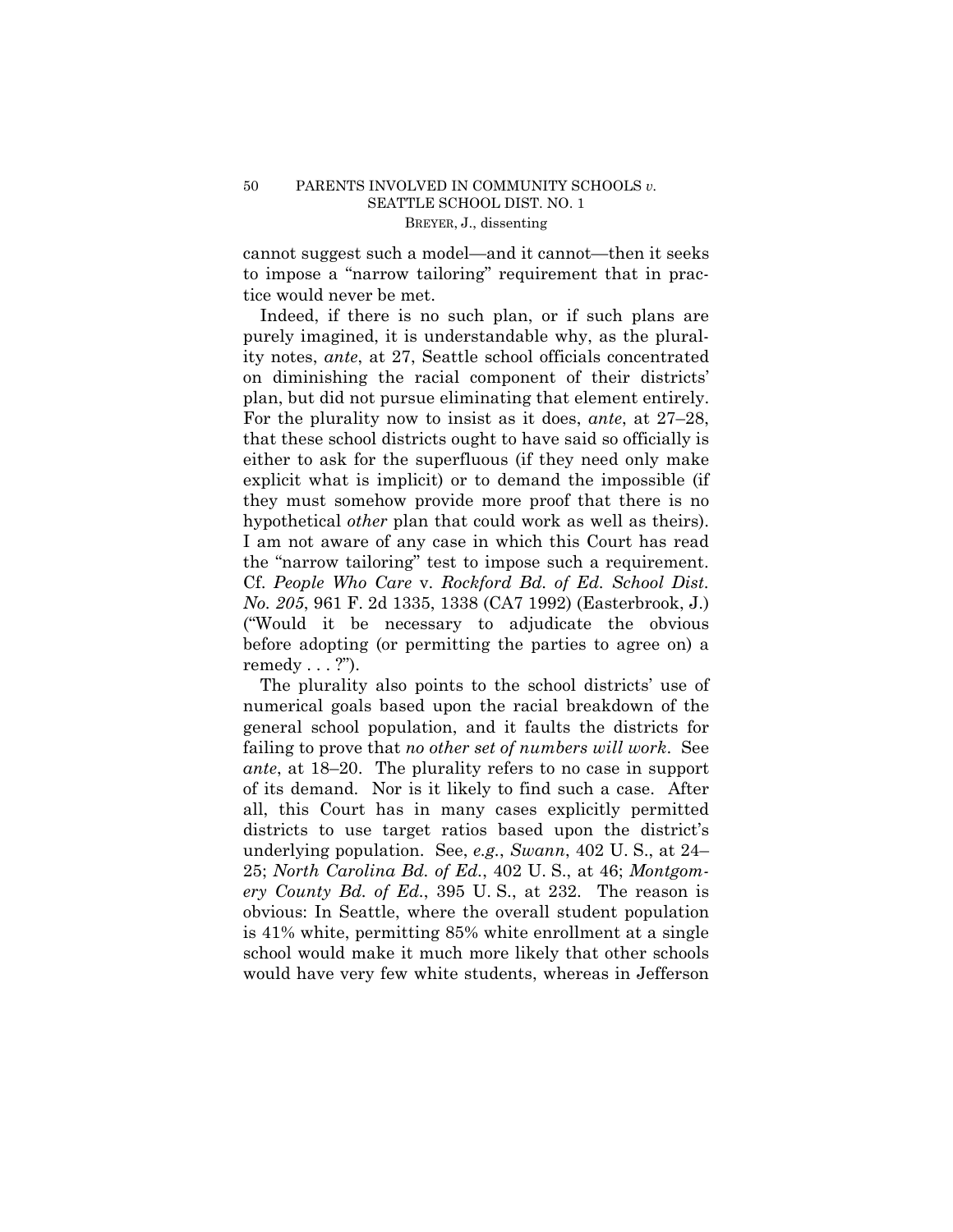cannot suggest such a model—and it cannot—then it seeks to impose a "narrow tailoring" requirement that in practice would never be met.

Indeed, if there is no such plan, or if such plans are purely imagined, it is understandable why, as the plurality notes, *ante*, at 27, Seattle school officials concentrated on diminishing the racial component of their districts' plan, but did not pursue eliminating that element entirely. For the plurality now to insist as it does, *ante*, at 27–28, that these school districts ought to have said so officially is either to ask for the superfluous (if they need only make explicit what is implicit) or to demand the impossible (if they must somehow provide more proof that there is no hypothetical *other* plan that could work as well as theirs). I am not aware of any case in which this Court has read the "narrow tailoring" test to impose such a requirement. Cf. *People Who Care* v. *Rockford Bd. of Ed. School Dist. No. 205*, 961 F. 2d 1335, 1338 (CA7 1992) (Easterbrook, J.) ("Would it be necessary to adjudicate the obvious before adopting (or permitting the parties to agree on) a remedy . . . ?").

The plurality also points to the school districts' use of numerical goals based upon the racial breakdown of the general school population, and it faults the districts for failing to prove that *no other set of numbers will work*. See *ante*, at 18–20. The plurality refers to no case in support of its demand. Nor is it likely to find such a case. After all, this Court has in many cases explicitly permitted districts to use target ratios based upon the district's underlying population. See, *e.g.*, *Swann*, 402 U. S., at 24–25; *North Carolina Bd. of Ed.*, 402 U. S., at 46; *Montgomery County Bd. of Ed.*, 395 U. S., at 232. The reason is obvious: In Seattle, where the overall student population is 41% white, permitting 85% white enrollment at a single school would make it much more likely that other schools would have very few white students, whereas in Jefferson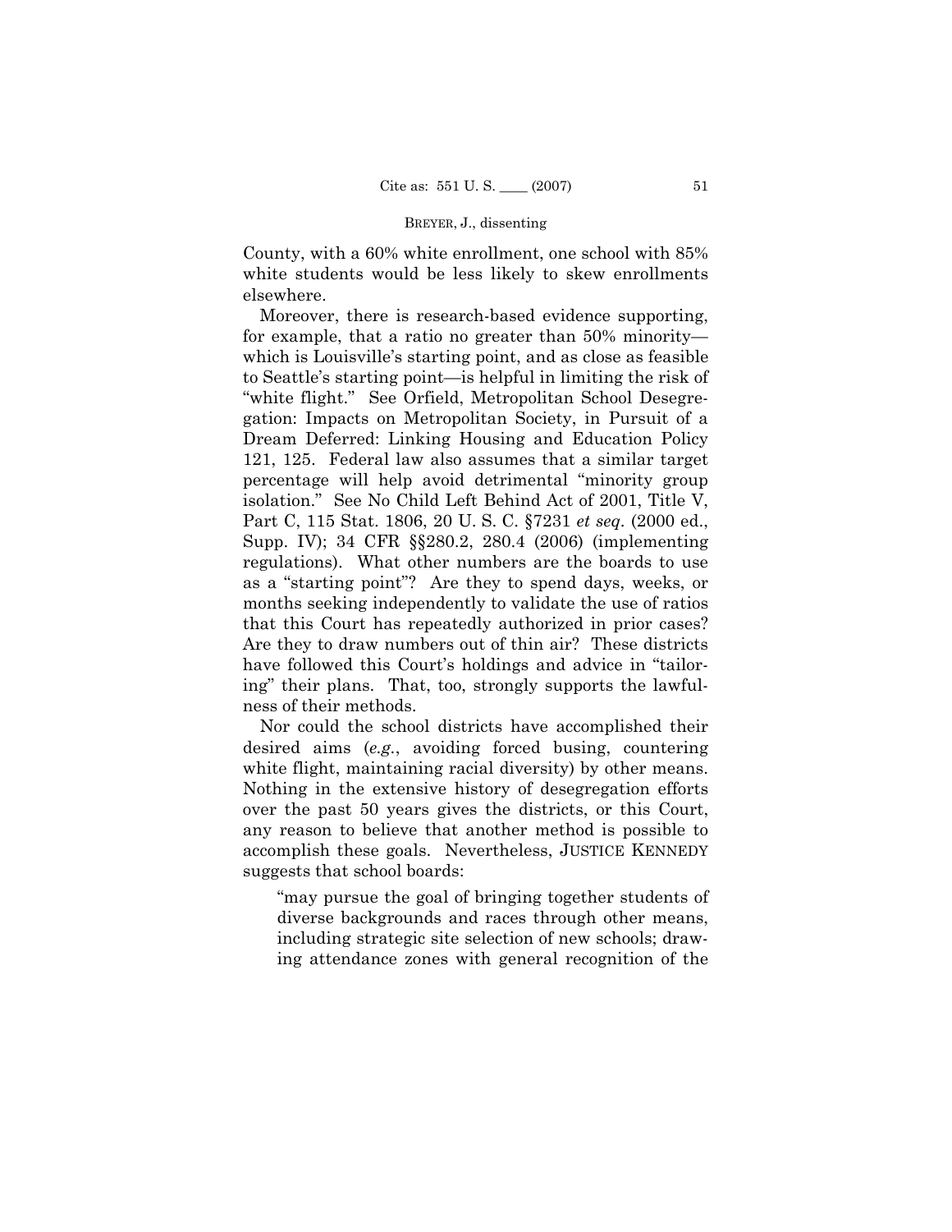County, with a 60% white enrollment, one school with 85% white students would be less likely to skew enrollments elsewhere.

Moreover, there is research-based evidence supporting, for example, that a ratio no greater than 50% minority—which is Louisville's starting point, and as close as feasible to Seattle's starting point—is helpful in limiting the risk of "white flight." See Orfield, Metropolitan School Desegregation: Impacts on Metropolitan Society, in Pursuit of a Dream Deferred: Linking Housing and Education Policy 121, 125. Federal law also assumes that a similar target percentage will help avoid detrimental "minority group isolation." See No Child Left Behind Act of 2001, Title V, Part C, 115 Stat. 1806, 20 U. S. C. §7231 *et seq.* (2000 ed., Supp. IV); 34 CFR §§280.2, 280.4 (2006) (implementing regulations). What other numbers are the boards to use as a "starting point"? Are they to spend days, weeks, or months seeking independently to validate the use of ratios that this Court has repeatedly authorized in prior cases? Are they to draw numbers out of thin air? These districts have followed this Court's holdings and advice in "tailoring" their plans. That, too, strongly supports the lawfulness of their methods.

Nor could the school districts have accomplished their desired aims (*e.g.*, avoiding forced busing, countering white flight, maintaining racial diversity) by other means. Nothing in the extensive history of desegregation efforts over the past 50 years gives the districts, or this Court, any reason to believe that another method is possible to accomplish these goals. Nevertheless, JUSTICE KENNEDY suggests that school boards:

> "may pursue the goal of bringing together students of diverse backgrounds and races through other means, including strategic site selection of new schools; drawing attendance zones with general recognition of the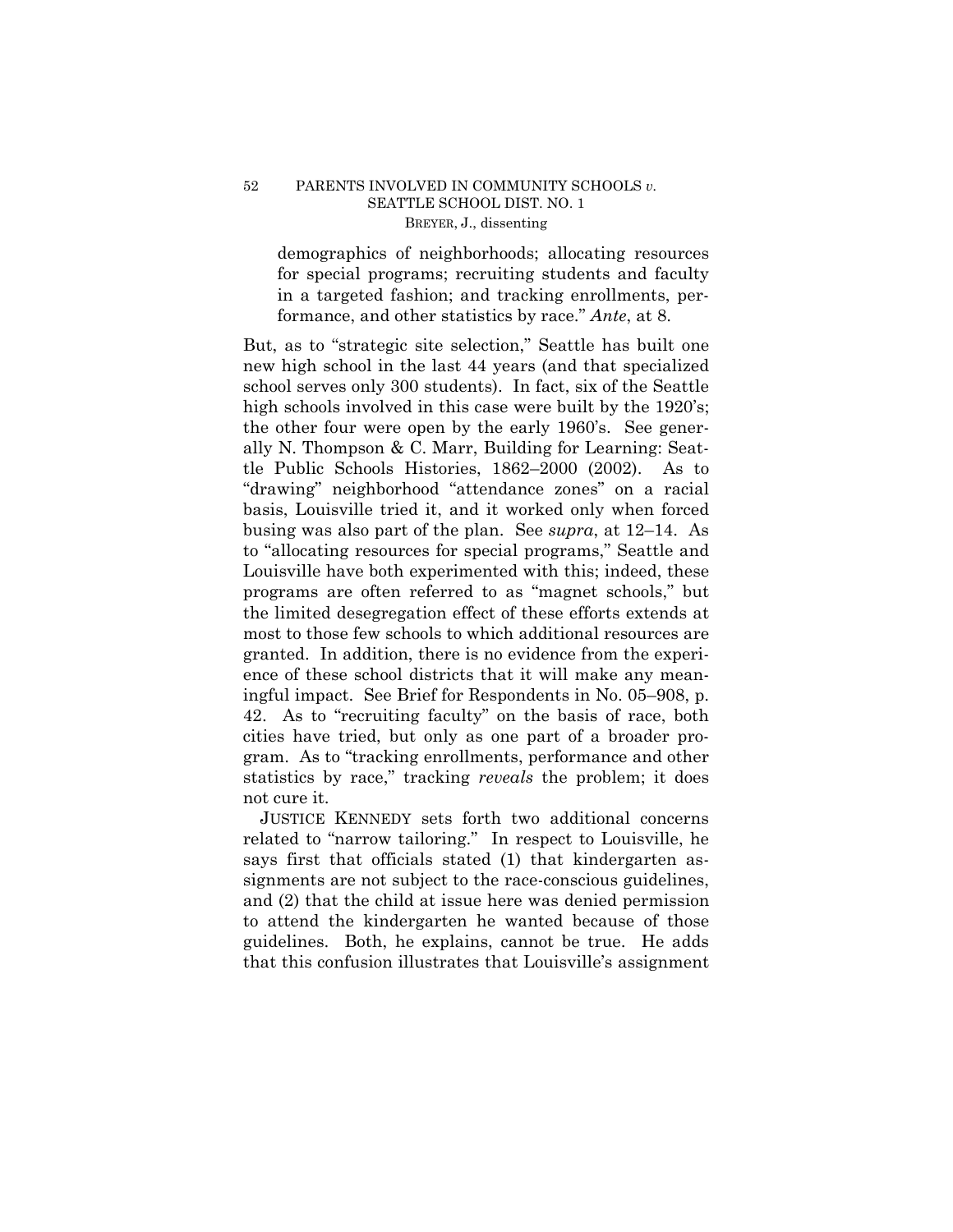demographics of neighborhoods; allocating resources for special programs; recruiting students and faculty in a targeted fashion; and tracking enrollments, performance, and other statistics by race." *Ante*, at 8.

But, as to "strategic site selection," Seattle has built one new high school in the last 44 years (and that specialized school serves only 300 students). In fact, six of the Seattle high schools involved in this case were built by the 1920's; the other four were open by the early 1960's. See generally N. Thompson & C. Marr, Building for Learning: Seattle Public Schools Histories, 1862–2000 (2002). As to "drawing" neighborhood "attendance zones" on a racial basis, Louisville tried it, and it worked only when forced busing was also part of the plan. See *supra*, at 12–14. As to "allocating resources for special programs," Seattle and Louisville have both experimented with this; indeed, these programs are often referred to as "magnet schools," but the limited desegregation effect of these efforts extends at most to those few schools to which additional resources are granted. In addition, there is no evidence from the experience of these school districts that it will make any meaningful impact. See Brief for Respondents in No. 05–908, p. 42. As to "recruiting faculty" on the basis of race, both cities have tried, but only as one part of a broader program. As to "tracking enrollments, performance and other statistics by race," tracking *reveals* the problem; it does not cure it.

JUSTICE KENNEDY sets forth two additional concerns related to "narrow tailoring." In respect to Louisville, he says first that officials stated (1) that kindergarten assignments are not subject to the race-conscious guidelines, and (2) that the child at issue here was denied permission to attend the kindergarten he wanted because of those guidelines. Both, he explains, cannot be true. He adds that this confusion illustrates that Louisville's assignment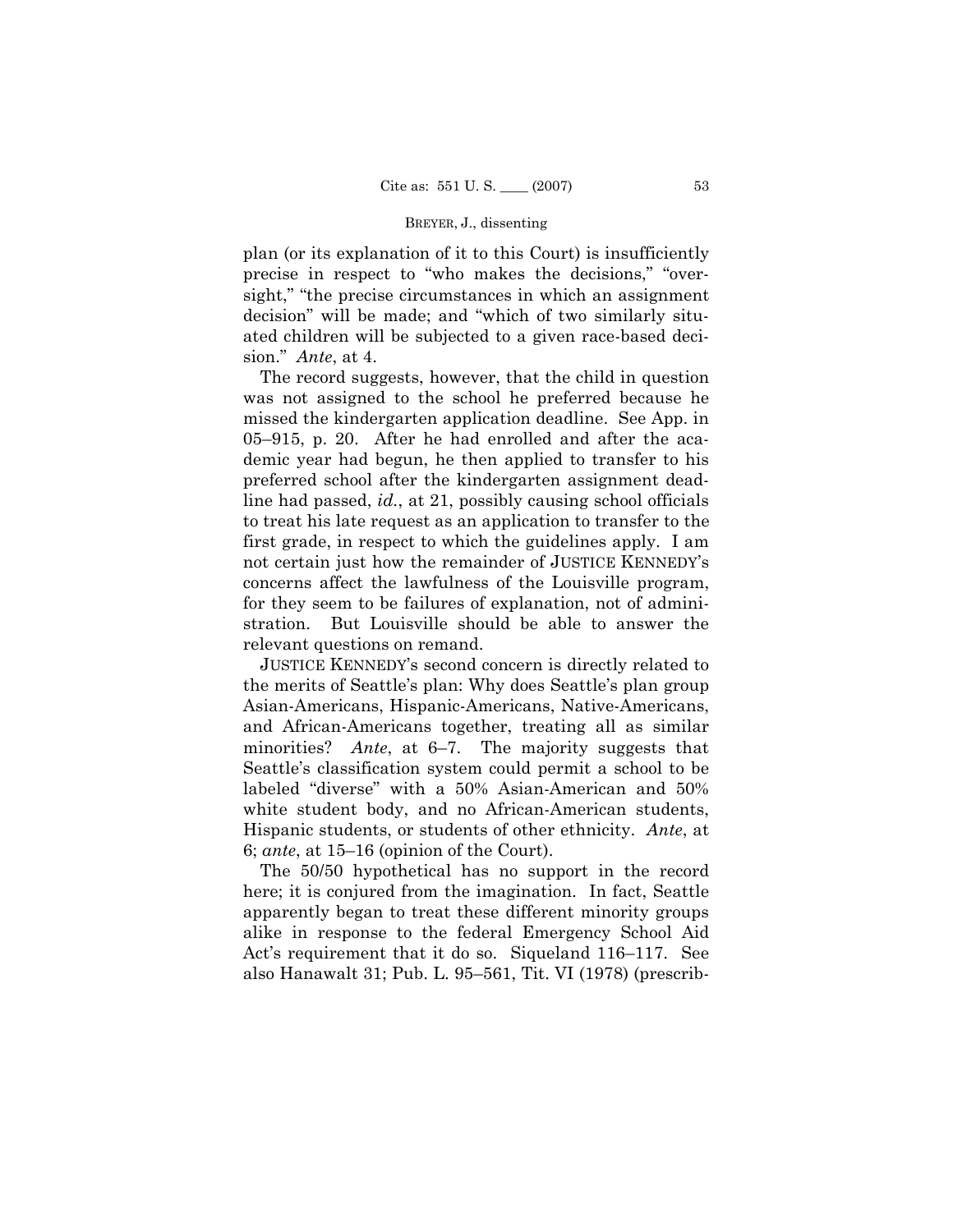plan (or its explanation of it to this Court) is insufficiently precise in respect to "who makes the decisions," "oversight," "the precise circumstances in which an assignment decision" will be made; and "which of two similarly situated children will be subjected to a given race-based decision." *Ante*, at 4.

The record suggests, however, that the child in question was not assigned to the school he preferred because he missed the kindergarten application deadline. See App. in 05–915, p. 20. After he had enrolled and after the academic year had begun, he then applied to transfer to his preferred school after the kindergarten assignment deadline had passed, *id.*, at 21, possibly causing school officials to treat his late request as an application to transfer to the first grade, in respect to which the guidelines apply. I am not certain just how the remainder of JUSTICE KENNEDY's concerns affect the lawfulness of the Louisville program, for they seem to be failures of explanation, not of administration. But Louisville should be able to answer the relevant questions on remand.

JUSTICE KENNEDY's second concern is directly related to the merits of Seattle's plan: Why does Seattle's plan group Asian-Americans, Hispanic-Americans, Native-Americans, and African-Americans together, treating all as similar minorities? *Ante*, at 6–7. The majority suggests that Seattle's classification system could permit a school to be labeled "diverse" with a 50% Asian-American and 50% white student body, and no African-American students, Hispanic students, or students of other ethnicity. *Ante*, at 6; *ante*, at 15–16 (opinion of the Court).

The 50/50 hypothetical has no support in the record here; it is conjured from the imagination. In fact, Seattle apparently began to treat these different minority groups alike in response to the federal Emergency School Aid Act's requirement that it do so. Siqueland 116–117. See also Hanawalt 31; Pub. L. 95–561, Tit. VI (1978) (prescrib-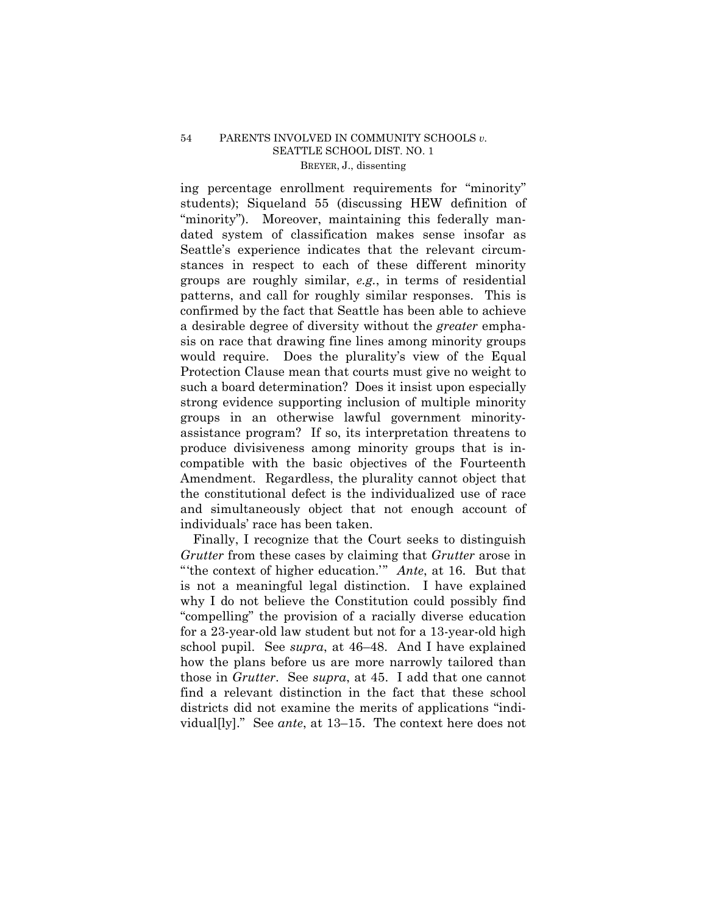ing percentage enrollment requirements for "minority" students); Siqueland 55 (discussing HEW definition of "minority"). Moreover, maintaining this federally mandated system of classification makes sense insofar as Seattle's experience indicates that the relevant circumstances in respect to each of these different minority groups are roughly similar, *e.g.*, in terms of residential patterns, and call for roughly similar responses. This is confirmed by the fact that Seattle has been able to achieve a desirable degree of diversity without the *greater* emphasis on race that drawing fine lines among minority groups would require. Does the plurality's view of the Equal Protection Clause mean that courts must give no weight to such a board determination? Does it insist upon especially strong evidence supporting inclusion of multiple minority groups in an otherwise lawful government minority-assistance program? If so, its interpretation threatens to produce divisiveness among minority groups that is incompatible with the basic objectives of the Fourteenth Amendment. Regardless, the plurality cannot object that the constitutional defect is the individualized use of race and simultaneously object that not enough account of individuals' race has been taken.

Finally, I recognize that the Court seeks to distinguish *Grutter* from these cases by claiming that *Grutter* arose in "'the context of higher education.'" *Ante*, at 16. But that is not a meaningful legal distinction. I have explained why I do not believe the Constitution could possibly find "compelling" the provision of a racially diverse education for a 23-year-old law student but not for a 13-year-old high school pupil. See *supra*, at 46–48. And I have explained how the plans before us are more narrowly tailored than those in *Grutter*. See *supra*, at 45. I add that one cannot find a relevant distinction in the fact that these school districts did not examine the merits of applications "individual[ly]." See *ante*, at 13–15. The context here does not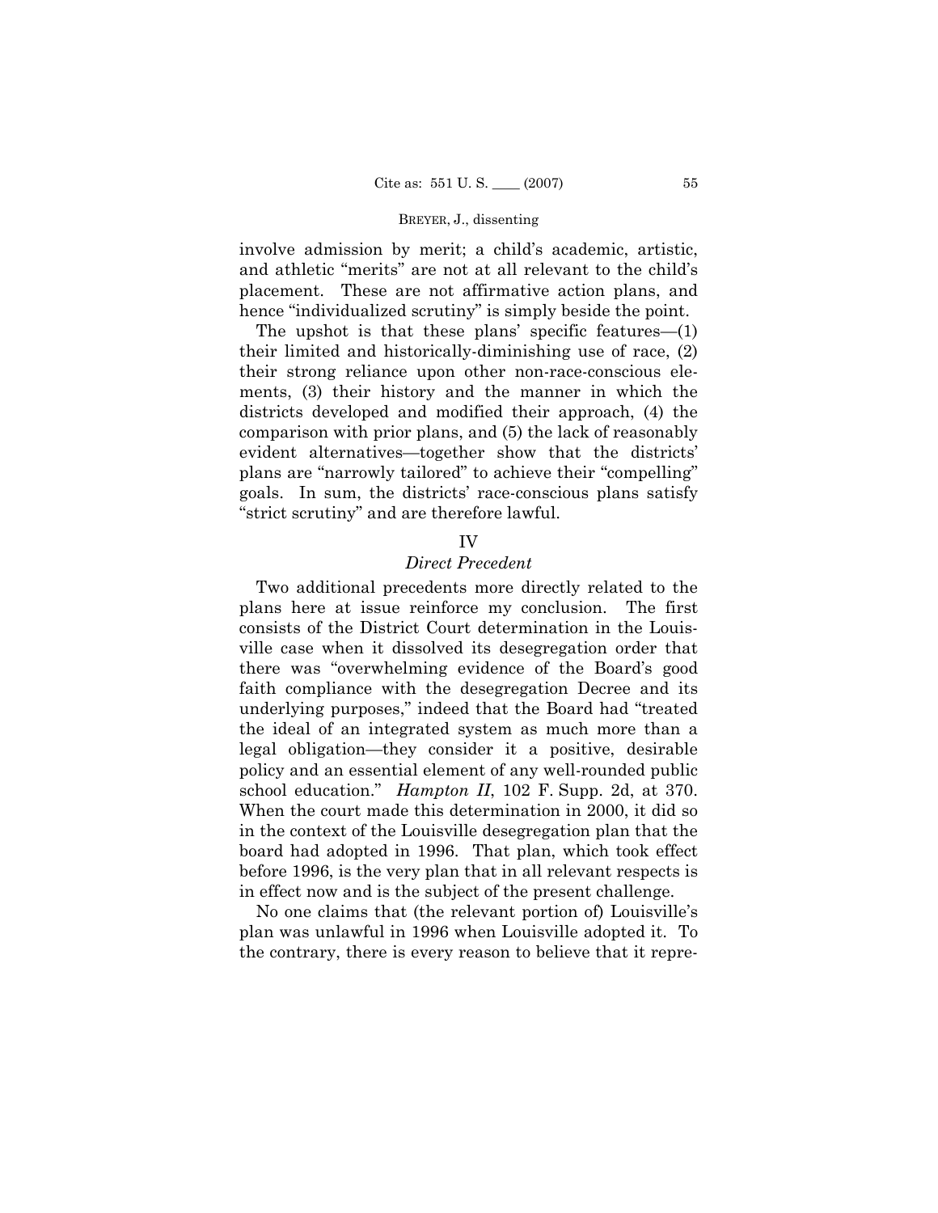involve admission by merit; a child's academic, artistic, and athletic "merits" are not at all relevant to the child's placement. These are not affirmative action plans, and hence "individualized scrutiny" is simply beside the point.

The upshot is that these plans' specific features—(1) their limited and historically-diminishing use of race, (2) their strong reliance upon other non-race-conscious elements, (3) their history and the manner in which the districts developed and modified their approach, (4) the comparison with prior plans, and (5) the lack of reasonably evident alternatives—together show that the districts' plans are "narrowly tailored" to achieve their "compelling" goals. In sum, the districts' race-conscious plans satisfy "strict scrutiny" and are therefore lawful.

## IV

### *Direct Precedent*

Two additional precedents more directly related to the plans here at issue reinforce my conclusion. The first consists of the District Court determination in the Louisville case when it dissolved its desegregation order that there was "overwhelming evidence of the Board's good faith compliance with the desegregation Decree and its underlying purposes," indeed that the Board had "treated the ideal of an integrated system as much more than a legal obligation—they consider it a positive, desirable policy and an essential element of any well-rounded public school education." *Hampton II*, 102 F. Supp. 2d, at 370. When the court made this determination in 2000, it did so in the context of the Louisville desegregation plan that the board had adopted in 1996. That plan, which took effect before 1996, is the very plan that in all relevant respects is in effect now and is the subject of the present challenge.

No one claims that (the relevant portion of) Louisville's plan was unlawful in 1996 when Louisville adopted it. To the contrary, there is every reason to believe that it repre-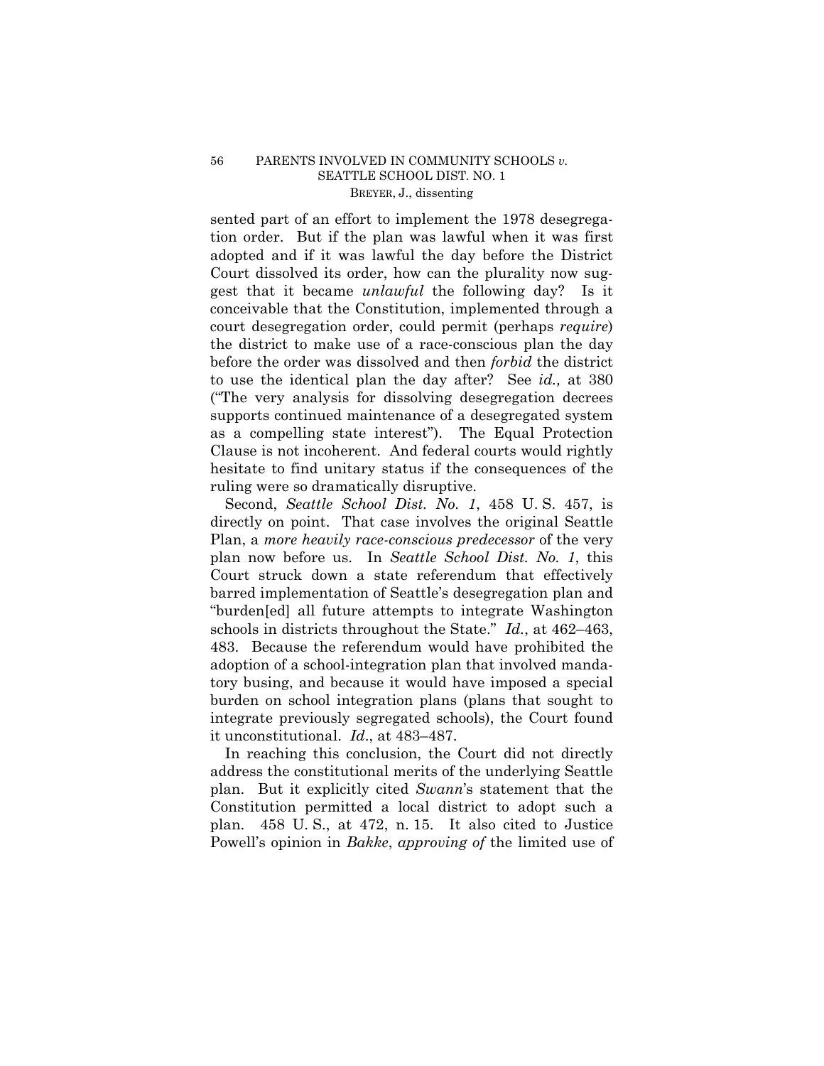sented part of an effort to implement the 1978 desegregation order. But if the plan was lawful when it was first adopted and if it was lawful the day before the District Court dissolved its order, how can the plurality now suggest that it became *unlawful* the following day? Is it conceivable that the Constitution, implemented through a court desegregation order, could permit (perhaps *require*) the district to make use of a race-conscious plan the day before the order was dissolved and then *forbid* the district to use the identical plan the day after? See *id.,* at 380 ("The very analysis for dissolving desegregation decrees supports continued maintenance of a desegregated system as a compelling state interest"). The Equal Protection Clause is not incoherent. And federal courts would rightly hesitate to find unitary status if the consequences of the ruling were so dramatically disruptive.

Second, *Seattle School Dist. No. 1*, 458 U. S. 457, is directly on point. That case involves the original Seattle Plan, a *more heavily race-conscious predecessor* of the very plan now before us. In *Seattle School Dist. No. 1*, this Court struck down a state referendum that effectively barred implementation of Seattle's desegregation plan and "burden[ed] all future attempts to integrate Washington schools in districts throughout the State." *Id.*, at 462–463, 483. Because the referendum would have prohibited the adoption of a school-integration plan that involved mandatory busing, and because it would have imposed a special burden on school integration plans (plans that sought to integrate previously segregated schools), the Court found it unconstitutional. *Id*., at 483–487.

In reaching this conclusion, the Court did not directly address the constitutional merits of the underlying Seattle plan. But it explicitly cited *Swann*'s statement that the Constitution permitted a local district to adopt such a plan. 458 U. S., at 472, n. 15. It also cited to Justice Powell's opinion in *Bakke*, *approving of* the limited use of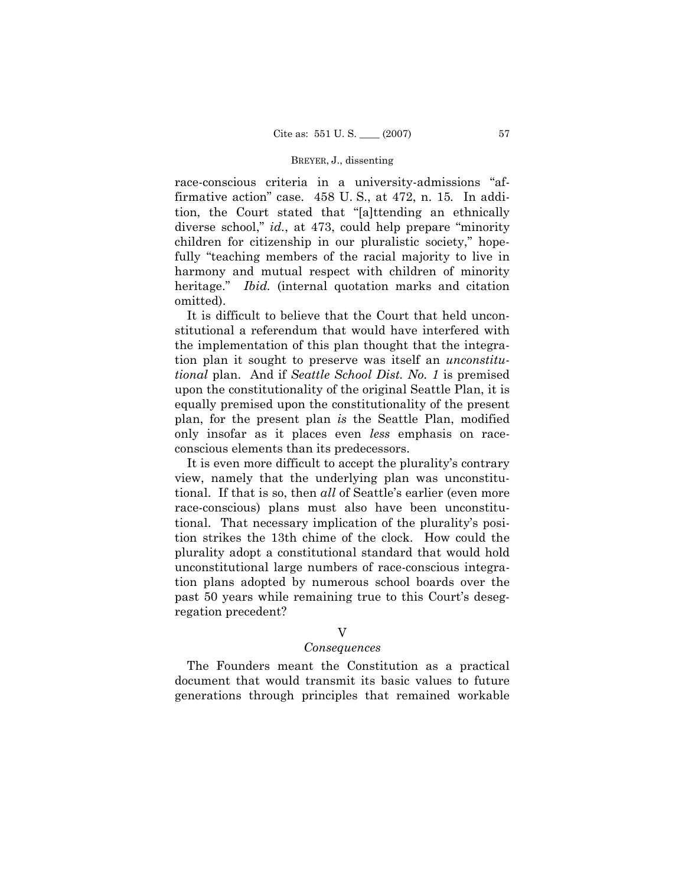race-conscious criteria in a university-admissions "affirmative action" case. 458 U. S., at 472, n. 15. In addition, the Court stated that "[a]ttending an ethnically diverse school," *id.*, at 473, could help prepare "minority children for citizenship in our pluralistic society," hopefully "teaching members of the racial majority to live in harmony and mutual respect with children of minority heritage." *Ibid.* (internal quotation marks and citation omitted).

It is difficult to believe that the Court that held unconstitutional a referendum that would have interfered with the implementation of this plan thought that the integration plan it sought to preserve was itself an *unconstitutional* plan. And if *Seattle School Dist. No. 1* is premised upon the constitutionality of the original Seattle Plan, it is equally premised upon the constitutionality of the present plan, for the present plan *is* the Seattle Plan, modified only insofar as it places even *less* emphasis on race-conscious elements than its predecessors.

It is even more difficult to accept the plurality's contrary view, namely that the underlying plan was unconstitutional. If that is so, then *all* of Seattle's earlier (even more race-conscious) plans must also have been unconstitutional. That necessary implication of the plurality's position strikes the 13th chime of the clock. How could the plurality adopt a constitutional standard that would hold unconstitutional large numbers of race-conscious integration plans adopted by numerous school boards over the past 50 years while remaining true to this Court's desegregation precedent?

## V

### *Consequences*

The Founders meant the Constitution as a practical document that would transmit its basic values to future generations through principles that remained workable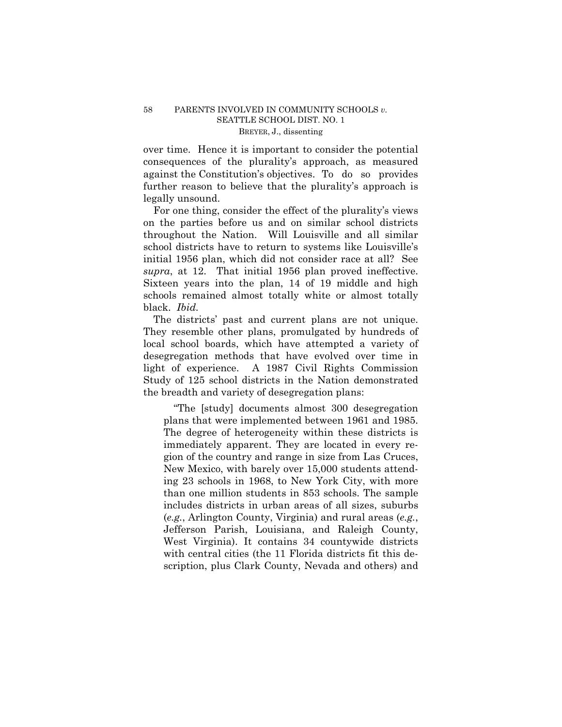over time. Hence it is important to consider the potential consequences of the plurality's approach, as measured against the Constitution's objectives. To do so provides further reason to believe that the plurality's approach is legally unsound.

For one thing, consider the effect of the plurality's views on the parties before us and on similar school districts throughout the Nation. Will Louisville and all similar school districts have to return to systems like Louisville's initial 1956 plan, which did not consider race at all? See *supra*, at 12. That initial 1956 plan proved ineffective. Sixteen years into the plan, 14 of 19 middle and high schools remained almost totally white or almost totally black. *Ibid.*

The districts' past and current plans are not unique. They resemble other plans, promulgated by hundreds of local school boards, which have attempted a variety of desegregation methods that have evolved over time in light of experience. A 1987 Civil Rights Commission Study of 125 school districts in the Nation demonstrated the breadth and variety of desegregation plans:

> "The [study] documents almost 300 desegregation plans that were implemented between 1961 and 1985. The degree of heterogeneity within these districts is immediately apparent. They are located in every region of the country and range in size from Las Cruces, New Mexico, with barely over 15,000 students attending 23 schools in 1968, to New York City, with more than one million students in 853 schools. The sample includes districts in urban areas of all sizes, suburbs (*e.g.*, Arlington County, Virginia) and rural areas (*e.g.*, Jefferson Parish, Louisiana, and Raleigh County, West Virginia). It contains 34 countywide districts with central cities (the 11 Florida districts fit this description, plus Clark County, Nevada and others) and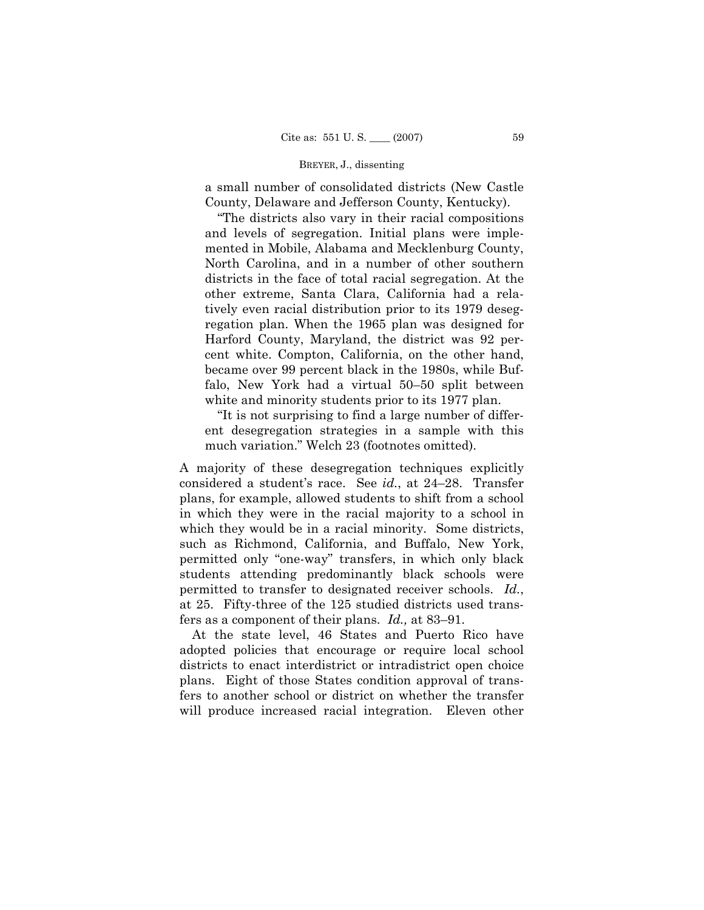a small number of consolidated districts (New Castle County, Delaware and Jefferson County, Kentucky).

"The districts also vary in their racial compositions and levels of segregation. Initial plans were implemented in Mobile, Alabama and Mecklenburg County, North Carolina, and in a number of other southern districts in the face of total racial segregation. At the other extreme, Santa Clara, California had a relatively even racial distribution prior to its 1979 desegregation plan. When the 1965 plan was designed for Harford County, Maryland, the district was 92 percent white. Compton, California, on the other hand, became over 99 percent black in the 1980s, while Buffalo, New York had a virtual 50–50 split between white and minority students prior to its 1977 plan.

"It is not surprising to find a large number of different desegregation strategies in a sample with this much variation." Welch 23 (footnotes omitted).

A majority of these desegregation techniques explicitly considered a student's race. See *id.*, at 24–28. Transfer plans, for example, allowed students to shift from a school in which they were in the racial majority to a school in which they would be in a racial minority. Some districts, such as Richmond, California, and Buffalo, New York, permitted only "one-way" transfers, in which only black students attending predominantly black schools were permitted to transfer to designated receiver schools. *Id.*, at 25. Fifty-three of the 125 studied districts used transfers as a component of their plans. *Id.,* at 83–91.

At the state level, 46 States and Puerto Rico have adopted policies that encourage or require local school districts to enact interdistrict or intradistrict open choice plans. Eight of those States condition approval of transfers to another school or district on whether the transfer will produce increased racial integration. Eleven other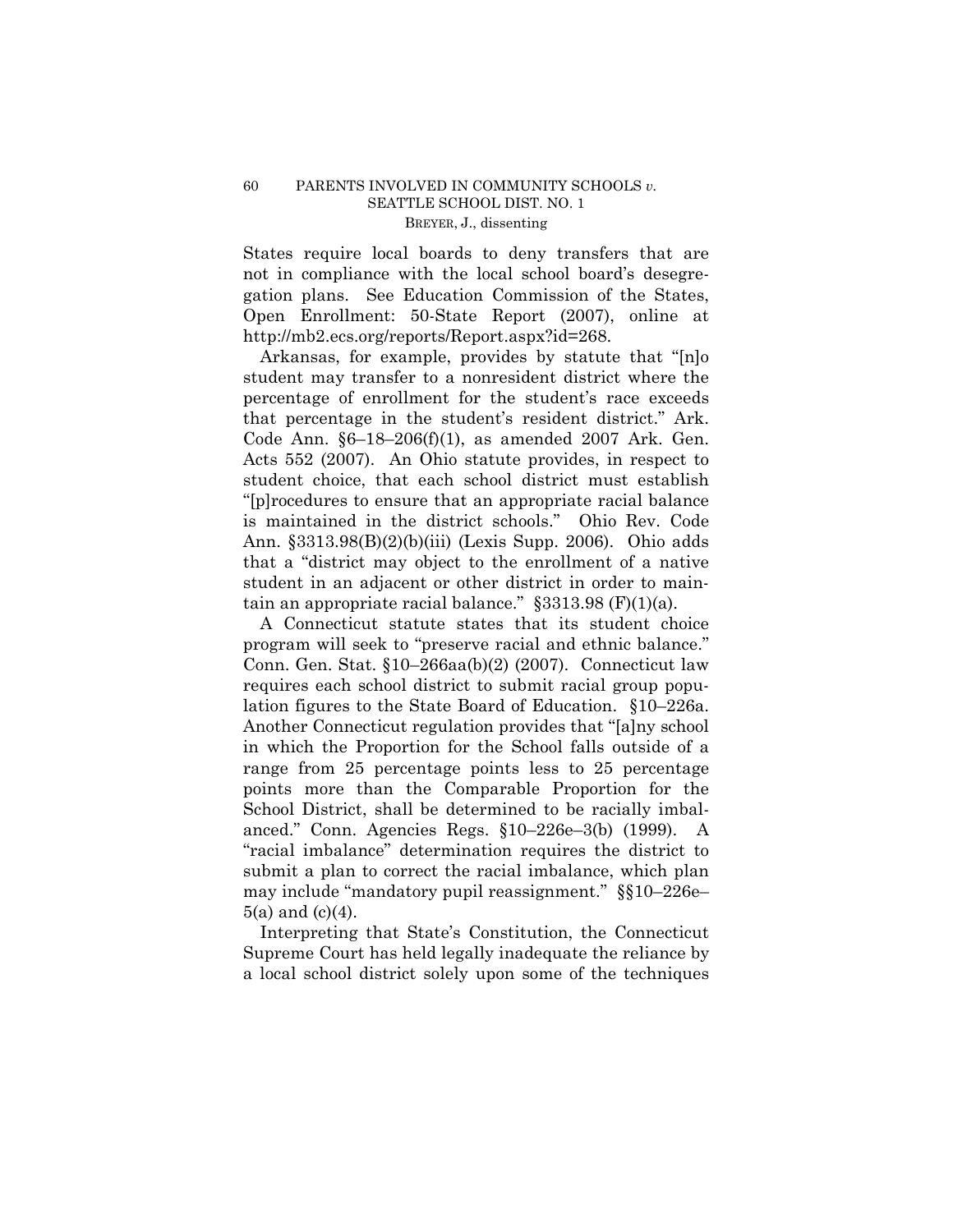States require local boards to deny transfers that are not in compliance with the local school board's desegregation plans. See Education Commission of the States, Open Enrollment: 50-State Report (2007), online at http://mb2.ecs.org/reports/Report.aspx?id=268.

Arkansas, for example, provides by statute that "[n]o student may transfer to a nonresident district where the percentage of enrollment for the student's race exceeds that percentage in the student's resident district." Ark. Code Ann. §6–18–206(f)(1), as amended 2007 Ark. Gen. Acts 552 (2007). An Ohio statute provides, in respect to student choice, that each school district must establish "[p]rocedures to ensure that an appropriate racial balance is maintained in the district schools." Ohio Rev. Code Ann. §3313.98(B)(2)(b)(iii) (Lexis Supp. 2006). Ohio adds that a "district may object to the enrollment of a native student in an adjacent or other district in order to maintain an appropriate racial balance." §3313.98 (F)(1)(a).

A Connecticut statute states that its student choice program will seek to "preserve racial and ethnic balance." Conn. Gen. Stat. §10–266aa(b)(2) (2007). Connecticut law requires each school district to submit racial group population figures to the State Board of Education. §10–226a. Another Connecticut regulation provides that "[a]ny school in which the Proportion for the School falls outside of a range from 25 percentage points less to 25 percentage points more than the Comparable Proportion for the School District, shall be determined to be racially imbalanced." Conn. Agencies Regs. §10–226e–3(b) (1999). A "racial imbalance" determination requires the district to submit a plan to correct the racial imbalance, which plan may include "mandatory pupil reassignment." §§10–226e–5(a) and (c)(4).

Interpreting that State's Constitution, the Connecticut Supreme Court has held legally inadequate the reliance by a local school district solely upon some of the techniques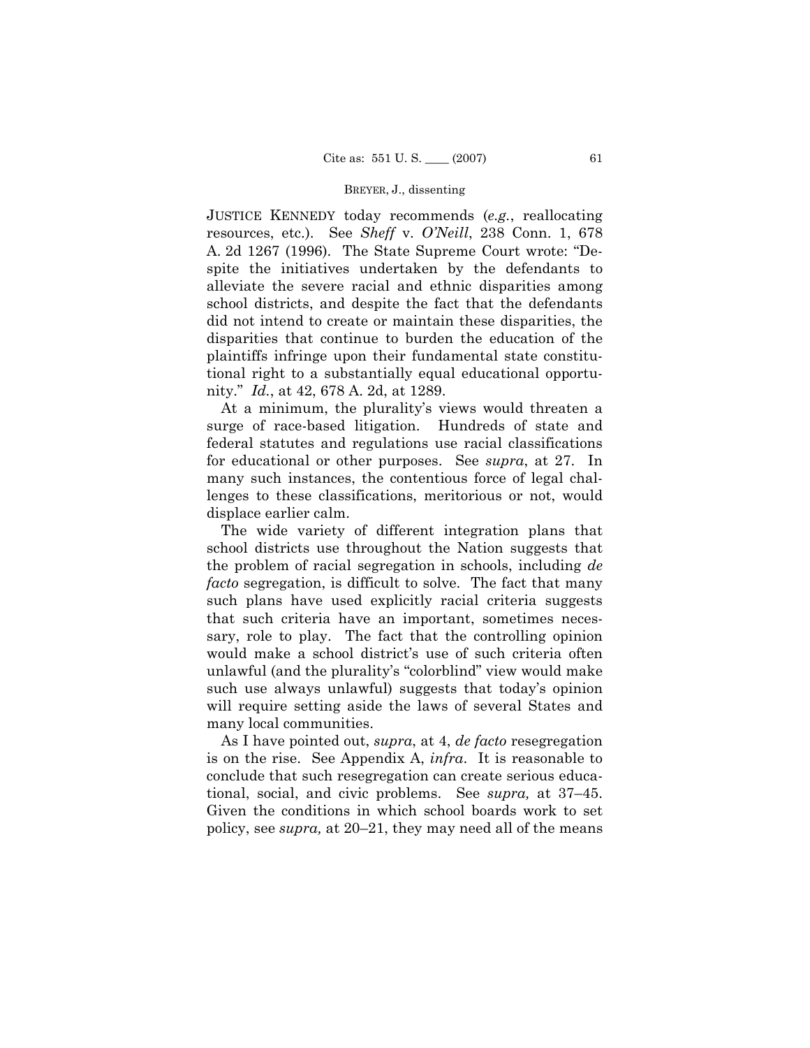JUSTICE KENNEDY today recommends (*e.g.*, reallocating resources, etc.). See *Sheff* v. *O'Neill*, 238 Conn. 1, 678 A. 2d 1267 (1996). The State Supreme Court wrote: "Despite the initiatives undertaken by the defendants to alleviate the severe racial and ethnic disparities among school districts, and despite the fact that the defendants did not intend to create or maintain these disparities, the disparities that continue to burden the education of the plaintiffs infringe upon their fundamental state constitutional right to a substantially equal educational opportunity." *Id.*, at 42, 678 A. 2d, at 1289.

At a minimum, the plurality's views would threaten a surge of race-based litigation. Hundreds of state and federal statutes and regulations use racial classifications for educational or other purposes. See *supra*, at 27. In many such instances, the contentious force of legal challenges to these classifications, meritorious or not, would displace earlier calm.

The wide variety of different integration plans that school districts use throughout the Nation suggests that the problem of racial segregation in schools, including *de facto* segregation, is difficult to solve. The fact that many such plans have used explicitly racial criteria suggests that such criteria have an important, sometimes necessary, role to play. The fact that the controlling opinion would make a school district's use of such criteria often unlawful (and the plurality's "colorblind" view would make such use always unlawful) suggests that today's opinion will require setting aside the laws of several States and many local communities.

As I have pointed out, *supra*, at 4, *de facto* resegregation is on the rise. See Appendix A, *infra*. It is reasonable to conclude that such resegregation can create serious educational, social, and civic problems. See *supra,* at 37–45. Given the conditions in which school boards work to set policy, see *supra,* at 20–21, they may need all of the means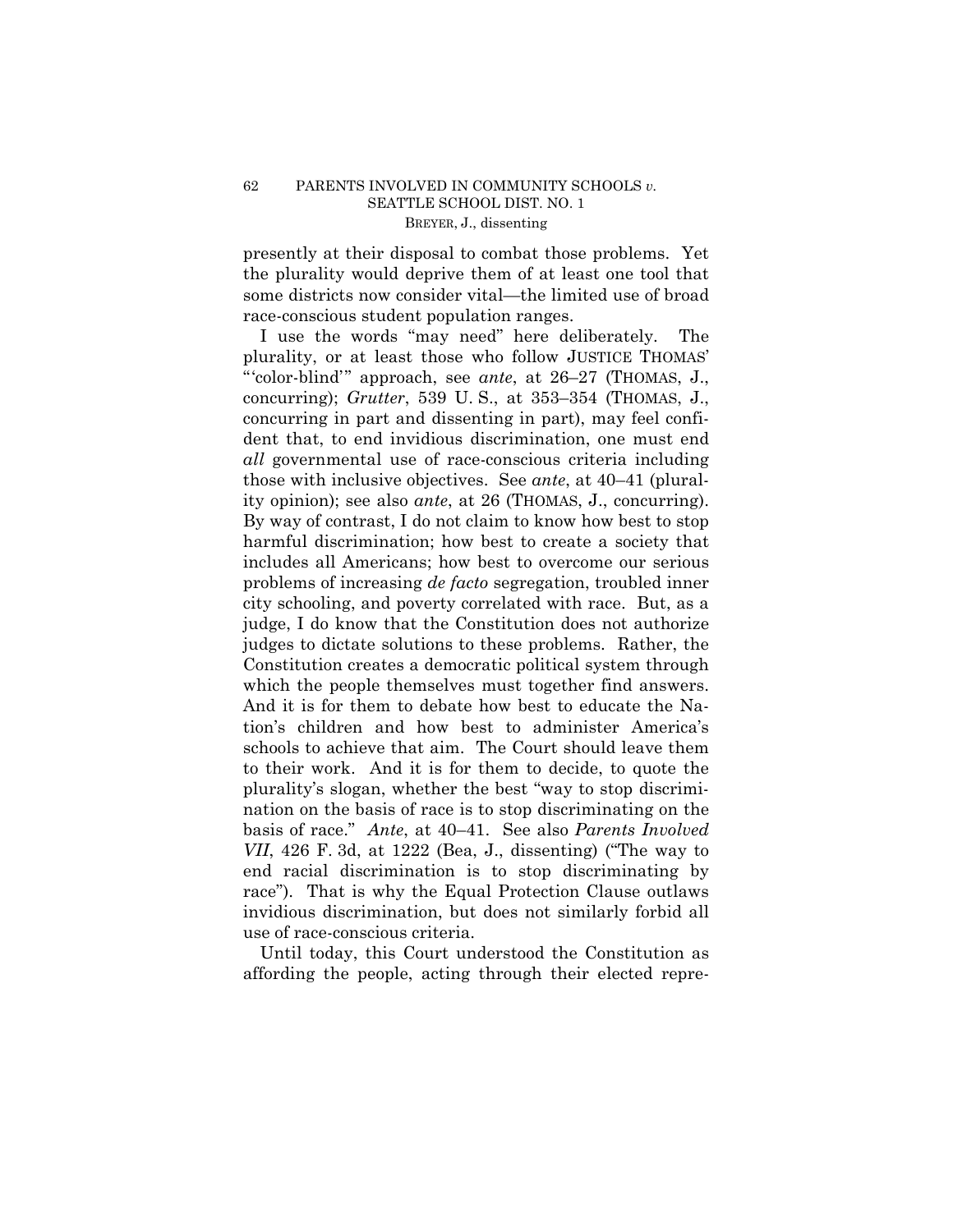presently at their disposal to combat those problems. Yet the plurality would deprive them of at least one tool that some districts now consider vital—the limited use of broad race-conscious student population ranges.

I use the words "may need" here deliberately. The plurality, or at least those who follow JUSTICE THOMAS' "'color-blind'" approach, see *ante*, at 26–27 (THOMAS, J., concurring); *Grutter*, 539 U. S., at 353–354 (THOMAS, J., concurring in part and dissenting in part), may feel confident that, to end invidious discrimination, one must end *all* governmental use of race-conscious criteria including those with inclusive objectives. See *ante*, at 40–41 (plurality opinion); see also *ante*, at 26 (THOMAS, J., concurring). By way of contrast, I do not claim to know how best to stop harmful discrimination; how best to create a society that includes all Americans; how best to overcome our serious problems of increasing *de facto* segregation, troubled inner city schooling, and poverty correlated with race. But, as a judge, I do know that the Constitution does not authorize judges to dictate solutions to these problems. Rather, the Constitution creates a democratic political system through which the people themselves must together find answers. And it is for them to debate how best to educate the Nation's children and how best to administer America's schools to achieve that aim. The Court should leave them to their work. And it is for them to decide, to quote the plurality's slogan, whether the best "way to stop discrimination on the basis of race is to stop discriminating on the basis of race." *Ante*, at 40–41. See also *Parents Involved VII*, 426 F. 3d, at 1222 (Bea, J., dissenting) ("The way to end racial discrimination is to stop discriminating by race"). That is why the Equal Protection Clause outlaws invidious discrimination, but does not similarly forbid all use of race-conscious criteria.

Until today, this Court understood the Constitution as affording the people, acting through their elected repre-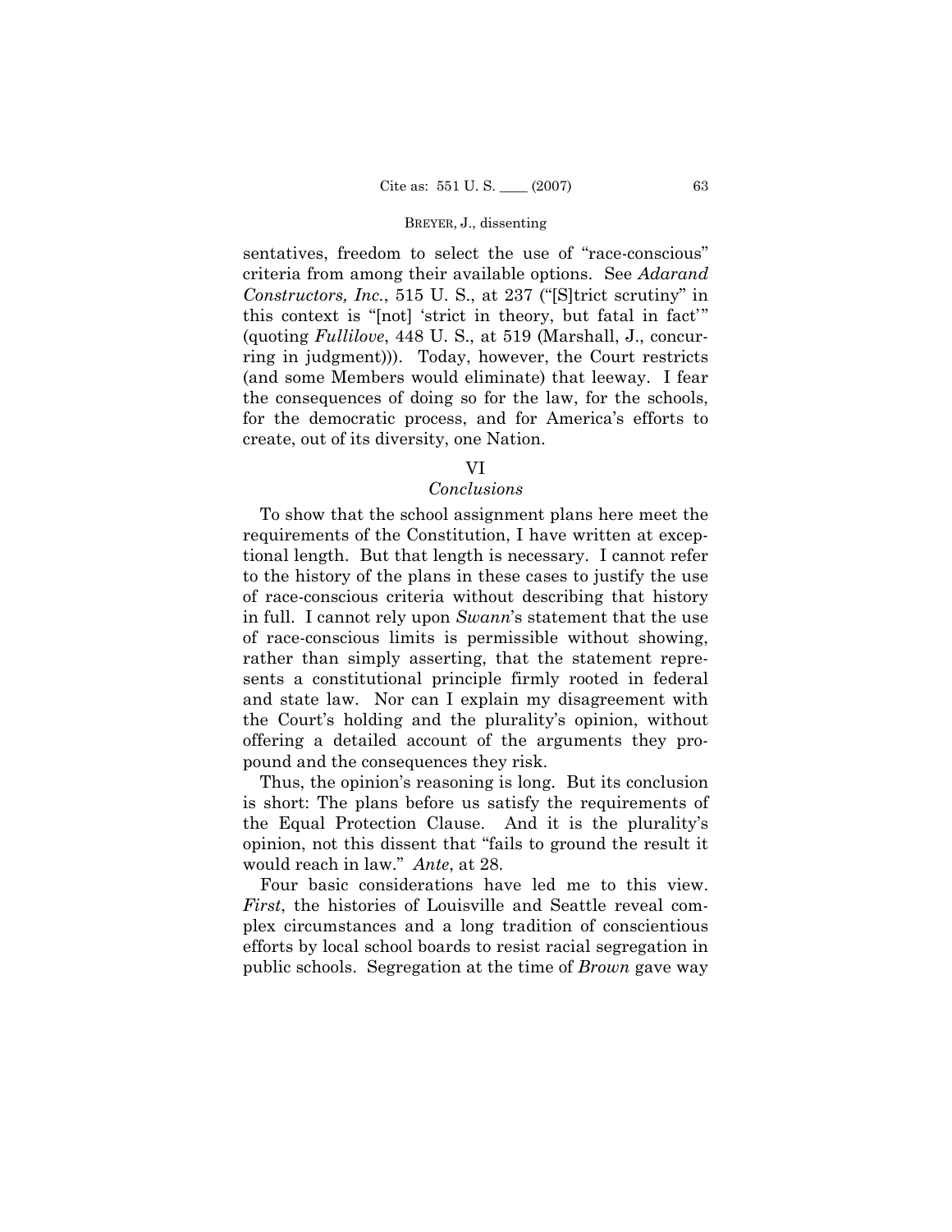sentatives, freedom to select the use of "race-conscious" criteria from among their available options. See *Adarand Constructors, Inc.*, 515 U. S., at 237 ("[S]trict scrutiny" in this context is "[not] 'strict in theory, but fatal in fact'" (quoting *Fullilove*, 448 U. S., at 519 (Marshall, J., concurring in judgment))). Today, however, the Court restricts (and some Members would eliminate) that leeway. I fear the consequences of doing so for the law, for the schools, for the democratic process, and for America's efforts to create, out of its diversity, one Nation.

## VI

### *Conclusions*

To show that the school assignment plans here meet the requirements of the Constitution, I have written at exceptional length. But that length is necessary. I cannot refer to the history of the plans in these cases to justify the use of race-conscious criteria without describing that history in full. I cannot rely upon *Swann*'s statement that the use of race-conscious limits is permissible without showing, rather than simply asserting, that the statement represents a constitutional principle firmly rooted in federal and state law. Nor can I explain my disagreement with the Court's holding and the plurality's opinion, without offering a detailed account of the arguments they propound and the consequences they risk.

Thus, the opinion's reasoning is long. But its conclusion is short: The plans before us satisfy the requirements of the Equal Protection Clause. And it is the plurality's opinion, not this dissent that "fails to ground the result it would reach in law." *Ante*, at 28.

Four basic considerations have led me to this view. *First*, the histories of Louisville and Seattle reveal complex circumstances and a long tradition of conscientious efforts by local school boards to resist racial segregation in public schools. Segregation at the time of *Brown* gave way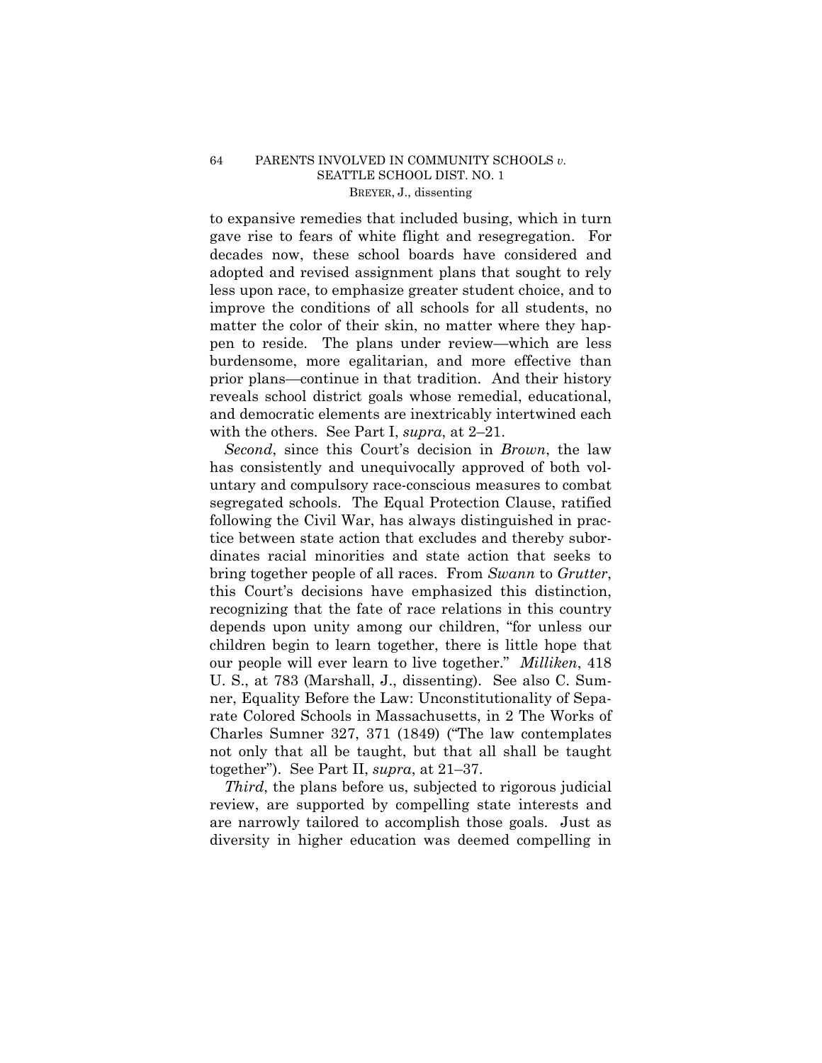to expansive remedies that included busing, which in turn gave rise to fears of white flight and resegregation. For decades now, these school boards have considered and adopted and revised assignment plans that sought to rely less upon race, to emphasize greater student choice, and to improve the conditions of all schools for all students, no matter the color of their skin, no matter where they happen to reside. The plans under review—which are less burdensome, more egalitarian, and more effective than prior plans—continue in that tradition. And their history reveals school district goals whose remedial, educational, and democratic elements are inextricably intertwined each with the others. See Part I, *supra*, at 2–21.

*Second*, since this Court's decision in *Brown*, the law has consistently and unequivocally approved of both voluntary and compulsory race-conscious measures to combat segregated schools. The Equal Protection Clause, ratified following the Civil War, has always distinguished in practice between state action that excludes and thereby subordinates racial minorities and state action that seeks to bring together people of all races. From *Swann* to *Grutter*, this Court's decisions have emphasized this distinction, recognizing that the fate of race relations in this country depends upon unity among our children, "for unless our children begin to learn together, there is little hope that our people will ever learn to live together." *Milliken*, 418 U. S., at 783 (Marshall, J., dissenting). See also C. Sumner, Equality Before the Law: Unconstitutionality of Separate Colored Schools in Massachusetts, in 2 The Works of Charles Sumner 327, 371 (1849) ("The law contemplates not only that all be taught, but that all shall be taught together"). See Part II, *supra*, at 21–37.

*Third*, the plans before us, subjected to rigorous judicial review, are supported by compelling state interests and are narrowly tailored to accomplish those goals. Just as diversity in higher education was deemed compelling in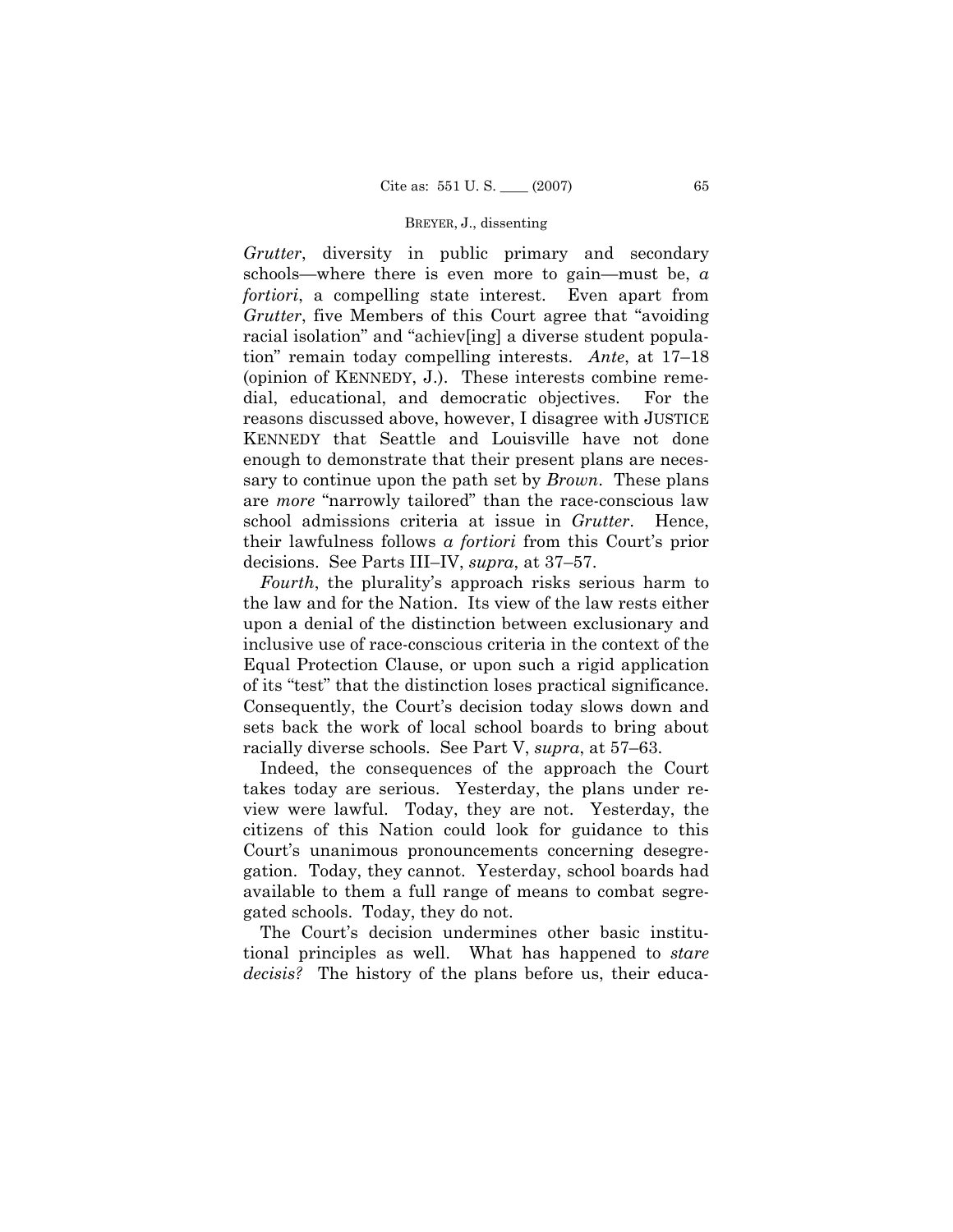*Grutter*, diversity in public primary and secondary schools—where there is even more to gain—must be, *a fortiori*, a compelling state interest. Even apart from *Grutter*, five Members of this Court agree that "avoiding racial isolation" and "achiev[ing] a diverse student population" remain today compelling interests. *Ante*, at 17–18 (opinion of KENNEDY, J.). These interests combine remedial, educational, and democratic objectives. For the reasons discussed above, however, I disagree with JUSTICE KENNEDY that Seattle and Louisville have not done enough to demonstrate that their present plans are necessary to continue upon the path set by *Brown*. These plans are *more* "narrowly tailored" than the race-conscious law school admissions criteria at issue in *Grutter*. Hence, their lawfulness follows *a fortiori* from this Court's prior decisions. See Parts III–IV, *supra*, at 37–57.

*Fourth*, the plurality's approach risks serious harm to the law and for the Nation. Its view of the law rests either upon a denial of the distinction between exclusionary and inclusive use of race-conscious criteria in the context of the Equal Protection Clause, or upon such a rigid application of its "test" that the distinction loses practical significance. Consequently, the Court's decision today slows down and sets back the work of local school boards to bring about racially diverse schools. See Part V, *supra*, at 57–63.

Indeed, the consequences of the approach the Court takes today are serious. Yesterday, the plans under review were lawful. Today, they are not. Yesterday, the citizens of this Nation could look for guidance to this Court's unanimous pronouncements concerning desegregation. Today, they cannot. Yesterday, school boards had available to them a full range of means to combat segregated schools. Today, they do not.

The Court's decision undermines other basic institutional principles as well. What has happened to *stare decisis?* The history of the plans before us, their educa-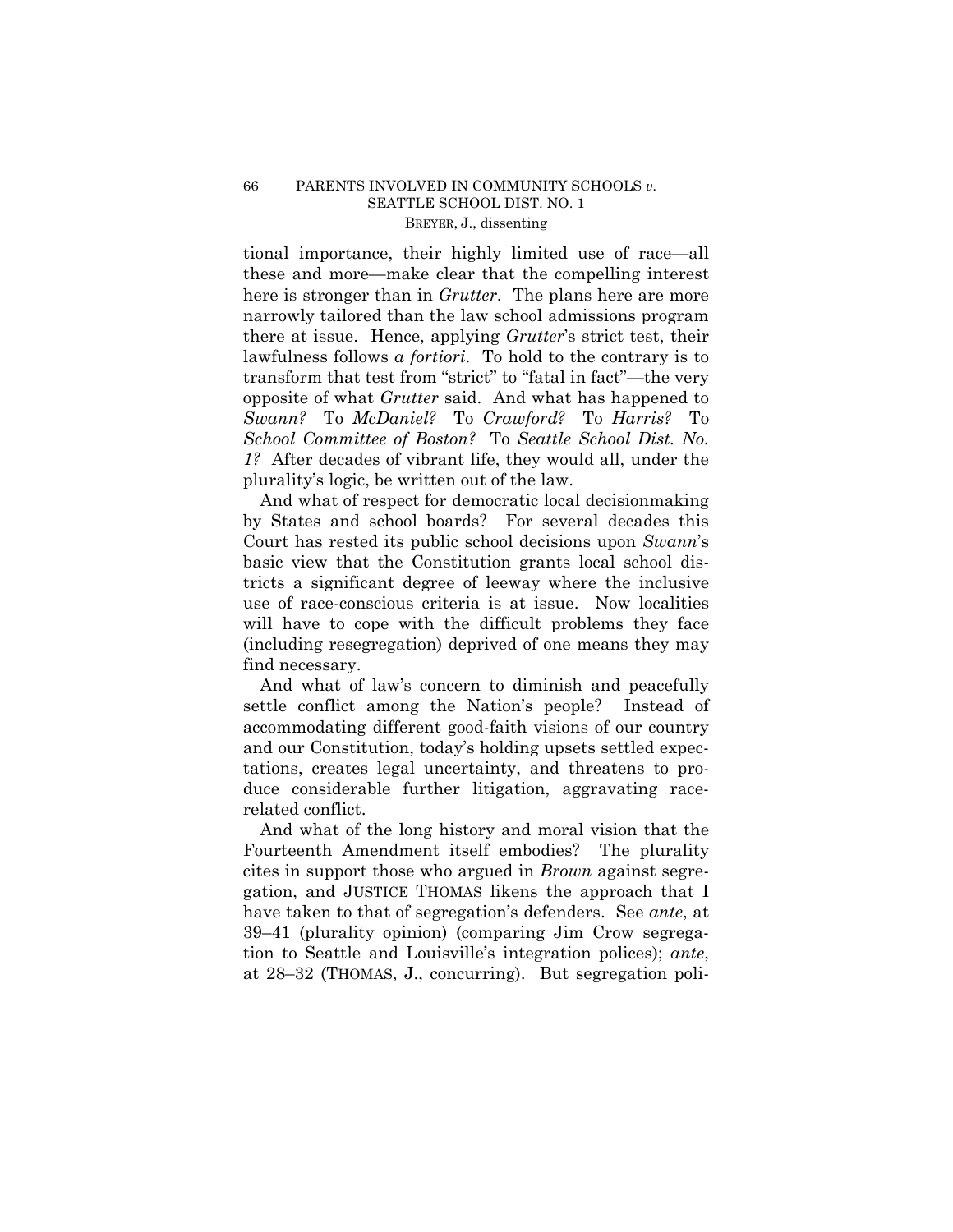tional importance, their highly limited use of race—all these and more—make clear that the compelling interest here is stronger than in *Grutter*. The plans here are more narrowly tailored than the law school admissions program there at issue. Hence, applying *Grutter*'s strict test, their lawfulness follows *a fortiori*. To hold to the contrary is to transform that test from "strict" to "fatal in fact"—the very opposite of what *Grutter* said. And what has happened to *Swann?* To *McDaniel?* To *Crawford?* To *Harris?* To *School Committee of Boston?* To *Seattle School Dist. No. 1?* After decades of vibrant life, they would all, under the plurality's logic, be written out of the law.

And what of respect for democratic local decisionmaking by States and school boards? For several decades this Court has rested its public school decisions upon *Swann*'s basic view that the Constitution grants local school districts a significant degree of leeway where the inclusive use of race-conscious criteria is at issue. Now localities will have to cope with the difficult problems they face (including resegregation) deprived of one means they may find necessary.

And what of law's concern to diminish and peacefully settle conflict among the Nation's people? Instead of accommodating different good-faith visions of our country and our Constitution, today's holding upsets settled expectations, creates legal uncertainty, and threatens to produce considerable further litigation, aggravating race-related conflict.

And what of the long history and moral vision that the Fourteenth Amendment itself embodies? The plurality cites in support those who argued in *Brown* against segregation, and JUSTICE THOMAS likens the approach that I have taken to that of segregation's defenders. See *ante*, at 39–41 (plurality opinion) (comparing Jim Crow segregation to Seattle and Louisville's integration polices); *ante*, at 28–32 (THOMAS, J., concurring). But segregation poli-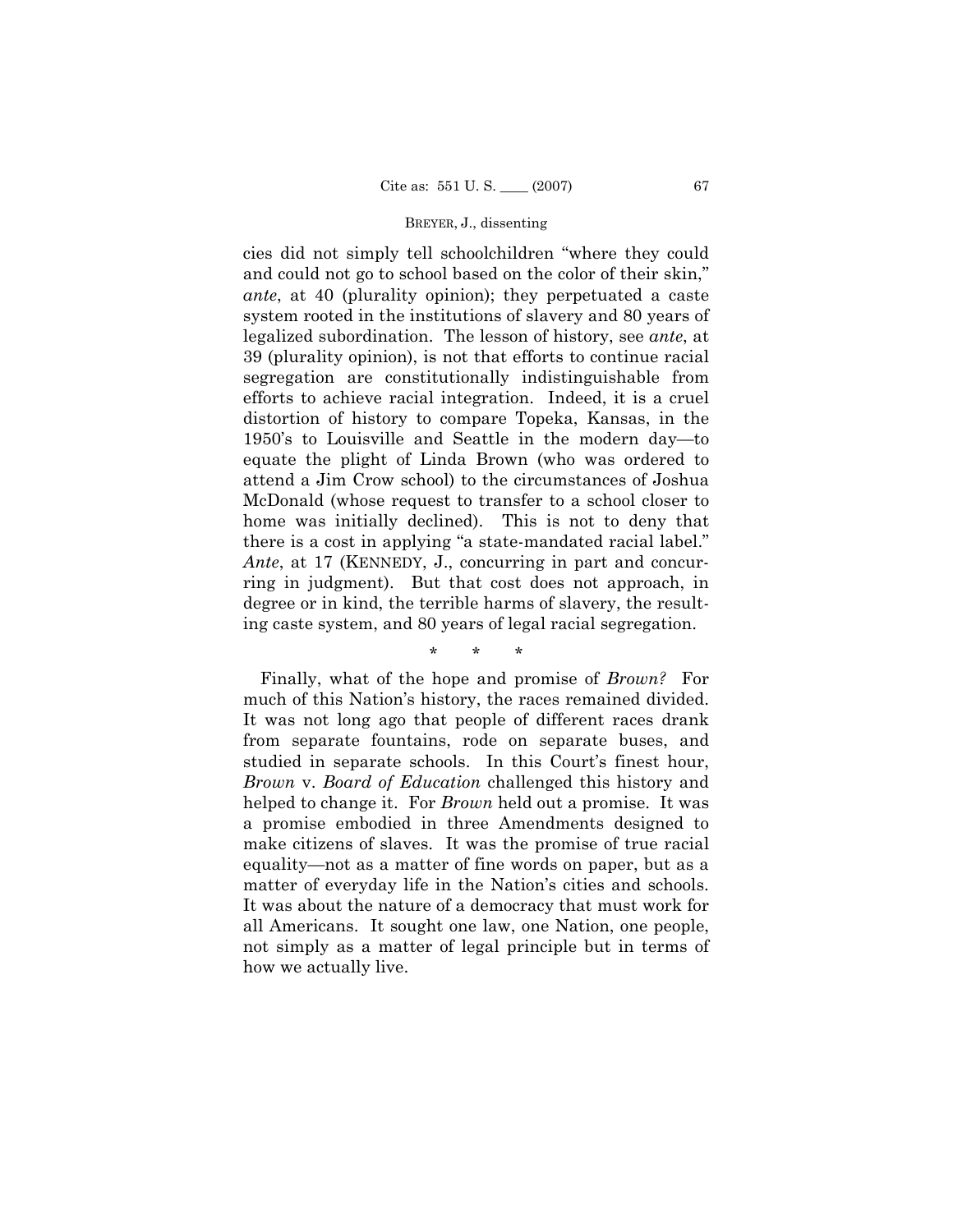cies did not simply tell schoolchildren "where they could and could not go to school based on the color of their skin," *ante*, at 40 (plurality opinion); they perpetuated a caste system rooted in the institutions of slavery and 80 years of legalized subordination. The lesson of history, see *ante*, at 39 (plurality opinion), is not that efforts to continue racial segregation are constitutionally indistinguishable from efforts to achieve racial integration. Indeed, it is a cruel distortion of history to compare Topeka, Kansas, in the 1950's to Louisville and Seattle in the modern day—to equate the plight of Linda Brown (who was ordered to attend a Jim Crow school) to the circumstances of Joshua McDonald (whose request to transfer to a school closer to home was initially declined). This is not to deny that there is a cost in applying "a state-mandated racial label." *Ante*, at 17 (KENNEDY, J., concurring in part and concurring in judgment). But that cost does not approach, in degree or in kind, the terrible harms of slavery, the resulting caste system, and 80 years of legal racial segregation.

\* \* \*

Finally, what of the hope and promise of *Brown?* For much of this Nation's history, the races remained divided. It was not long ago that people of different races drank from separate fountains, rode on separate buses, and studied in separate schools. In this Court's finest hour, *Brown* v. *Board of Education* challenged this history and helped to change it. For *Brown* held out a promise. It was a promise embodied in three Amendments designed to make citizens of slaves. It was the promise of true racial equality—not as a matter of fine words on paper, but as a matter of everyday life in the Nation's cities and schools. It was about the nature of a democracy that must work for all Americans. It sought one law, one Nation, one people, not simply as a matter of legal principle but in terms of how we actually live.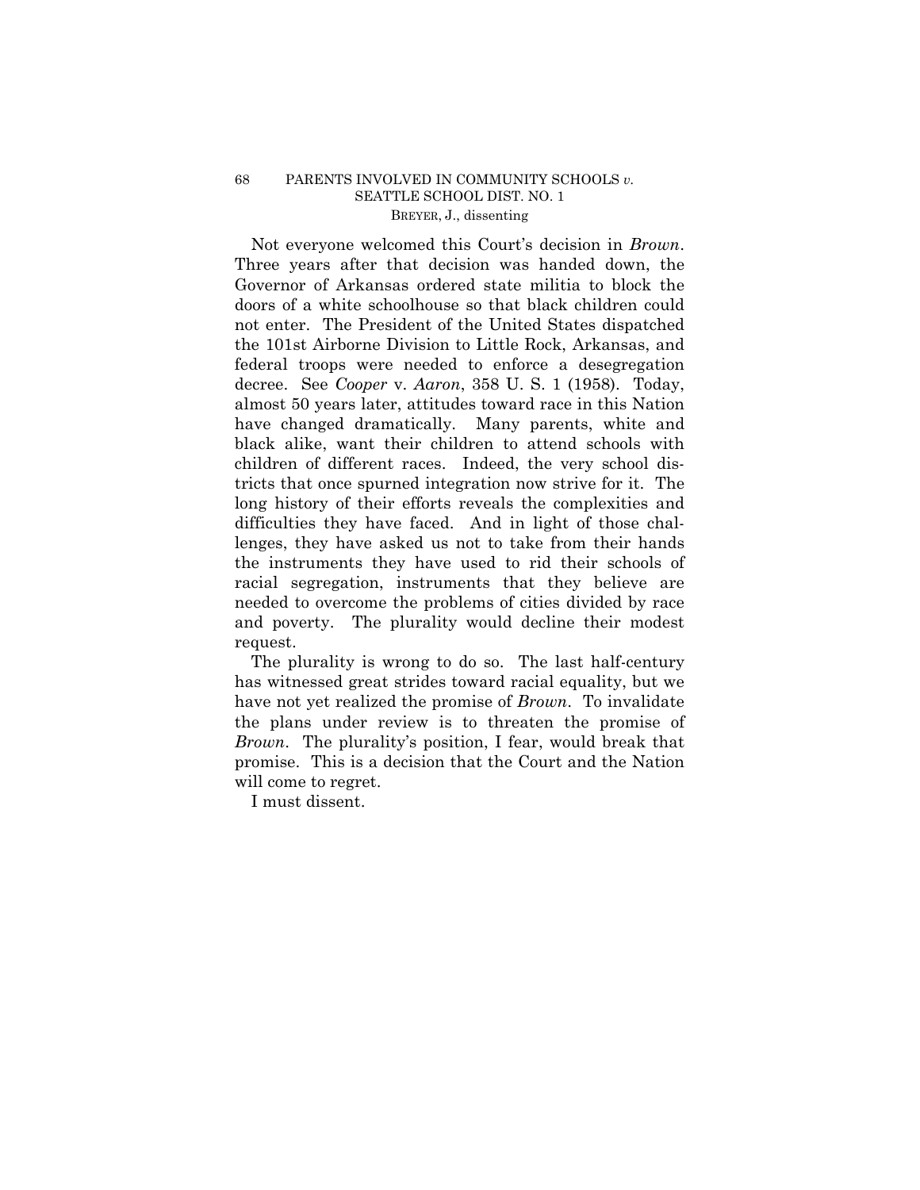Not everyone welcomed this Court's decision in *Brown*. Three years after that decision was handed down, the Governor of Arkansas ordered state militia to block the doors of a white schoolhouse so that black children could not enter. The President of the United States dispatched the 101st Airborne Division to Little Rock, Arkansas, and federal troops were needed to enforce a desegregation decree. See *Cooper* v. *Aaron*, 358 U. S. 1 (1958). Today, almost 50 years later, attitudes toward race in this Nation have changed dramatically. Many parents, white and black alike, want their children to attend schools with children of different races. Indeed, the very school districts that once spurned integration now strive for it. The long history of their efforts reveals the complexities and difficulties they have faced. And in light of those challenges, they have asked us not to take from their hands the instruments they have used to rid their schools of racial segregation, instruments that they believe are needed to overcome the problems of cities divided by race and poverty. The plurality would decline their modest request.

The plurality is wrong to do so. The last half-century has witnessed great strides toward racial equality, but we have not yet realized the promise of *Brown*. To invalidate the plans under review is to threaten the promise of *Brown*. The plurality's position, I fear, would break that promise. This is a decision that the Court and the Nation will come to regret.

I must dissent.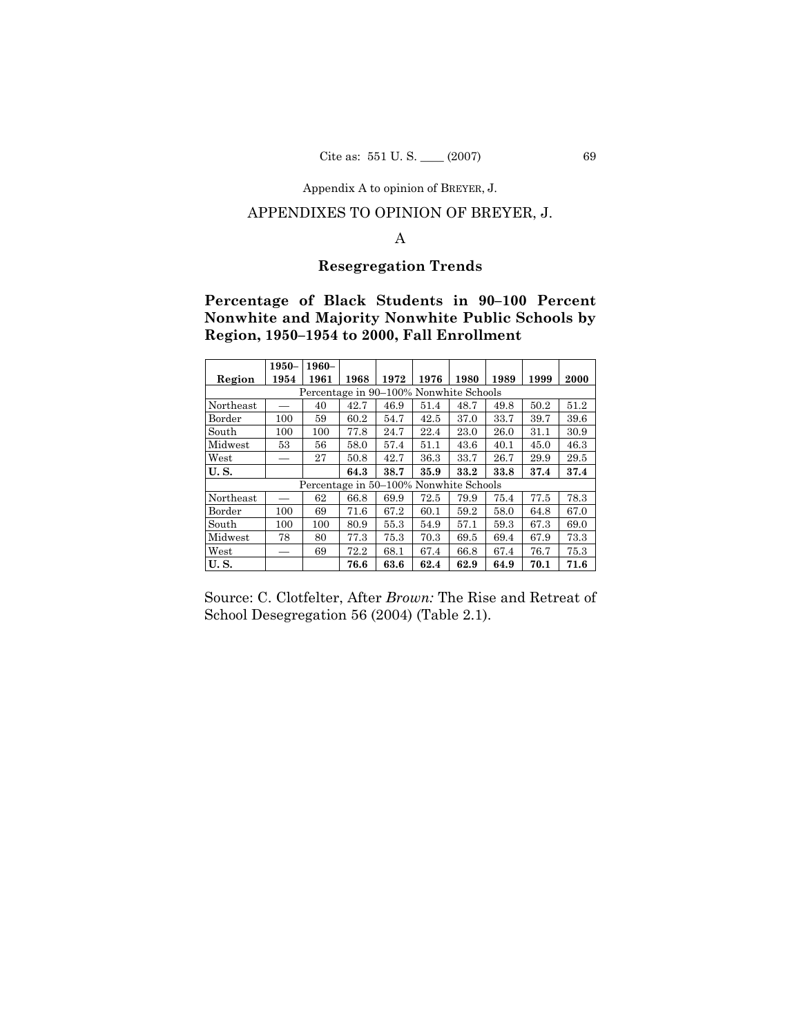Appendix A to opinion of BREYER, J.

## APPENDIXES TO OPINION OF BREYER, J.

### A

### Resegregation Trends

**Percentage of Black Students in 90–100 Percent Nonwhite and Majority Nonwhite Public Schools by Region, 1950–1954 to 2000, Fall Enrollment**

| Region | 1950–1954 | 1960–1961 | 1968 | 1972 | 1976 | 1980 | 1989 | 1999 | 2000 |
|---|---|---|---|---|---|---|---|---|---|
| Percentage in 90–100% Nonwhite Schools | | | | | | | | | |
| Northeast | — | 40 | 42.7 | 46.9 | 51.4 | 48.7 | 49.8 | 50.2 | 51.2 |
| Border | 100 | 59 | 60.2 | 54.7 | 42.5 | 37.0 | 33.7 | 39.7 | 39.6 |
| South | 100 | 100 | 77.8 | 24.7 | 22.4 | 23.0 | 26.0 | 31.1 | 30.9 |
| Midwest | 53 | 56 | 58.0 | 57.4 | 51.1 | 43.6 | 40.1 | 45.0 | 46.3 |
| West | — | 27 | 50.8 | 42.7 | 36.3 | 33.7 | 26.7 | 29.9 | 29.5 |
| **U. S.** | | | **64.3** | **38.7** | **35.9** | **33.2** | **33.8** | **37.4** | **37.4** |
| Percentage in 50–100% Nonwhite Schools | | | | | | | | | |
| Northeast | — | 62 | 66.8 | 69.9 | 72.5 | 79.9 | 75.4 | 77.5 | 78.3 |
| Border | 100 | 69 | 71.6 | 67.2 | 60.1 | 59.2 | 58.0 | 64.8 | 67.0 |
| South | 100 | 100 | 80.9 | 55.3 | 54.9 | 57.1 | 59.3 | 67.3 | 69.0 |
| Midwest | 78 | 80 | 77.3 | 75.3 | 70.3 | 69.5 | 69.4 | 67.9 | 73.3 |
| West | — | 69 | 72.2 | 68.1 | 67.4 | 66.8 | 67.4 | 76.7 | 75.3 |
| **U. S.** | | | **76.6** | **63.6** | **62.4** | **62.9** | **64.9** | **70.1** | **71.6** |

Source: C. Clotfelter, After *Brown:* The Rise and Retreat of School Desegregation 56 (2004) (Table 2.1).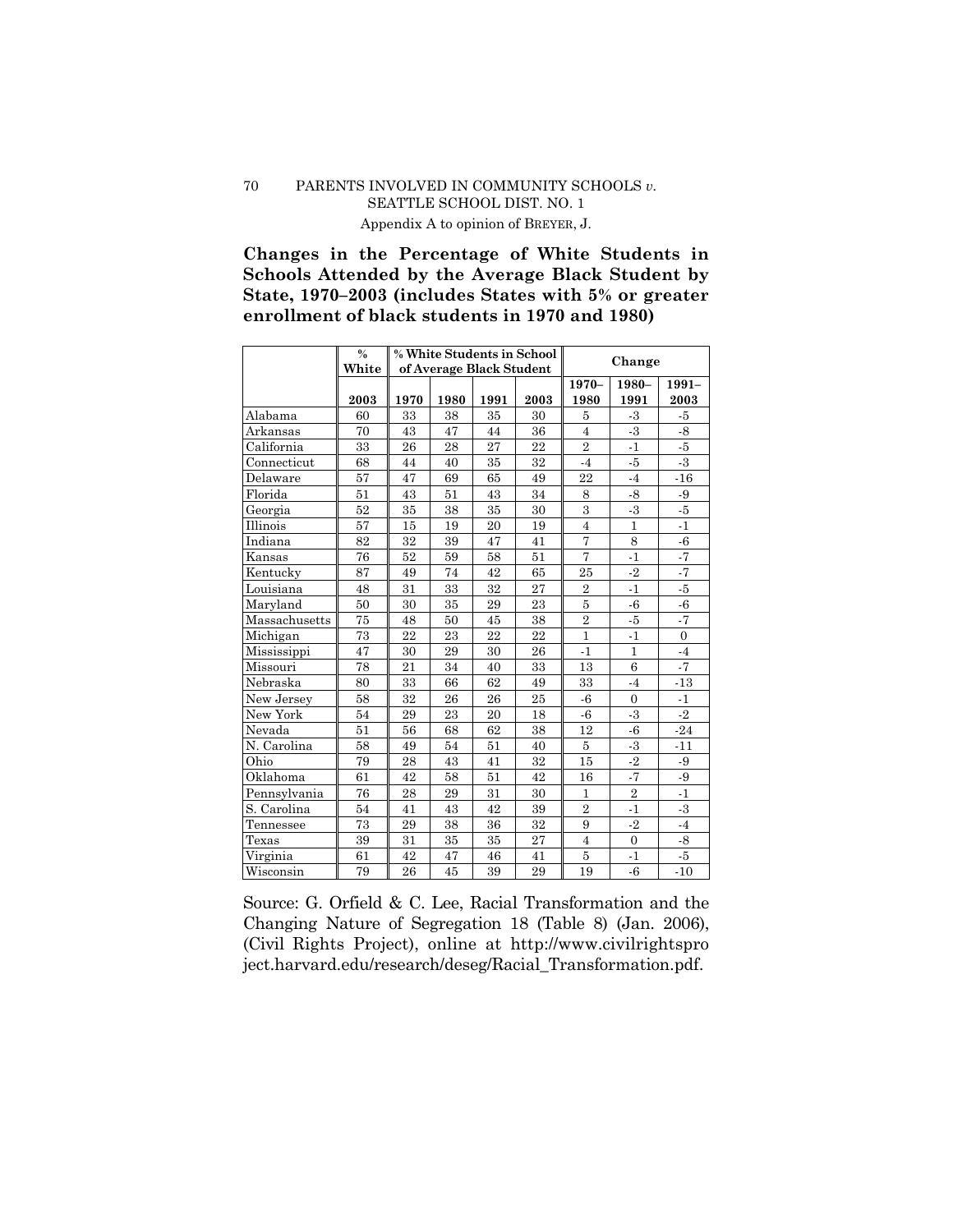Appendix A to opinion of BREYER, J.

**Changes in the Percentage of White Students in Schools Attended by the Average Black Student by State, 1970–2003 (includes States with 5% or greater enrollment of black students in 1970 and 1980)**

| | % White | % White Students in School of Average Black Student | | | | Change | | |
|---|---|---|---|---|---|---|---|---|
| | 2003 | 1970 | 1980 | 1991 | 2003 | 1970–1980 | 1980–1991 | 1991–2003 |
| Alabama | 60 | 33 | 38 | 35 | 30 | 5 | -3 | -5 |
| Arkansas | 70 | 43 | 47 | 44 | 36 | 4 | -3 | -8 |
| California | 33 | 26 | 28 | 27 | 22 | 2 | -1 | -5 |
| Connecticut | 68 | 44 | 40 | 35 | 32 | -4 | -5 | -3 |
| Delaware | 57 | 47 | 69 | 65 | 49 | 22 | -4 | -16 |
| Florida | 51 | 43 | 51 | 43 | 34 | 8 | -8 | -9 |
| Georgia | 52 | 35 | 38 | 35 | 30 | 3 | -3 | -5 |
| Illinois | 57 | 15 | 19 | 20 | 19 | 4 | 1 | -1 |
| Indiana | 82 | 32 | 39 | 47 | 41 | 7 | 8 | -6 |
| Kansas | 76 | 52 | 59 | 58 | 51 | 7 | -1 | -7 |
| Kentucky | 87 | 49 | 74 | 42 | 65 | 25 | -2 | -7 |
| Louisiana | 48 | 31 | 33 | 32 | 27 | 2 | -1 | -5 |
| Maryland | 50 | 30 | 35 | 29 | 23 | 5 | -6 | -6 |
| Massachusetts | 75 | 48 | 50 | 45 | 38 | 2 | -5 | -7 |
| Michigan | 73 | 22 | 23 | 22 | 22 | 1 | -1 | 0 |
| Mississippi | 47 | 30 | 29 | 30 | 26 | -1 | 1 | -4 |
| Missouri | 78 | 21 | 34 | 40 | 33 | 13 | 6 | -7 |
| Nebraska | 80 | 33 | 66 | 62 | 49 | 33 | -4 | -13 |
| New Jersey | 58 | 32 | 26 | 26 | 25 | -6 | 0 | -1 |
| New York | 54 | 29 | 23 | 20 | 18 | -6 | -3 | -2 |
| Nevada | 51 | 56 | 68 | 62 | 38 | 12 | -6 | -24 |
| N. Carolina | 58 | 49 | 54 | 51 | 40 | 5 | -3 | -11 |
| Ohio | 79 | 28 | 43 | 41 | 32 | 15 | -2 | -9 |
| Oklahoma | 61 | 42 | 58 | 51 | 42 | 16 | -7 | -9 |
| Pennsylvania | 76 | 28 | 29 | 31 | 30 | 1 | 2 | -1 |
| S. Carolina | 54 | 41 | 43 | 42 | 39 | 2 | -1 | -3 |
| Tennessee | 73 | 29 | 38 | 36 | 32 | 9 | -2 | -4 |
| Texas | 39 | 31 | 35 | 35 | 27 | 4 | 0 | -8 |
| Virginia | 61 | 42 | 47 | 46 | 41 | 5 | -1 | -5 |
| Wisconsin | 79 | 26 | 45 | 39 | 29 | 19 | -6 | -10 |

Source: G. Orfield & C. Lee, Racial Transformation and the Changing Nature of Segregation 18 (Table 8) (Jan. 2006), (Civil Rights Project), online at http://www.civilrightsproject.harvard.edu/research/deseg/Racial_Transformation.pdf.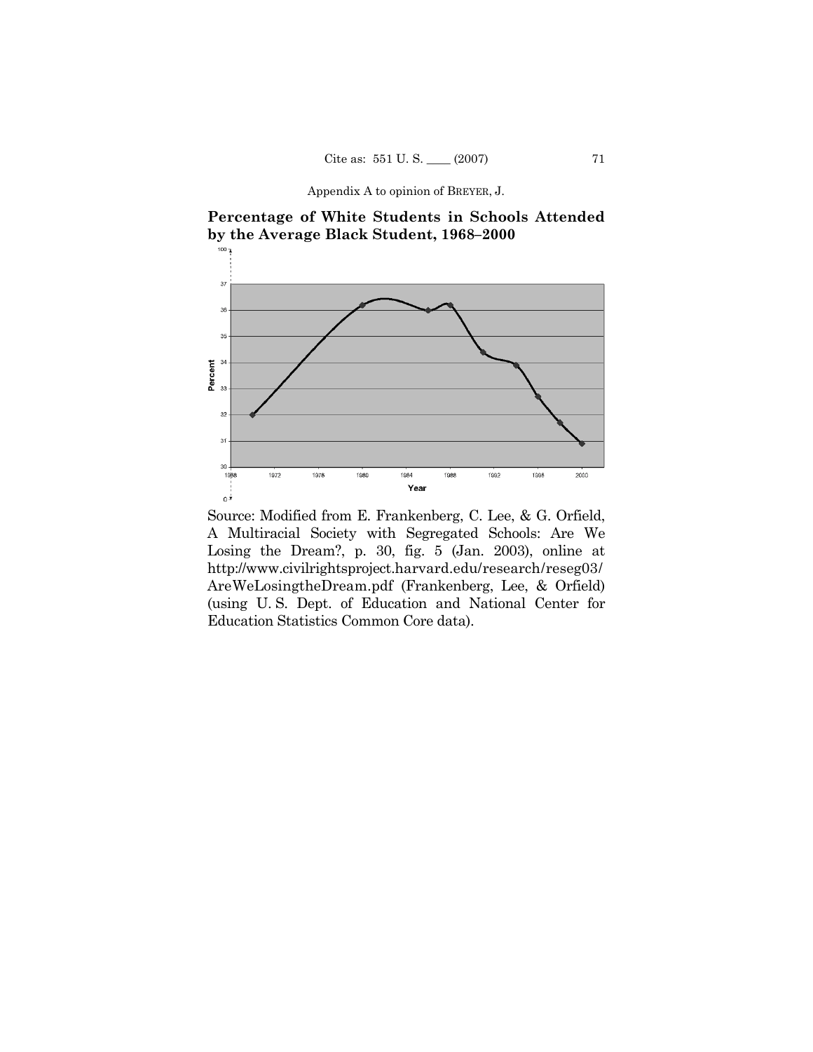Appendix A to opinion of BREYER, J.

**Percentage of White Students in Schools Attended by the Average Black Student, 1968–2000**

Source: Modified from E. Frankenberg, C. Lee, & G. Orfield, A Multiracial Society with Segregated Schools: Are We Losing the Dream?, p. 30, fig. 5 (Jan. 2003), online at http://www.civilrightsproject.harvard.edu/research/reseg03/AreWeLosingtheDream.pdf (Frankenberg, Lee, & Orfield) (using U. S. Dept. of Education and National Center for Education Statistics Common Core data).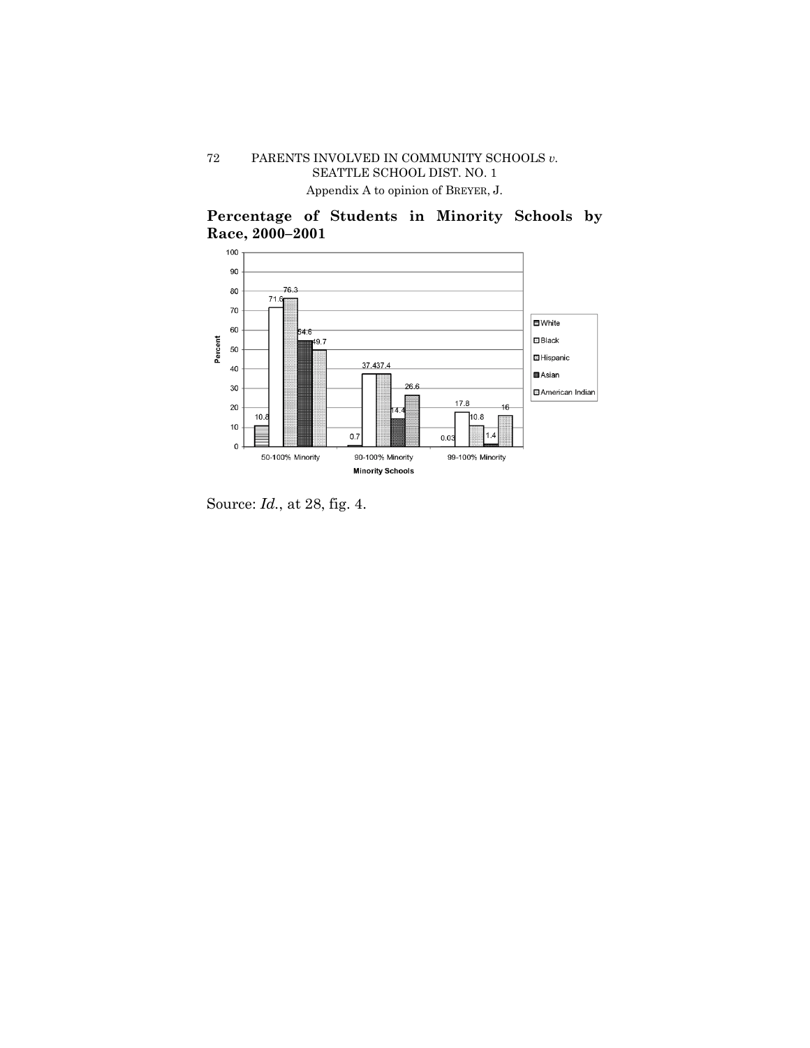## Percentage of Students in Minority Schools by Race, 2000–2001

| Minority Schools | White | Black | Hispanic | Asian | American Indian |
|---|---|---|---|---|---|
| 50-100% Minority | 10.8 | 71.6 | 76.3 | 54.6 | 49.7 |
| 90-100% Minority | 0.7 | 37.4 | 37.4 | 14.4 | 26.6 |
| 99-100% Minority | 0.03 | 17.8 | 10.8 | 1.4 | 16 |

Source: *Id.*, at 28, fig. 4.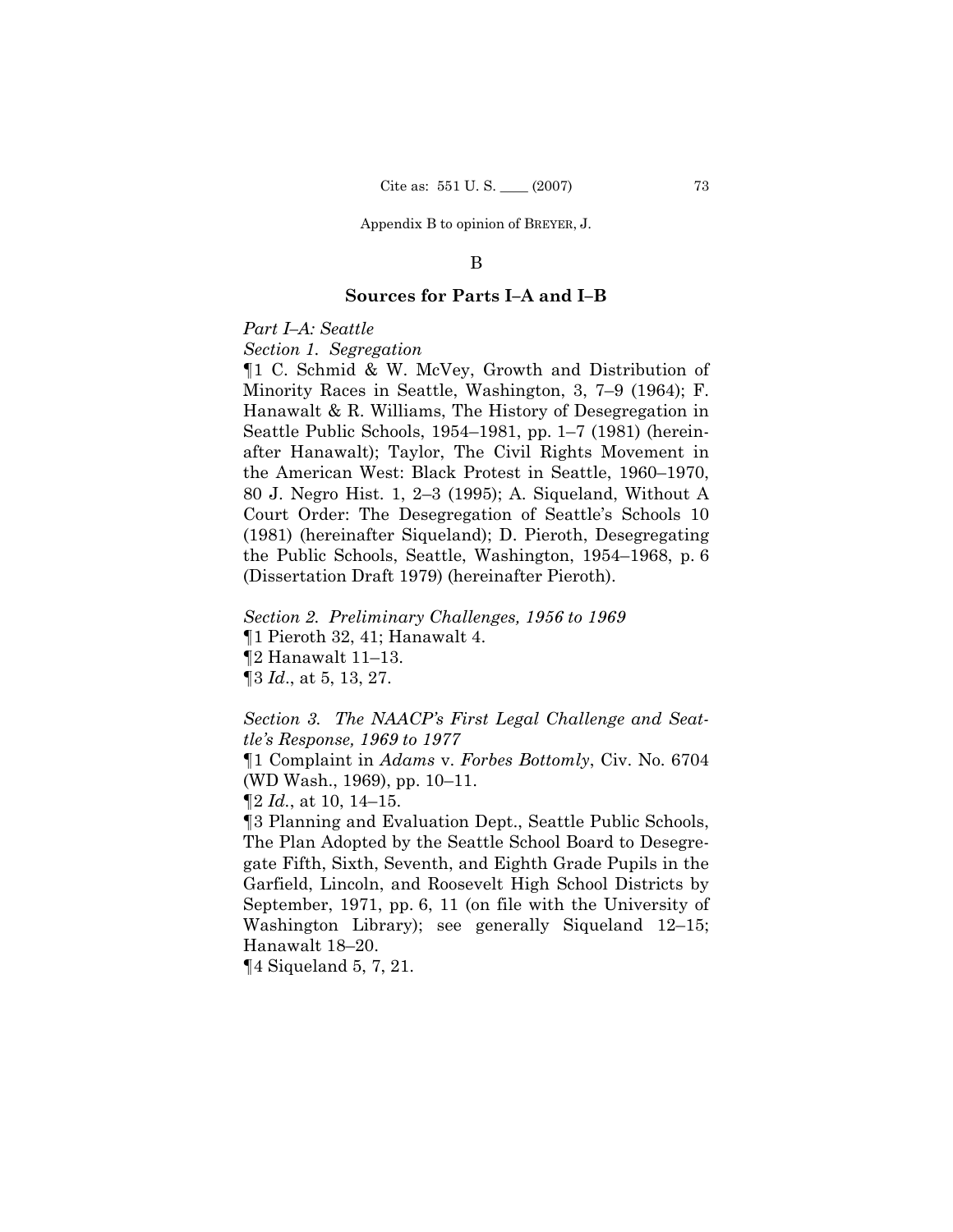## B

### Sources for Parts I–A and I–B

*Part I–A: Seattle*

*Section 1. Segregation*

¶1 C. Schmid & W. McVey, Growth and Distribution of Minority Races in Seattle, Washington, 3, 7–9 (1964); F. Hanawalt & R. Williams, The History of Desegregation in Seattle Public Schools, 1954–1981, pp. 1–7 (1981) (hereinafter Hanawalt); Taylor, The Civil Rights Movement in the American West: Black Protest in Seattle, 1960–1970, 80 J. Negro Hist. 1, 2–3 (1995); A. Siqueland, Without A Court Order: The Desegregation of Seattle's Schools 10 (1981) (hereinafter Siqueland); D. Pieroth, Desegregating the Public Schools, Seattle, Washington, 1954–1968, p. 6 (Dissertation Draft 1979) (hereinafter Pieroth).

*Section 2. Preliminary Challenges, 1956 to 1969*

¶1 Pieroth 32, 41; Hanawalt 4.

¶2 Hanawalt 11–13.

¶3 *Id.*, at 5, 13, 27.

*Section 3. The NAACP's First Legal Challenge and Seattle's Response, 1969 to 1977*

¶1 Complaint in *Adams* v. *Forbes Bottomly*, Civ. No. 6704 (WD Wash., 1969), pp. 10–11.

¶2 *Id.*, at 10, 14–15.

¶3 Planning and Evaluation Dept., Seattle Public Schools, The Plan Adopted by the Seattle School Board to Desegregate Fifth, Sixth, Seventh, and Eighth Grade Pupils in the Garfield, Lincoln, and Roosevelt High School Districts by September, 1971, pp. 6, 11 (on file with the University of Washington Library); see generally Siqueland 12–15; Hanawalt 18–20.

¶4 Siqueland 5, 7, 21.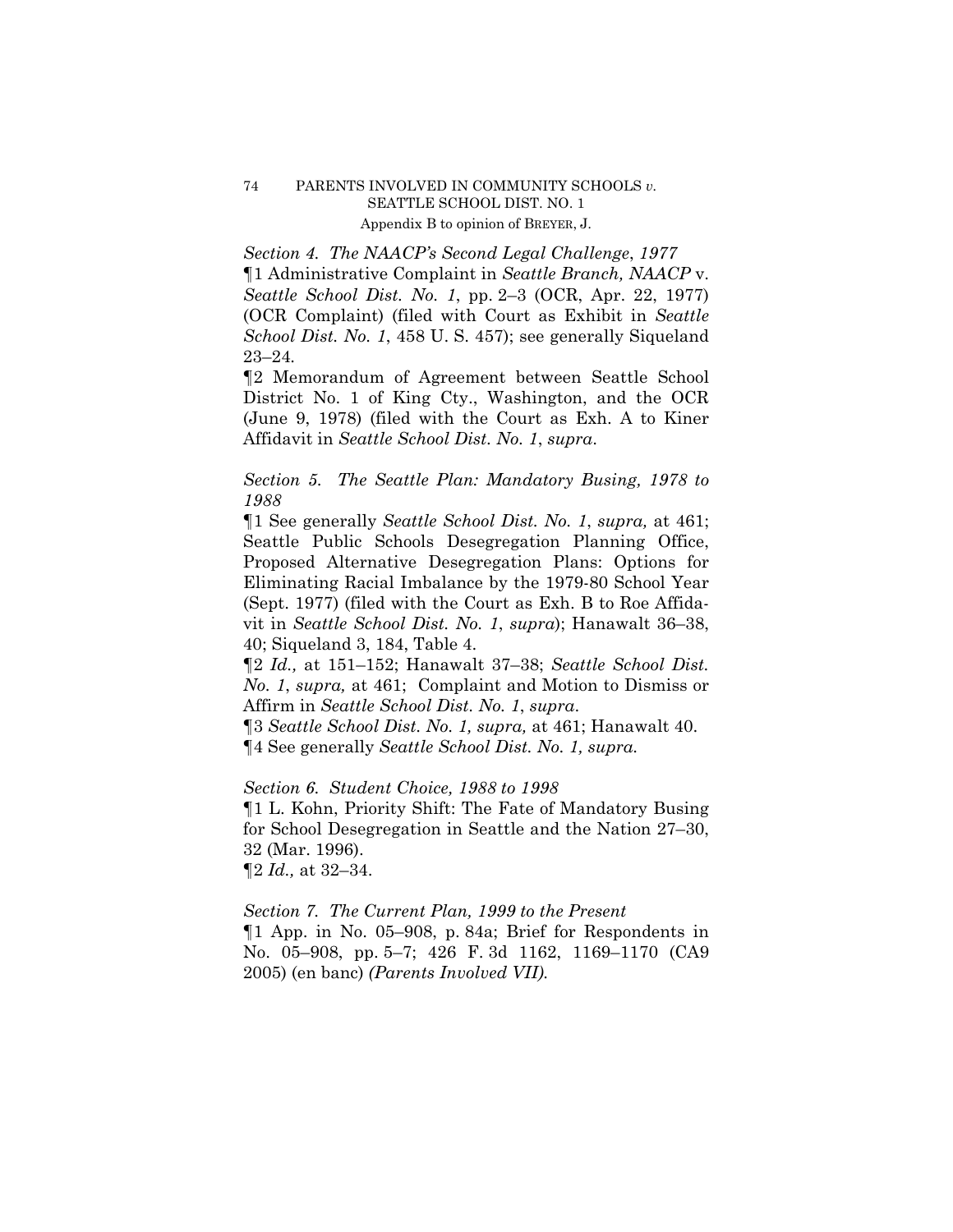*Section 4. The NAACP's Second Legal Challenge, 1977*

¶1 Administrative Complaint in *Seattle Branch, NAACP* v. *Seattle School Dist. No. 1*, pp. 2–3 (OCR, Apr. 22, 1977) (OCR Complaint) (filed with Court as Exhibit in *Seattle School Dist. No. 1*, 458 U. S. 457); see generally Siqueland 23–24.

¶2 Memorandum of Agreement between Seattle School District No. 1 of King Cty., Washington, and the OCR (June 9, 1978) (filed with the Court as Exh. A to Kiner Affidavit in *Seattle School Dist. No. 1*, *supra*.

*Section 5. The Seattle Plan: Mandatory Busing, 1978 to 1988*

¶1 See generally *Seattle School Dist. No. 1*, *supra,* at 461; Seattle Public Schools Desegregation Planning Office, Proposed Alternative Desegregation Plans: Options for Eliminating Racial Imbalance by the 1979-80 School Year (Sept. 1977) (filed with the Court as Exh. B to Roe Affidavit in *Seattle School Dist. No. 1*, *supra*); Hanawalt 36–38, 40; Siqueland 3, 184, Table 4.

¶2 *Id.,* at 151–152; Hanawalt 37–38; *Seattle School Dist. No. 1*, *supra,* at 461; Complaint and Motion to Dismiss or Affirm in *Seattle School Dist. No. 1*, *supra*.

¶3 *Seattle School Dist. No. 1, supra,* at 461; Hanawalt 40.

¶4 See generally *Seattle School Dist. No. 1, supra.*

*Section 6. Student Choice, 1988 to 1998*

¶1 L. Kohn, Priority Shift: The Fate of Mandatory Busing for School Desegregation in Seattle and the Nation 27–30, 32 (Mar. 1996).

¶2 *Id.,* at 32–34.

*Section 7. The Current Plan, 1999 to the Present*

¶1 App. in No. 05–908, p. 84a; Brief for Respondents in No. 05–908, pp. 5–7; 426 F. 3d 1162, 1169–1170 (CA9 2005) (en banc) *(Parents Involved VII).*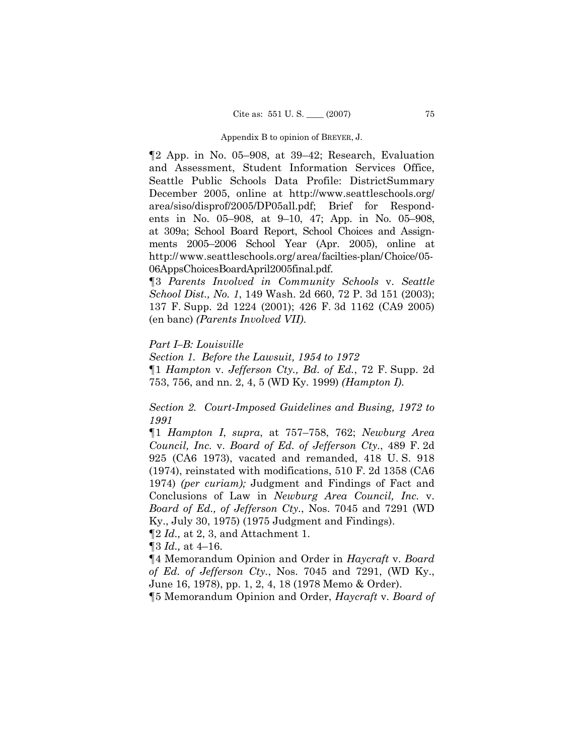¶2 App. in No. 05–908, at 39–42; Research, Evaluation and Assessment, Student Information Services Office, Seattle Public Schools Data Profile: DistrictSummary December 2005, online at http://www.seattleschools.org/area/siso/disprof/2005/DP05all.pdf; Brief for Respondents in No. 05–908, at 9–10, 47; App. in No. 05–908, at 309a; School Board Report, School Choices and Assignments 2005–2006 School Year (Apr. 2005), online at http://www.seattleschools.org/area/facilties-plan/Choice/05-06AppsChoicesBoardApril2005final.pdf.

¶3 *Parents Involved in Community Schools* v. *Seattle School Dist., No. 1*, 149 Wash. 2d 660, 72 P. 3d 151 (2003); 137 F. Supp. 2d 1224 (2001); 426 F. 3d 1162 (CA9 2005) (en banc) *(Parents Involved VII)*.

*Part I–B: Louisville*

*Section 1. Before the Lawsuit, 1954 to 1972*

¶1 *Hampton* v. *Jefferson Cty., Bd. of Ed.*, 72 F. Supp. 2d 753, 756, and nn. 2, 4, 5 (WD Ky. 1999) *(Hampton I)*.

*Section 2. Court-Imposed Guidelines and Busing, 1972 to 1991*

¶1 *Hampton I*, *supra*, at 757–758, 762; *Newburg Area Council, Inc.* v. *Board of Ed. of Jefferson Cty.*, 489 F. 2d 925 (CA6 1973), vacated and remanded, 418 U. S. 918 (1974), reinstated with modifications, 510 F. 2d 1358 (CA6 1974) *(per curiam);* Judgment and Findings of Fact and Conclusions of Law in *Newburg Area Council, Inc.* v. *Board of Ed., of Jefferson Cty.*, Nos. 7045 and 7291 (WD Ky., July 30, 1975) (1975 Judgment and Findings).

¶2 *Id.,* at 2, 3, and Attachment 1.

¶3 *Id.,* at 4–16.

¶4 Memorandum Opinion and Order in *Haycraft* v. *Board of Ed. of Jefferson Cty.*, Nos. 7045 and 7291, (WD Ky., June 16, 1978), pp. 1, 2, 4, 18 (1978 Memo & Order).

¶5 Memorandum Opinion and Order, *Haycraft* v. *Board of*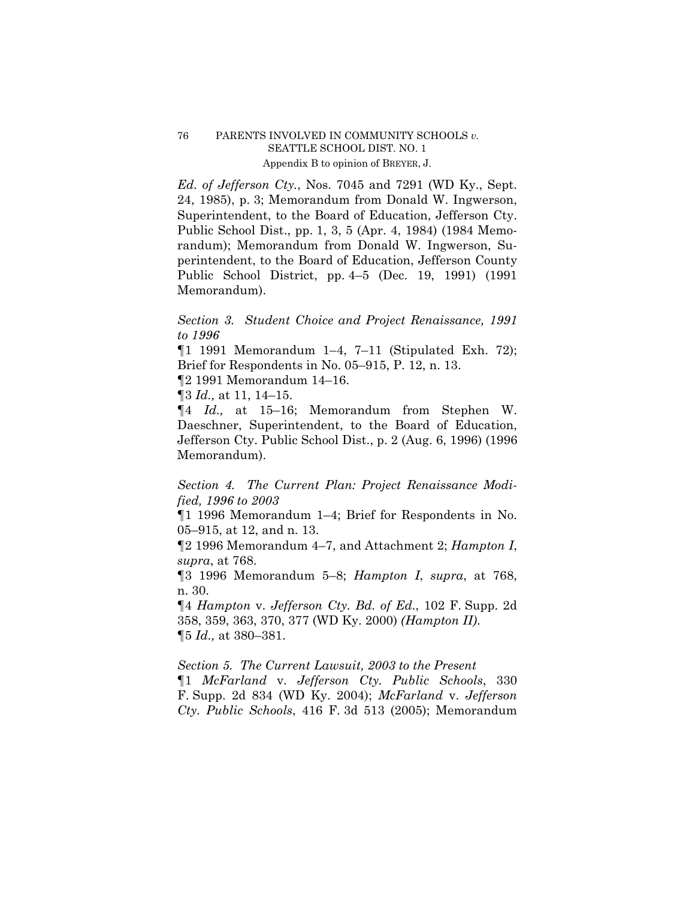*Ed. of Jefferson Cty.*, Nos. 7045 and 7291 (WD Ky., Sept. 24, 1985), p. 3; Memorandum from Donald W. Ingwerson, Superintendent, to the Board of Education, Jefferson Cty. Public School Dist., pp. 1, 3, 5 (Apr. 4, 1984) (1984 Memorandum); Memorandum from Donald W. Ingwerson, Superintendent, to the Board of Education, Jefferson County Public School District, pp. 4–5 (Dec. 19, 1991) (1991 Memorandum).

*Section 3. Student Choice and Project Renaissance, 1991 to 1996*

¶1 1991 Memorandum 1–4, 7–11 (Stipulated Exh. 72); Brief for Respondents in No. 05–915, P. 12, n. 13.

¶2 1991 Memorandum 14–16.

¶3 *Id.,* at 11, 14–15.

¶4 *Id.,* at 15–16; Memorandum from Stephen W. Daeschner, Superintendent, to the Board of Education, Jefferson Cty. Public School Dist., p. 2 (Aug. 6, 1996) (1996 Memorandum).

*Section 4. The Current Plan: Project Renaissance Modified, 1996 to 2003*

¶1 1996 Memorandum 1–4; Brief for Respondents in No. 05–915, at 12, and n. 13.

¶2 1996 Memorandum 4–7, and Attachment 2; *Hampton I*, *supra*, at 768.

¶3 1996 Memorandum 5–8; *Hampton I*, *supra*, at 768, n. 30.

¶4 *Hampton* v. *Jefferson Cty. Bd. of Ed.*, 102 F. Supp. 2d 358, 359, 363, 370, 377 (WD Ky. 2000) *(Hampton II).*

¶5 *Id.,* at 380–381.

*Section 5. The Current Lawsuit, 2003 to the Present*

¶1 *McFarland* v. *Jefferson Cty. Public Schools*, 330 F. Supp. 2d 834 (WD Ky. 2004); *McFarland* v. *Jefferson Cty. Public Schools*, 416 F. 3d 513 (2005); Memorandum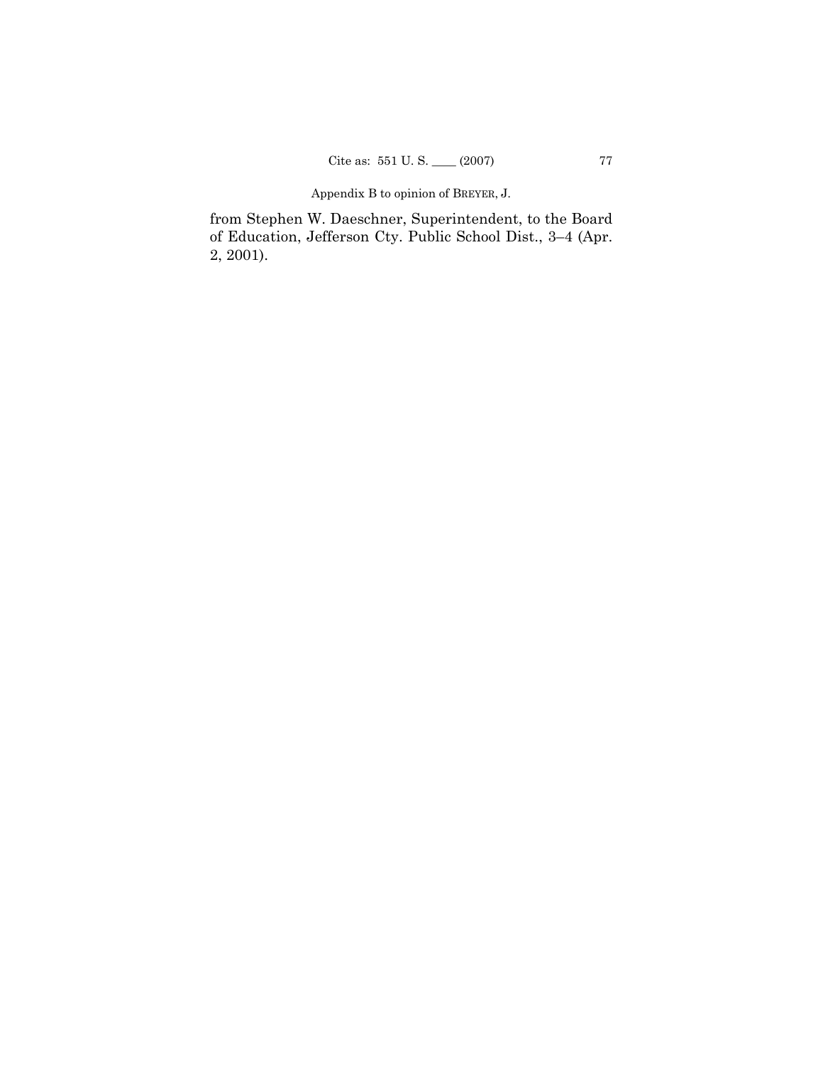from Stephen W. Daeschner, Superintendent, to the Board of Education, Jefferson Cty. Public School Dist., 3–4 (Apr. 2, 2001).